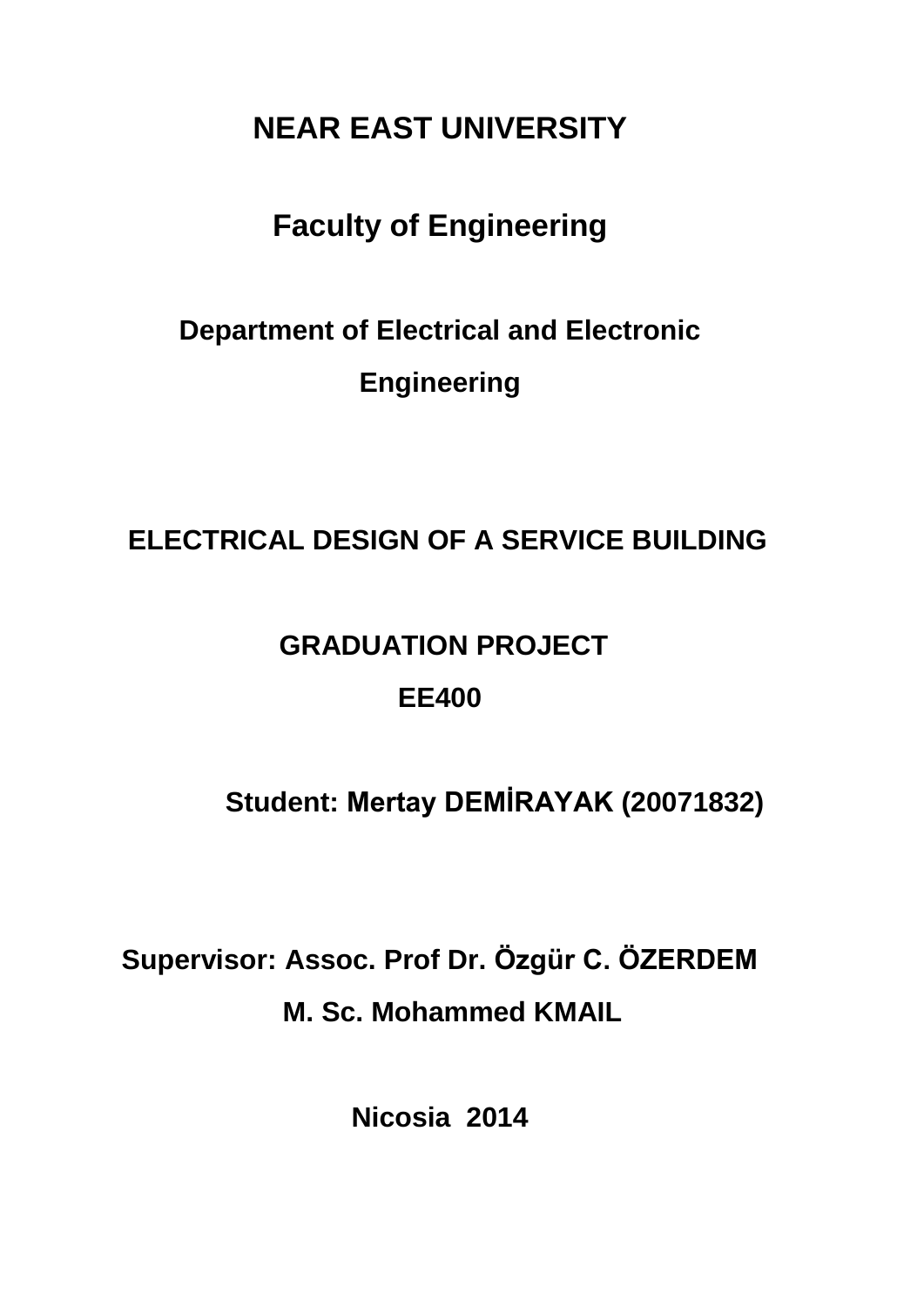# NEAR EAST UNIVERSITY

## Faculty of Engineering

### Department of Electrical and Electronic Engineering

**ELECTRICAL DESIGN OF A SERVICE BUILDING**

**GRADUATION PROJECT**

**EE400**

**Student: Mertay DEMİRAYAK (20071832)**

**Supervisor: Assoc. Prof Dr. Özgür C. ÖZERDEM**

**M. Sc. Mohammed KMAIL**

**Nicosia 2014**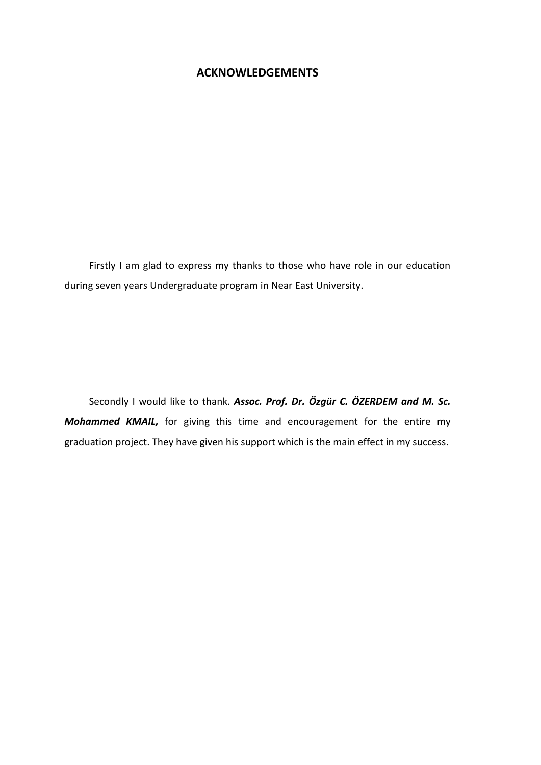## ACKNOWLEDGEMENTS

Firstly I am glad to express my thanks to those who have role in our education during seven years Undergraduate program in Near East University.

Secondly I would like to thank. ***Assoc. Prof. Dr. Özgür C. ÖZERDEM and M. Sc. Mohammed KMAIL,*** for giving this time and encouragement for the entire my graduation project. They have given his support which is the main effect in my success.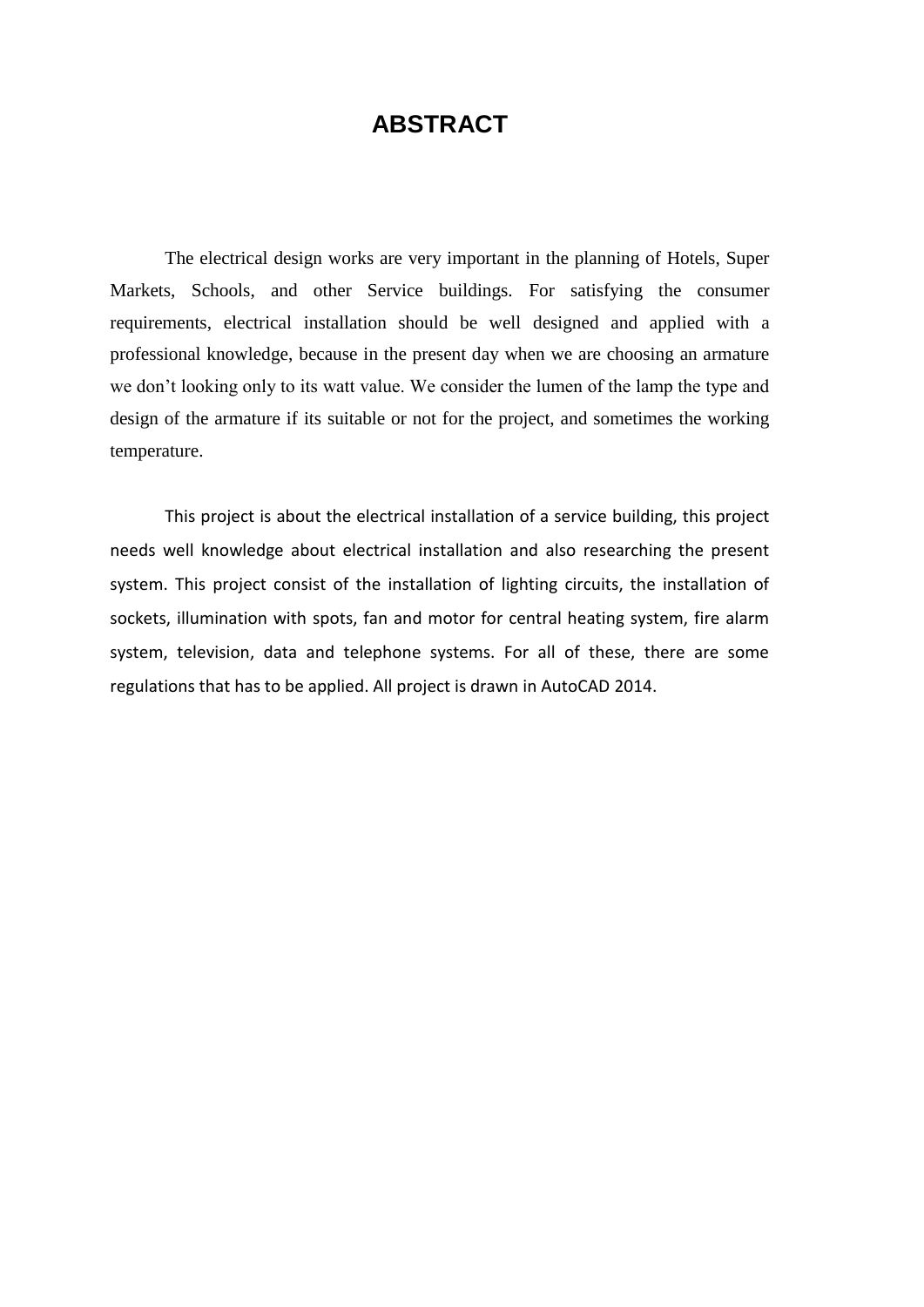# ABSTRACT

The electrical design works are very important in the planning of Hotels, Super Markets, Schools, and other Service buildings. For satisfying the consumer requirements, electrical installation should be well designed and applied with a professional knowledge, because in the present day when we are choosing an armature we don't looking only to its watt value. We consider the lumen of the lamp the type and design of the armature if its suitable or not for the project, and sometimes the working temperature.

This project is about the electrical installation of a service building, this project needs well knowledge about electrical installation and also researching the present system. This project consist of the installation of lighting circuits, the installation of sockets, illumination with spots, fan and motor for central heating system, fire alarm system, television, data and telephone systems. For all of these, there are some regulations that has to be applied. All project is drawn in AutoCAD 2014.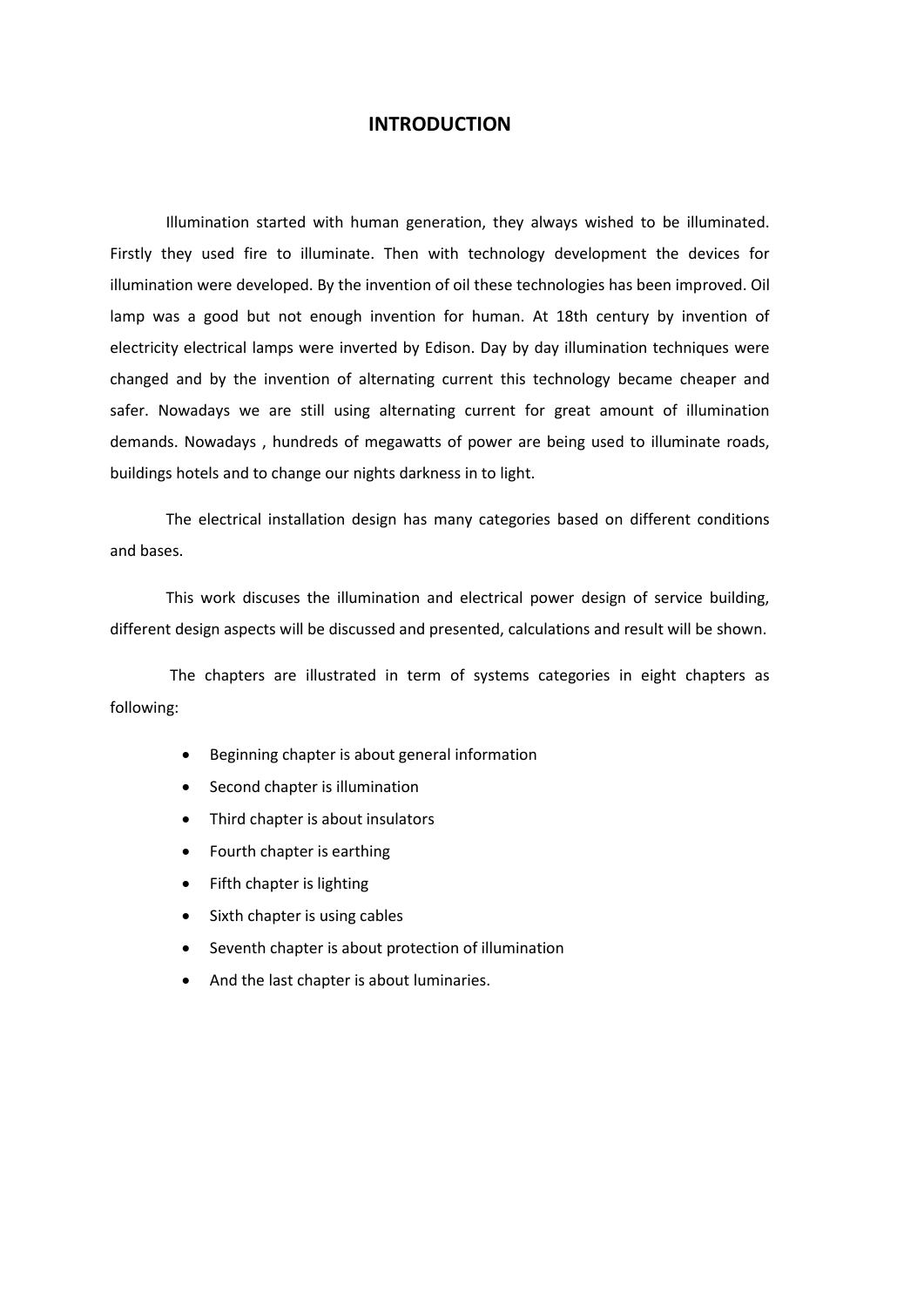# INTRODUCTION

Illumination started with human generation, they always wished to be illuminated. Firstly they used fire to illuminate. Then with technology development the devices for illumination were developed. By the invention of oil these technologies has been improved. Oil lamp was a good but not enough invention for human. At 18th century by invention of electricity electrical lamps were inverted by Edison. Day by day illumination techniques were changed and by the invention of alternating current this technology became cheaper and safer. Nowadays we are still using alternating current for great amount of illumination demands. Nowadays , hundreds of megawatts of power are being used to illuminate roads, buildings hotels and to change our nights darkness in to light.

The electrical installation design has many categories based on different conditions and bases.

This work discuses the illumination and electrical power design of service building, different design aspects will be discussed and presented, calculations and result will be shown.

The chapters are illustrated in term of systems categories in eight chapters as following:

- Beginning chapter is about general information
- Second chapter is illumination
- Third chapter is about insulators
- Fourth chapter is earthing
- Fifth chapter is lighting
- Sixth chapter is using cables
- Seventh chapter is about protection of illumination
- And the last chapter is about luminaries.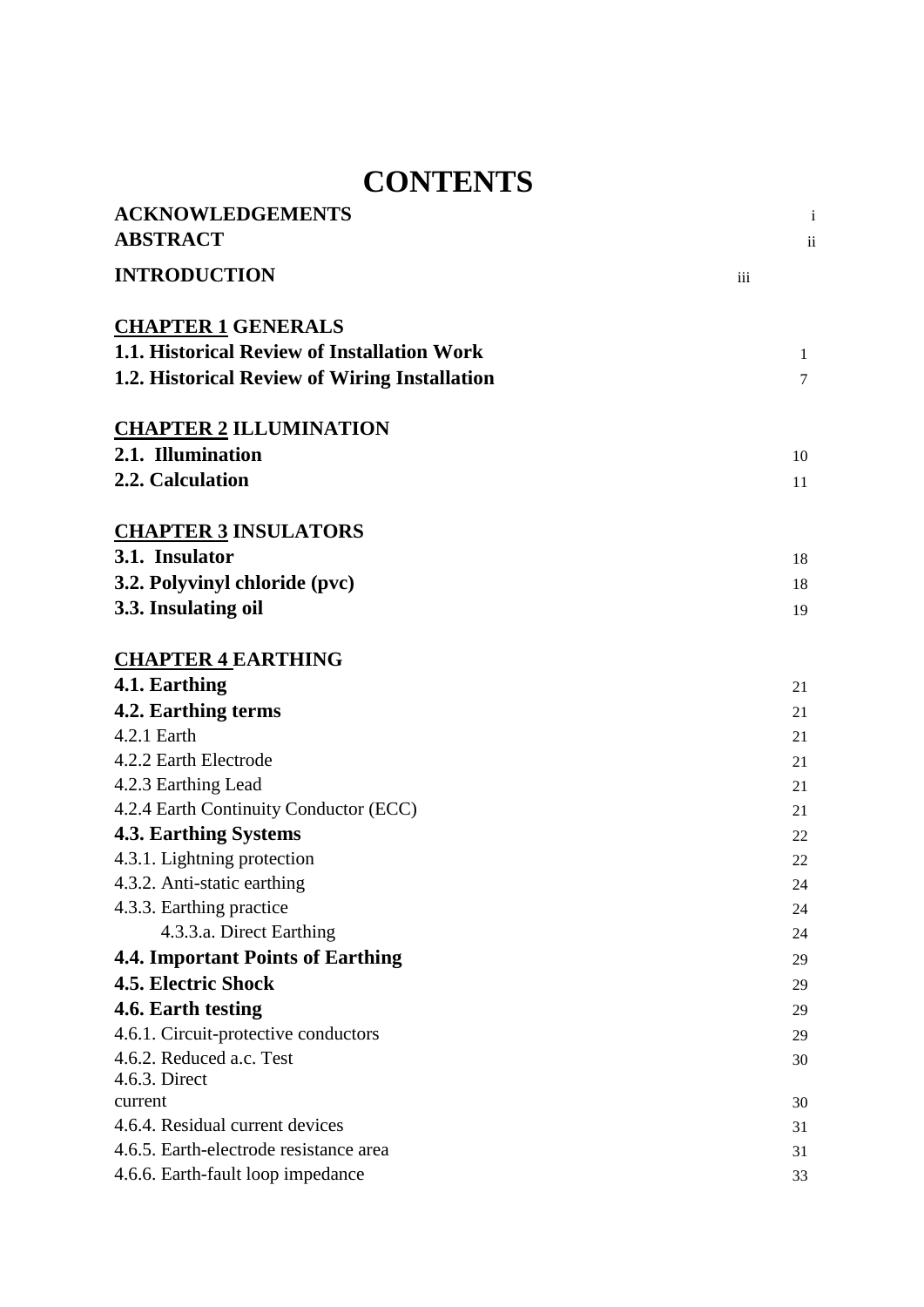# CONTENTS

| | |
|---|---|
| **ACKNOWLEDGEMENTS** | i |
| **ABSTRACT** | ii |
| **INTRODUCTION** | iii |
| | |
| **<u>CHAPTER 1</u> GENERALS** | |
| **1.1. Historical Review of Installation Work** | 1 |
| **1.2. Historical Review of Wiring Installation** | 7 |
| | |
| **<u>CHAPTER 2</u> ILLUMINATION** | |
| **2.1. Illumination** | 10 |
| **2.2. Calculation** | 11 |
| | |
| **<u>CHAPTER 3</u> INSULATORS** | |
| **3.1. Insulator** | 18 |
| **3.2. Polyvinyl chloride (pvc)** | 18 |
| **3.3. Insulating oil** | 19 |
| | |
| **<u>CHAPTER 4</u> EARTHING** | |
| **4.1. Earthing** | 21 |
| **4.2. Earthing terms** | 21 |
| 4.2.1 Earth | 21 |
| 4.2.2 Earth Electrode | 21 |
| 4.2.3 Earthing Lead | 21 |
| 4.2.4 Earth Continuity Conductor (ECC) | 21 |
| **4.3. Earthing Systems** | 22 |
| 4.3.1. Lightning protection | 22 |
| 4.3.2. Anti-static earthing | 24 |
| 4.3.3. Earthing practice | 24 |
| 4.3.3.a. Direct Earthing | 24 |
| **4.4. Important Points of Earthing** | 29 |
| **4.5. Electric Shock** | 29 |
| **4.6. Earth testing** | 29 |
| 4.6.1. Circuit-protective conductors | 29 |
| 4.6.2. Reduced a.c. Test | 30 |
| 4.6.3. Direct current | 30 |
| 4.6.4. Residual current devices | 31 |
| 4.6.5. Earth-electrode resistance area | 31 |
| 4.6.6. Earth-fault loop impedance | 33 |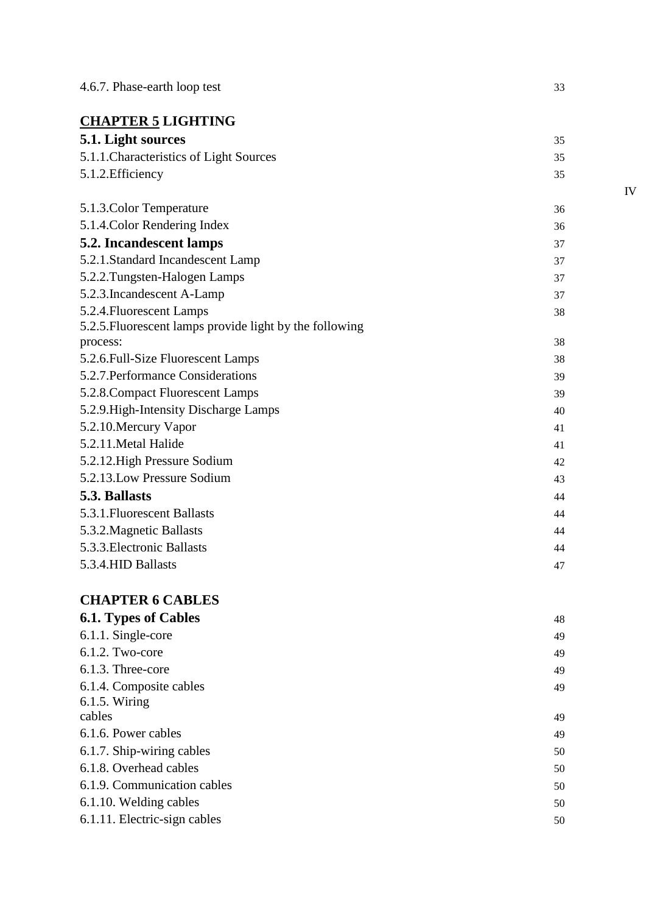| | |
|---|---|
| 4.6.7. Phase-earth loop test | 33 |
| **CHAPTER 5 LIGHTING** | |
| **5.1. Light sources** | 35 |
| 5.1.1.Characteristics of Light Sources | 35 |
| 5.1.2.Efficiency | 35 |
| 5.1.3.Color Temperature | 36 |
| 5.1.4.Color Rendering Index | 36 |
| **5.2. Incandescent lamps** | 37 |
| 5.2.1.Standard Incandescent Lamp | 37 |
| 5.2.2.Tungsten-Halogen Lamps | 37 |
| 5.2.3.Incandescent A-Lamp | 37 |
| 5.2.4.Fluorescent Lamps | 38 |
| 5.2.5.Fluorescent lamps provide light by the following process: | 38 |
| 5.2.6.Full-Size Fluorescent Lamps | 38 |
| 5.2.7.Performance Considerations | 39 |
| 5.2.8.Compact Fluorescent Lamps | 39 |
| 5.2.9.High-Intensity Discharge Lamps | 40 |
| 5.2.10.Mercury Vapor | 41 |
| 5.2.11.Metal Halide | 41 |
| 5.2.12.High Pressure Sodium | 42 |
| 5.2.13.Low Pressure Sodium | 43 |
| **5.3. Ballasts** | 44 |
| 5.3.1.Fluorescent Ballasts | 44 |
| 5.3.2.Magnetic Ballasts | 44 |
| 5.3.3.Electronic Ballasts | 44 |
| 5.3.4.HID Ballasts | 47 |
| **CHAPTER 6 CABLES** | |
| **6.1. Types of Cables** | 48 |
| 6.1.1. Single-core | 49 |
| 6.1.2. Two-core | 49 |
| 6.1.3. Three-core | 49 |
| 6.1.4. Composite cables | 49 |
| 6.1.5. Wiring cables | 49 |
| 6.1.6. Power cables | 49 |
| 6.1.7. Ship-wiring cables | 50 |
| 6.1.8. Overhead cables | 50 |
| 6.1.9. Communication cables | 50 |
| 6.1.10. Welding cables | 50 |
| 6.1.11. Electric-sign cables | 50 |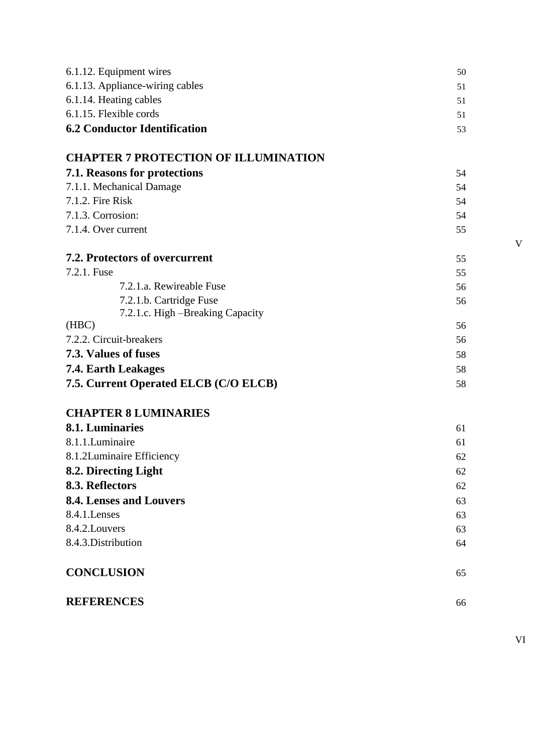| | |
|---|---|
| 6.1.12. Equipment wires | 50 |
| 6.1.13. Appliance-wiring cables | 51 |
| 6.1.14. Heating cables | 51 |
| 6.1.15. Flexible cords | 51 |
| **6.2 Conductor Identification** | 53 |
| | |
| **CHAPTER 7 PROTECTION OF ILLUMINATION** | |
| **7.1. Reasons for protections** | 54 |
| 7.1.1. Mechanical Damage | 54 |
| 7.1.2. Fire Risk | 54 |
| 7.1.3. Corrosion: | 54 |
| 7.1.4. Over current | 55 |
| **7.2. Protectors of overcurrent** | 55 |
| 7.2.1. Fuse | 55 |
| 7.2.1.a. Rewireable Fuse | 56 |
| 7.2.1.b. Cartridge Fuse | 56 |
| 7.2.1.c. High –Breaking Capacity (HBC) | 56 |
| 7.2.2. Circuit-breakers | 56 |
| **7.3. Values of fuses** | 58 |
| **7.4. Earth Leakages** | 58 |
| **7.5. Current Operated ELCB (C/O ELCB)** | 58 |
| | |
| **CHAPTER 8 LUMINARIES** | |
| **8.1. Luminaries** | 61 |
| 8.1.1.Luminaire | 61 |
| 8.1.2Luminaire Efficiency | 62 |
| **8.2. Directing Light** | 62 |
| **8.3. Reflectors** | 62 |
| **8.4. Lenses and Louvers** | 63 |
| 8.4.1.Lenses | 63 |
| 8.4.2.Louvers | 63 |
| 8.4.3.Distribution | 64 |
| | |
| **CONCLUSION** | 65 |
| | |
| **REFERENCES** | 66 |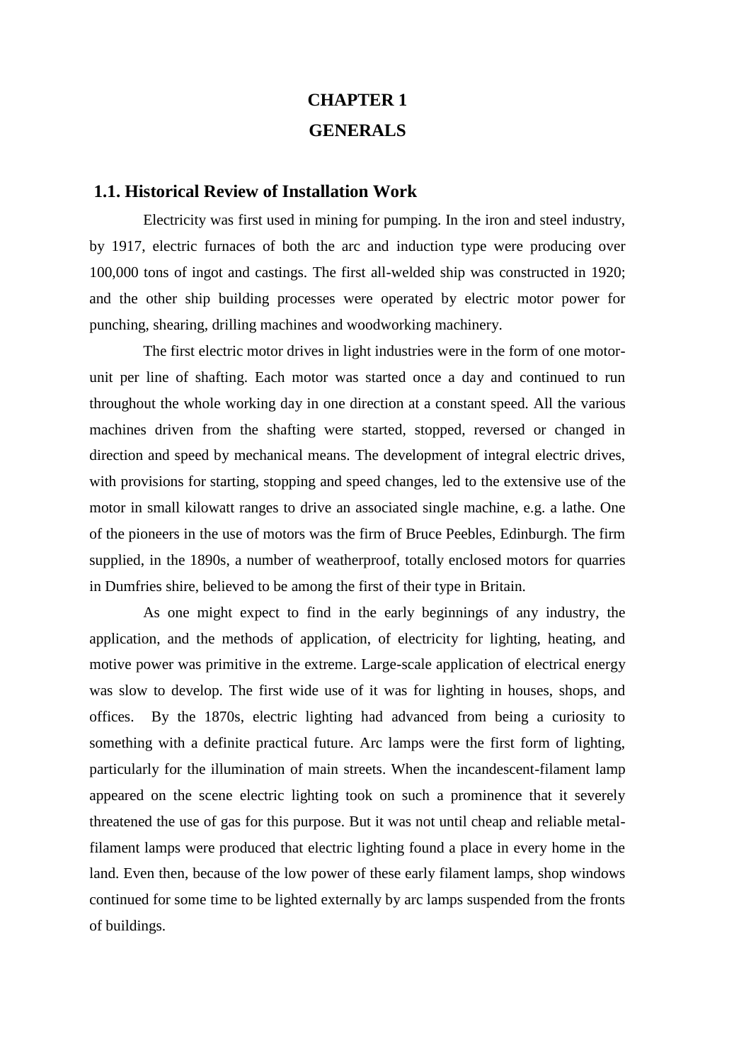# CHAPTER 1

# GENERALS

## 1.1. Historical Review of Installation Work

Electricity was first used in mining for pumping. In the iron and steel industry, by 1917, electric furnaces of both the arc and induction type were producing over 100,000 tons of ingot and castings. The first all-welded ship was constructed in 1920; and the other ship building processes were operated by electric motor power for punching, shearing, drilling machines and woodworking machinery.

The first electric motor drives in light industries were in the form of one motor-unit per line of shafting. Each motor was started once a day and continued to run throughout the whole working day in one direction at a constant speed. All the various machines driven from the shafting were started, stopped, reversed or changed in direction and speed by mechanical means. The development of integral electric drives, with provisions for starting, stopping and speed changes, led to the extensive use of the motor in small kilowatt ranges to drive an associated single machine, e.g. a lathe. One of the pioneers in the use of motors was the firm of Bruce Peebles, Edinburgh. The firm supplied, in the 1890s, a number of weatherproof, totally enclosed motors for quarries in Dumfries shire, believed to be among the first of their type in Britain.

As one might expect to find in the early beginnings of any industry, the application, and the methods of application, of electricity for lighting, heating, and motive power was primitive in the extreme. Large-scale application of electrical energy was slow to develop. The first wide use of it was for lighting in houses, shops, and offices. By the 1870s, electric lighting had advanced from being a curiosity to something with a definite practical future. Arc lamps were the first form of lighting, particularly for the illumination of main streets. When the incandescent-filament lamp appeared on the scene electric lighting took on such a prominence that it severely threatened the use of gas for this purpose. But it was not until cheap and reliable metal-filament lamps were produced that electric lighting found a place in every home in the land. Even then, because of the low power of these early filament lamps, shop windows continued for some time to be lighted externally by arc lamps suspended from the fronts of buildings.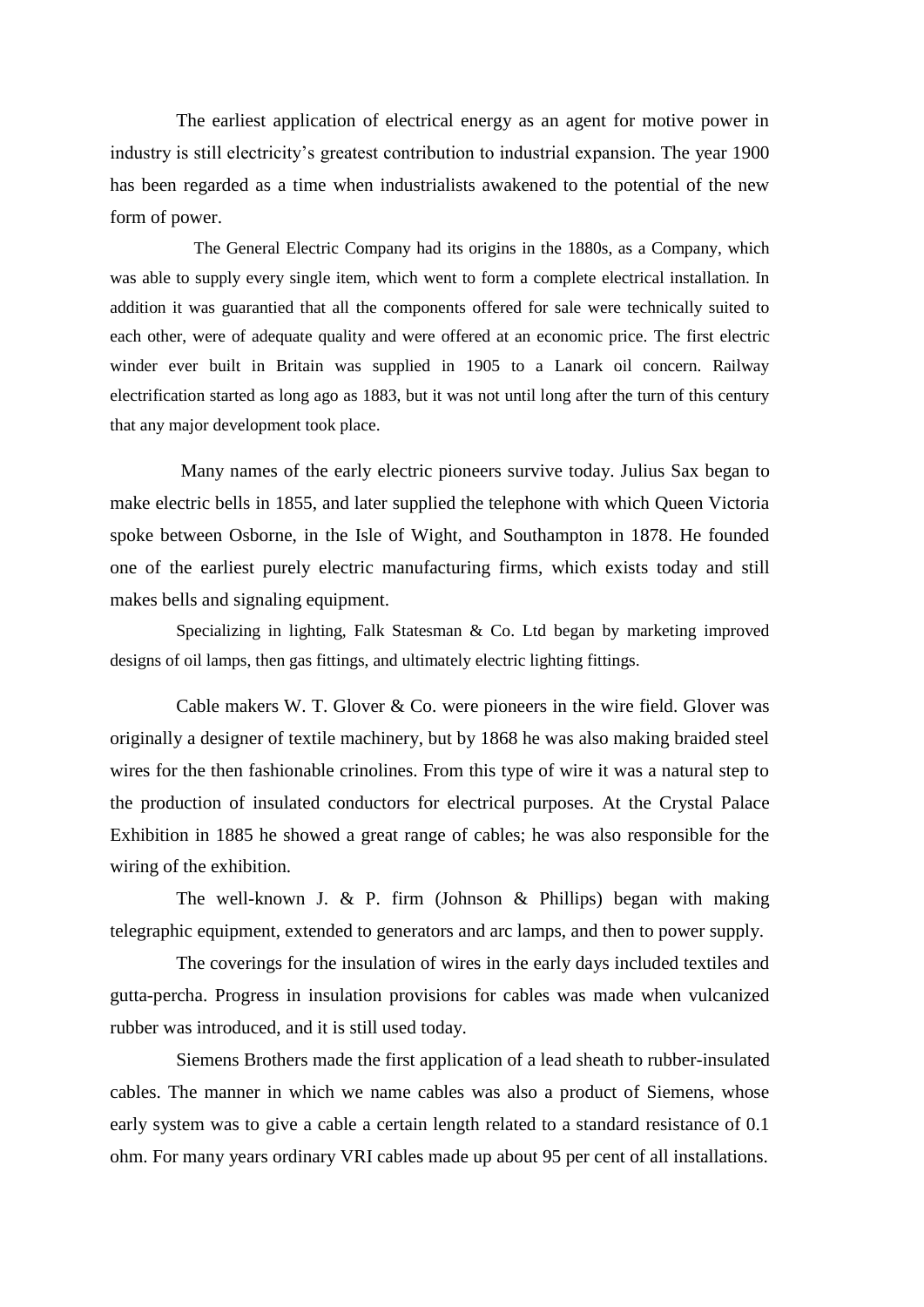The earliest application of electrical energy as an agent for motive power in industry is still electricity's greatest contribution to industrial expansion. The year 1900 has been regarded as a time when industrialists awakened to the potential of the new form of power.

The General Electric Company had its origins in the 1880s, as a Company, which was able to supply every single item, which went to form a complete electrical installation. In addition it was guarantied that all the components offered for sale were technically suited to each other, were of adequate quality and were offered at an economic price. The first electric winder ever built in Britain was supplied in 1905 to a Lanark oil concern. Railway electrification started as long ago as 1883, but it was not until long after the turn of this century that any major development took place.

Many names of the early electric pioneers survive today. Julius Sax began to make electric bells in 1855, and later supplied the telephone with which Queen Victoria spoke between Osborne, in the Isle of Wight, and Southampton in 1878. He founded one of the earliest purely electric manufacturing firms, which exists today and still makes bells and signaling equipment.

Specializing in lighting, Falk Statesman & Co. Ltd began by marketing improved designs of oil lamps, then gas fittings, and ultimately electric lighting fittings.

Cable makers W. T. Glover & Co. were pioneers in the wire field. Glover was originally a designer of textile machinery, but by 1868 he was also making braided steel wires for the then fashionable crinolines. From this type of wire it was a natural step to the production of insulated conductors for electrical purposes. At the Crystal Palace Exhibition in 1885 he showed a great range of cables; he was also responsible for the wiring of the exhibition.

The well-known J. & P. firm (Johnson & Phillips) began with making telegraphic equipment, extended to generators and arc lamps, and then to power supply.

The coverings for the insulation of wires in the early days included textiles and gutta-percha. Progress in insulation provisions for cables was made when vulcanized rubber was introduced, and it is still used today.

Siemens Brothers made the first application of a lead sheath to rubber-insulated cables. The manner in which we name cables was also a product of Siemens, whose early system was to give a cable a certain length related to a standard resistance of 0.1 ohm. For many years ordinary VRI cables made up about 95 per cent of all installations.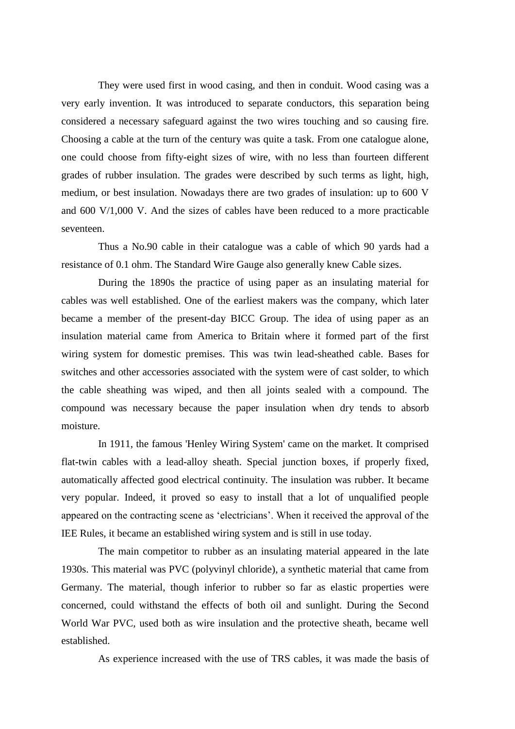They were used first in wood casing, and then in conduit. Wood casing was a very early invention. It was introduced to separate conductors, this separation being considered a necessary safeguard against the two wires touching and so causing fire. Choosing a cable at the turn of the century was quite a task. From one catalogue alone, one could choose from fifty-eight sizes of wire, with no less than fourteen different grades of rubber insulation. The grades were described by such terms as light, high, medium, or best insulation. Nowadays there are two grades of insulation: up to 600 V and 600 V/1,000 V. And the sizes of cables have been reduced to a more practicable seventeen.

Thus a No.90 cable in their catalogue was a cable of which 90 yards had a resistance of 0.1 ohm. The Standard Wire Gauge also generally knew Cable sizes.

During the 1890s the practice of using paper as an insulating material for cables was well established. One of the earliest makers was the company, which later became a member of the present-day BICC Group. The idea of using paper as an insulation material came from America to Britain where it formed part of the first wiring system for domestic premises. This was twin lead-sheathed cable. Bases for switches and other accessories associated with the system were of cast solder, to which the cable sheathing was wiped, and then all joints sealed with a compound. The compound was necessary because the paper insulation when dry tends to absorb moisture.

In 1911, the famous 'Henley Wiring System' came on the market. It comprised flat-twin cables with a lead-alloy sheath. Special junction boxes, if properly fixed, automatically affected good electrical continuity. The insulation was rubber. It became very popular. Indeed, it proved so easy to install that a lot of unqualified people appeared on the contracting scene as 'electricians'. When it received the approval of the IEE Rules, it became an established wiring system and is still in use today.

The main competitor to rubber as an insulating material appeared in the late 1930s. This material was PVC (polyvinyl chloride), a synthetic material that came from Germany. The material, though inferior to rubber so far as elastic properties were concerned, could withstand the effects of both oil and sunlight. During the Second World War PVC, used both as wire insulation and the protective sheath, became well established.

As experience increased with the use of TRS cables, it was made the basis of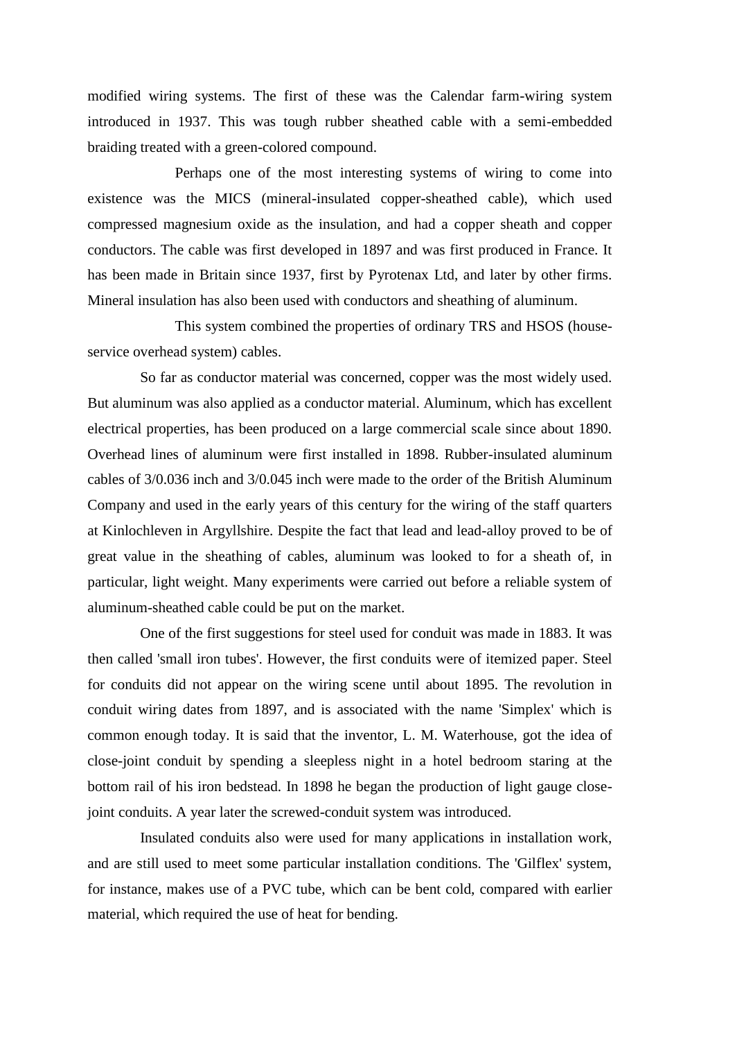modified wiring systems. The first of these was the Calendar farm-wiring system introduced in 1937. This was tough rubber sheathed cable with a semi-embedded braiding treated with a green-colored compound.

Perhaps one of the most interesting systems of wiring to come into existence was the MICS (mineral-insulated copper-sheathed cable), which used compressed magnesium oxide as the insulation, and had a copper sheath and copper conductors. The cable was first developed in 1897 and was first produced in France. It has been made in Britain since 1937, first by Pyrotenax Ltd, and later by other firms. Mineral insulation has also been used with conductors and sheathing of aluminum.

This system combined the properties of ordinary TRS and HSOS (house-service overhead system) cables.

So far as conductor material was concerned, copper was the most widely used. But aluminum was also applied as a conductor material. Aluminum, which has excellent electrical properties, has been produced on a large commercial scale since about 1890. Overhead lines of aluminum were first installed in 1898. Rubber-insulated aluminum cables of 3/0.036 inch and 3/0.045 inch were made to the order of the British Aluminum Company and used in the early years of this century for the wiring of the staff quarters at Kinlochleven in Argyllshire. Despite the fact that lead and lead-alloy proved to be of great value in the sheathing of cables, aluminum was looked to for a sheath of, in particular, light weight. Many experiments were carried out before a reliable system of aluminum-sheathed cable could be put on the market.

One of the first suggestions for steel used for conduit was made in 1883. It was then called 'small iron tubes'. However, the first conduits were of itemized paper. Steel for conduits did not appear on the wiring scene until about 1895. The revolution in conduit wiring dates from 1897, and is associated with the name 'Simplex' which is common enough today. It is said that the inventor, L. M. Waterhouse, got the idea of close-joint conduit by spending a sleepless night in a hotel bedroom staring at the bottom rail of his iron bedstead. In 1898 he began the production of light gauge close-joint conduits. A year later the screwed-conduit system was introduced.

Insulated conduits also were used for many applications in installation work, and are still used to meet some particular installation conditions. The 'Gilflex' system, for instance, makes use of a PVC tube, which can be bent cold, compared with earlier material, which required the use of heat for bending.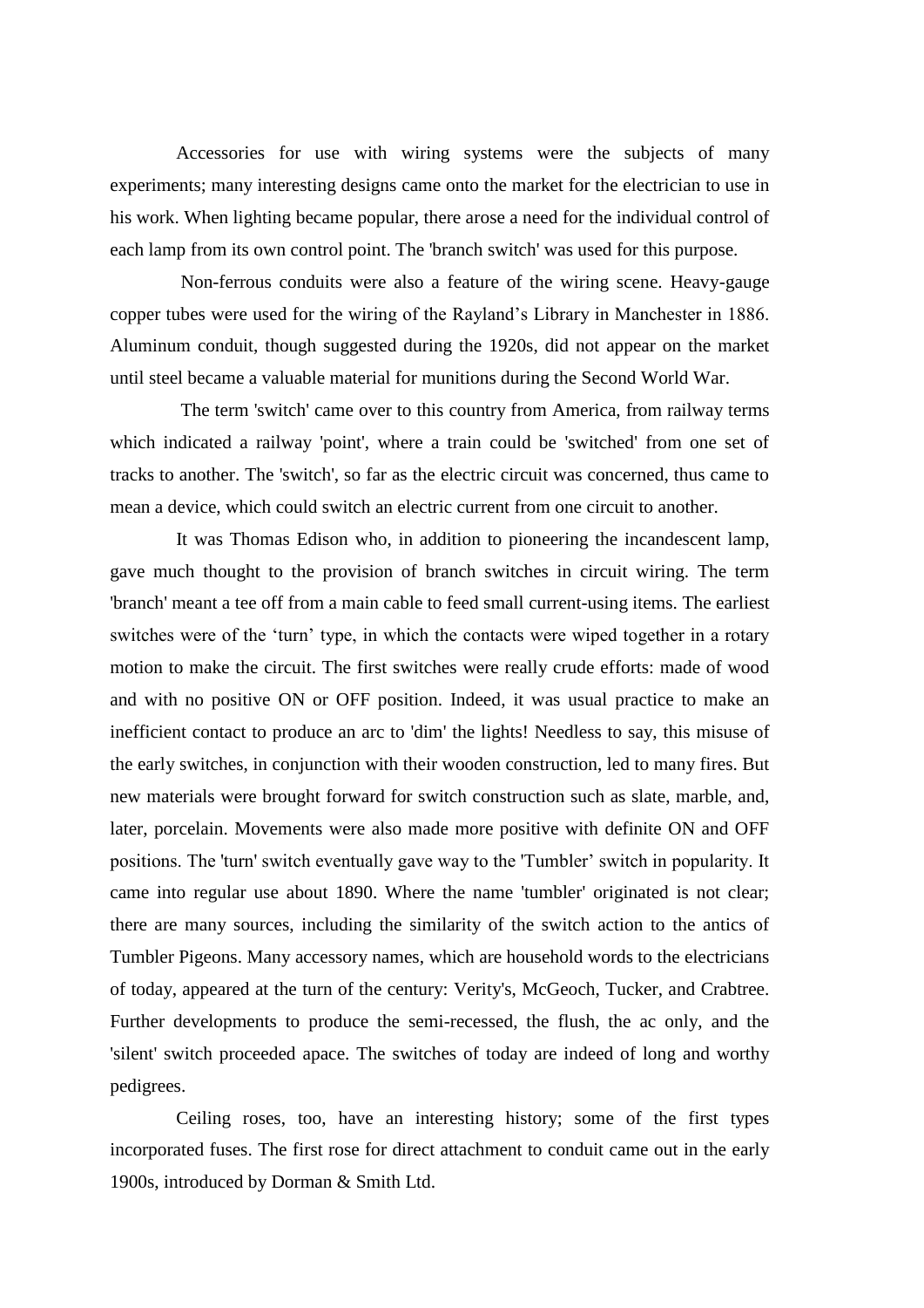Accessories for use with wiring systems were the subjects of many experiments; many interesting designs came onto the market for the electrician to use in his work. When lighting became popular, there arose a need for the individual control of each lamp from its own control point. The 'branch switch' was used for this purpose.

Non-ferrous conduits were also a feature of the wiring scene. Heavy-gauge copper tubes were used for the wiring of the Rayland's Library in Manchester in 1886. Aluminum conduit, though suggested during the 1920s, did not appear on the market until steel became a valuable material for munitions during the Second World War.

The term 'switch' came over to this country from America, from railway terms which indicated a railway 'point', where a train could be 'switched' from one set of tracks to another. The 'switch', so far as the electric circuit was concerned, thus came to mean a device, which could switch an electric current from one circuit to another.

It was Thomas Edison who, in addition to pioneering the incandescent lamp, gave much thought to the provision of branch switches in circuit wiring. The term 'branch' meant a tee off from a main cable to feed small current-using items. The earliest switches were of the 'turn' type, in which the contacts were wiped together in a rotary motion to make the circuit. The first switches were really crude efforts: made of wood and with no positive ON or OFF position. Indeed, it was usual practice to make an inefficient contact to produce an arc to 'dim' the lights! Needless to say, this misuse of the early switches, in conjunction with their wooden construction, led to many fires. But new materials were brought forward for switch construction such as slate, marble, and, later, porcelain. Movements were also made more positive with definite ON and OFF positions. The 'turn' switch eventually gave way to the 'Tumbler' switch in popularity. It came into regular use about 1890. Where the name 'tumbler' originated is not clear; there are many sources, including the similarity of the switch action to the antics of Tumbler Pigeons. Many accessory names, which are household words to the electricians of today, appeared at the turn of the century: Verity's, McGeoch, Tucker, and Crabtree. Further developments to produce the semi-recessed, the flush, the ac only, and the 'silent' switch proceeded apace. The switches of today are indeed of long and worthy pedigrees.

Ceiling roses, too, have an interesting history; some of the first types incorporated fuses. The first rose for direct attachment to conduit came out in the early 1900s, introduced by Dorman & Smith Ltd.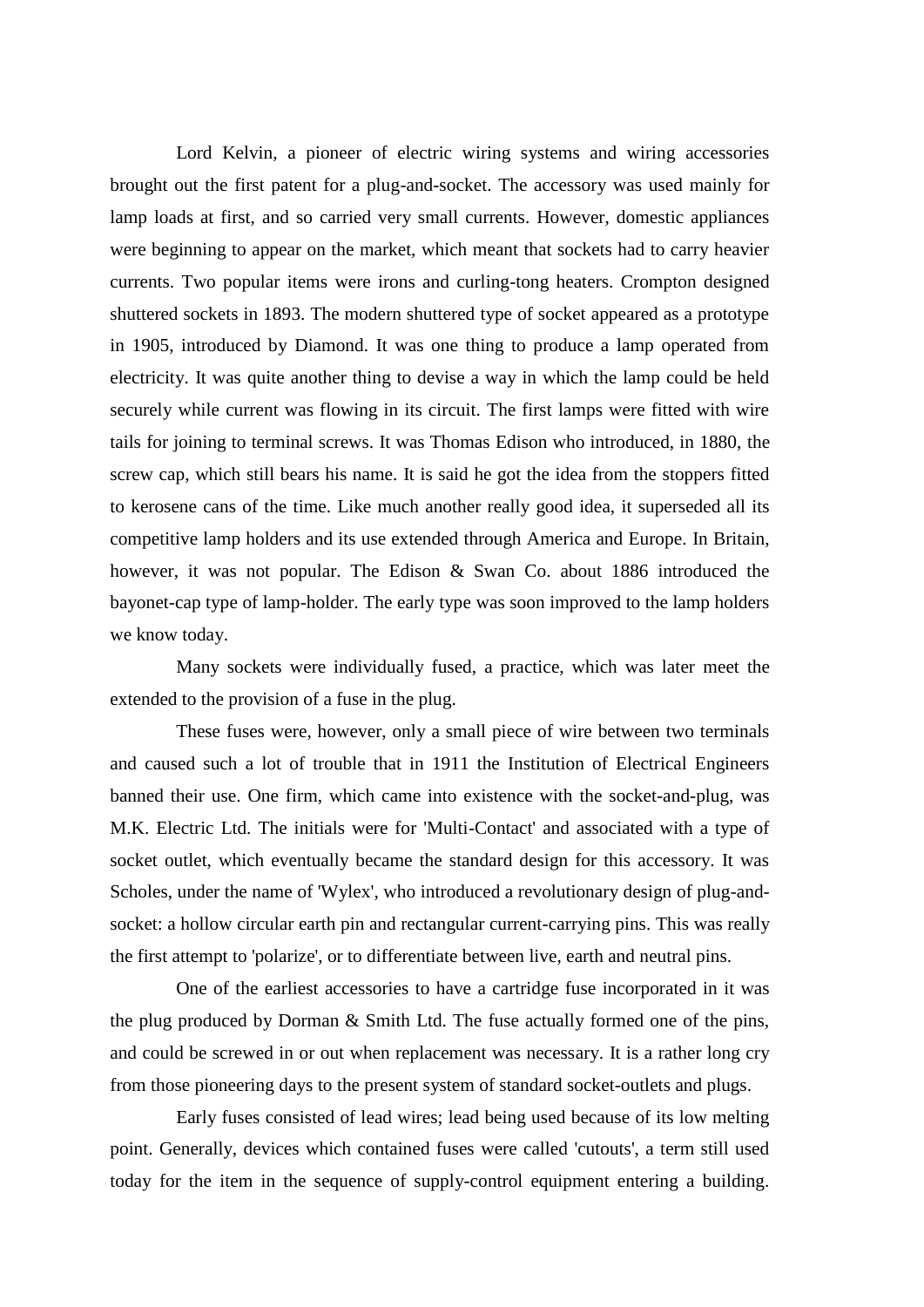Lord Kelvin, a pioneer of electric wiring systems and wiring accessories brought out the first patent for a plug-and-socket. The accessory was used mainly for lamp loads at first, and so carried very small currents. However, domestic appliances were beginning to appear on the market, which meant that sockets had to carry heavier currents. Two popular items were irons and curling-tong heaters. Crompton designed shuttered sockets in 1893. The modern shuttered type of socket appeared as a prototype in 1905, introduced by Diamond. It was one thing to produce a lamp operated from electricity. It was quite another thing to devise a way in which the lamp could be held securely while current was flowing in its circuit. The first lamps were fitted with wire tails for joining to terminal screws. It was Thomas Edison who introduced, in 1880, the screw cap, which still bears his name. It is said he got the idea from the stoppers fitted to kerosene cans of the time. Like much another really good idea, it superseded all its competitive lamp holders and its use extended through America and Europe. In Britain, however, it was not popular. The Edison & Swan Co. about 1886 introduced the bayonet-cap type of lamp-holder. The early type was soon improved to the lamp holders we know today.

Many sockets were individually fused, a practice, which was later meet the extended to the provision of a fuse in the plug.

These fuses were, however, only a small piece of wire between two terminals and caused such a lot of trouble that in 1911 the Institution of Electrical Engineers banned their use. One firm, which came into existence with the socket-and-plug, was M.K. Electric Ltd. The initials were for 'Multi-Contact' and associated with a type of socket outlet, which eventually became the standard design for this accessory. It was Scholes, under the name of 'Wylex', who introduced a revolutionary design of plug-and-socket: a hollow circular earth pin and rectangular current-carrying pins. This was really the first attempt to 'polarize', or to differentiate between live, earth and neutral pins.

One of the earliest accessories to have a cartridge fuse incorporated in it was the plug produced by Dorman & Smith Ltd. The fuse actually formed one of the pins, and could be screwed in or out when replacement was necessary. It is a rather long cry from those pioneering days to the present system of standard socket-outlets and plugs.

Early fuses consisted of lead wires; lead being used because of its low melting point. Generally, devices which contained fuses were called 'cutouts', a term still used today for the item in the sequence of supply-control equipment entering a building.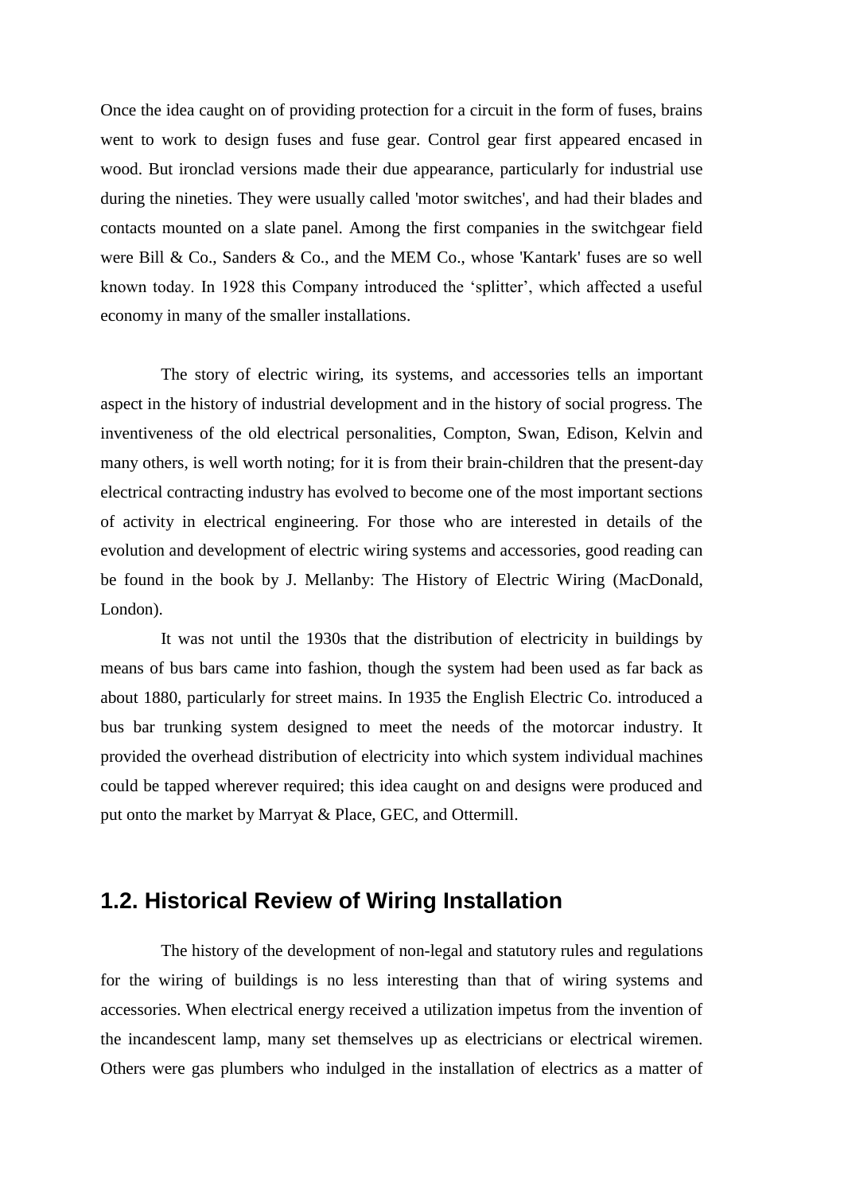Once the idea caught on of providing protection for a circuit in the form of fuses, brains went to work to design fuses and fuse gear. Control gear first appeared encased in wood. But ironclad versions made their due appearance, particularly for industrial use during the nineties. They were usually called 'motor switches', and had their blades and contacts mounted on a slate panel. Among the first companies in the switchgear field were Bill & Co., Sanders & Co., and the MEM Co., whose 'Kantark' fuses are so well known today. In 1928 this Company introduced the 'splitter', which affected a useful economy in many of the smaller installations.

The story of electric wiring, its systems, and accessories tells an important aspect in the history of industrial development and in the history of social progress. The inventiveness of the old electrical personalities, Compton, Swan, Edison, Kelvin and many others, is well worth noting; for it is from their brain-children that the present-day electrical contracting industry has evolved to become one of the most important sections of activity in electrical engineering. For those who are interested in details of the evolution and development of electric wiring systems and accessories, good reading can be found in the book by J. Mellanby: The History of Electric Wiring (MacDonald, London).

It was not until the 1930s that the distribution of electricity in buildings by means of bus bars came into fashion, though the system had been used as far back as about 1880, particularly for street mains. In 1935 the English Electric Co. introduced a bus bar trunking system designed to meet the needs of the motorcar industry. It provided the overhead distribution of electricity into which system individual machines could be tapped wherever required; this idea caught on and designs were produced and put onto the market by Marryat & Place, GEC, and Ottermill.

## 1.2. Historical Review of Wiring Installation

The history of the development of non-legal and statutory rules and regulations for the wiring of buildings is no less interesting than that of wiring systems and accessories. When electrical energy received a utilization impetus from the invention of the incandescent lamp, many set themselves up as electricians or electrical wiremen. Others were gas plumbers who indulged in the installation of electrics as a matter of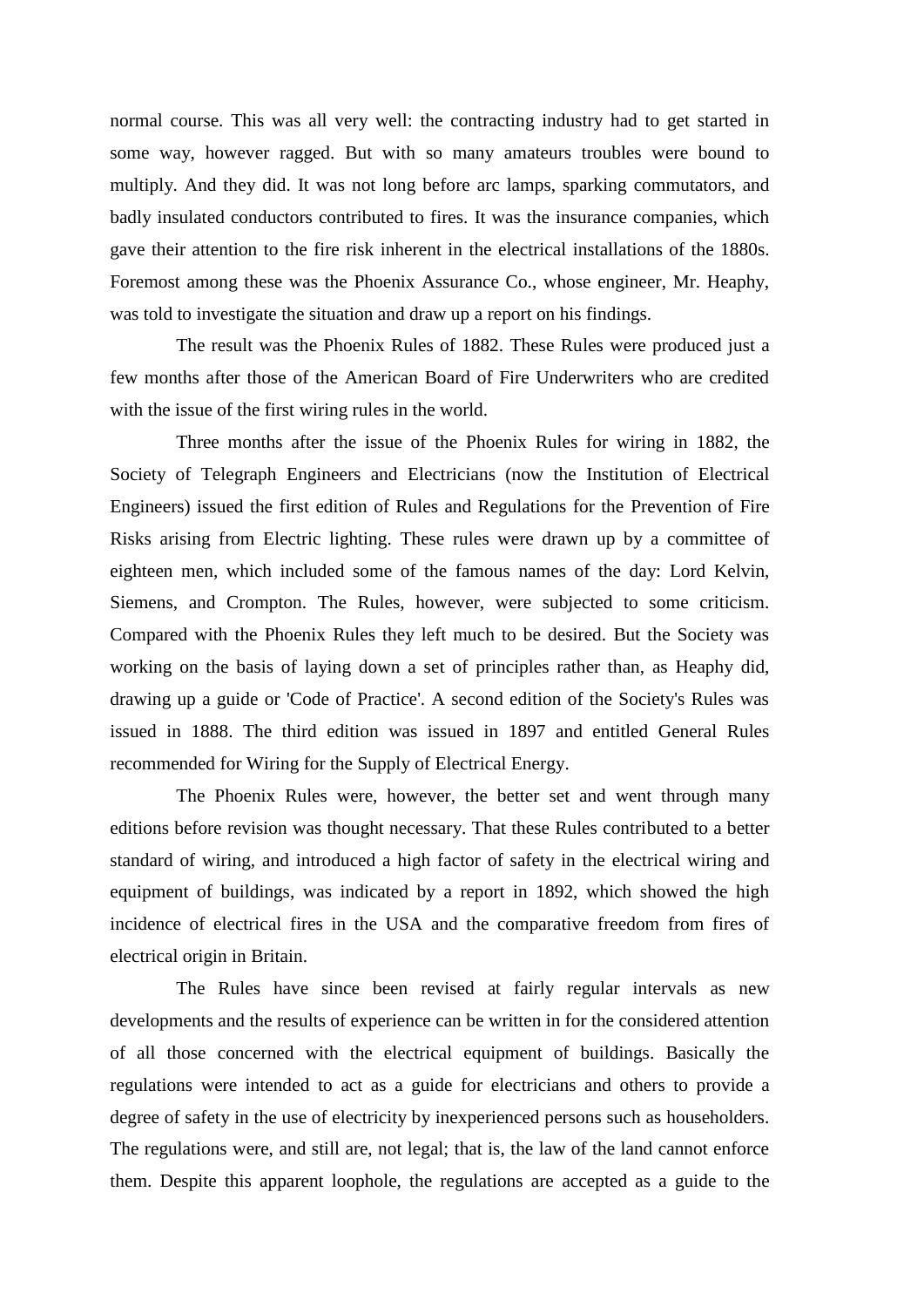normal course. This was all very well: the contracting industry had to get started in some way, however ragged. But with so many amateurs troubles were bound to multiply. And they did. It was not long before arc lamps, sparking commutators, and badly insulated conductors contributed to fires. It was the insurance companies, which gave their attention to the fire risk inherent in the electrical installations of the 1880s. Foremost among these was the Phoenix Assurance Co., whose engineer, Mr. Heaphy, was told to investigate the situation and draw up a report on his findings.

The result was the Phoenix Rules of 1882. These Rules were produced just a few months after those of the American Board of Fire Underwriters who are credited with the issue of the first wiring rules in the world.

Three months after the issue of the Phoenix Rules for wiring in 1882, the Society of Telegraph Engineers and Electricians (now the Institution of Electrical Engineers) issued the first edition of Rules and Regulations for the Prevention of Fire Risks arising from Electric lighting. These rules were drawn up by a committee of eighteen men, which included some of the famous names of the day: Lord Kelvin, Siemens, and Crompton. The Rules, however, were subjected to some criticism. Compared with the Phoenix Rules they left much to be desired. But the Society was working on the basis of laying down a set of principles rather than, as Heaphy did, drawing up a guide or 'Code of Practice'. A second edition of the Society's Rules was issued in 1888. The third edition was issued in 1897 and entitled General Rules recommended for Wiring for the Supply of Electrical Energy.

The Phoenix Rules were, however, the better set and went through many editions before revision was thought necessary. That these Rules contributed to a better standard of wiring, and introduced a high factor of safety in the electrical wiring and equipment of buildings, was indicated by a report in 1892, which showed the high incidence of electrical fires in the USA and the comparative freedom from fires of electrical origin in Britain.

The Rules have since been revised at fairly regular intervals as new developments and the results of experience can be written in for the considered attention of all those concerned with the electrical equipment of buildings. Basically the regulations were intended to act as a guide for electricians and others to provide a degree of safety in the use of electricity by inexperienced persons such as householders. The regulations were, and still are, not legal; that is, the law of the land cannot enforce them. Despite this apparent loophole, the regulations are accepted as a guide to the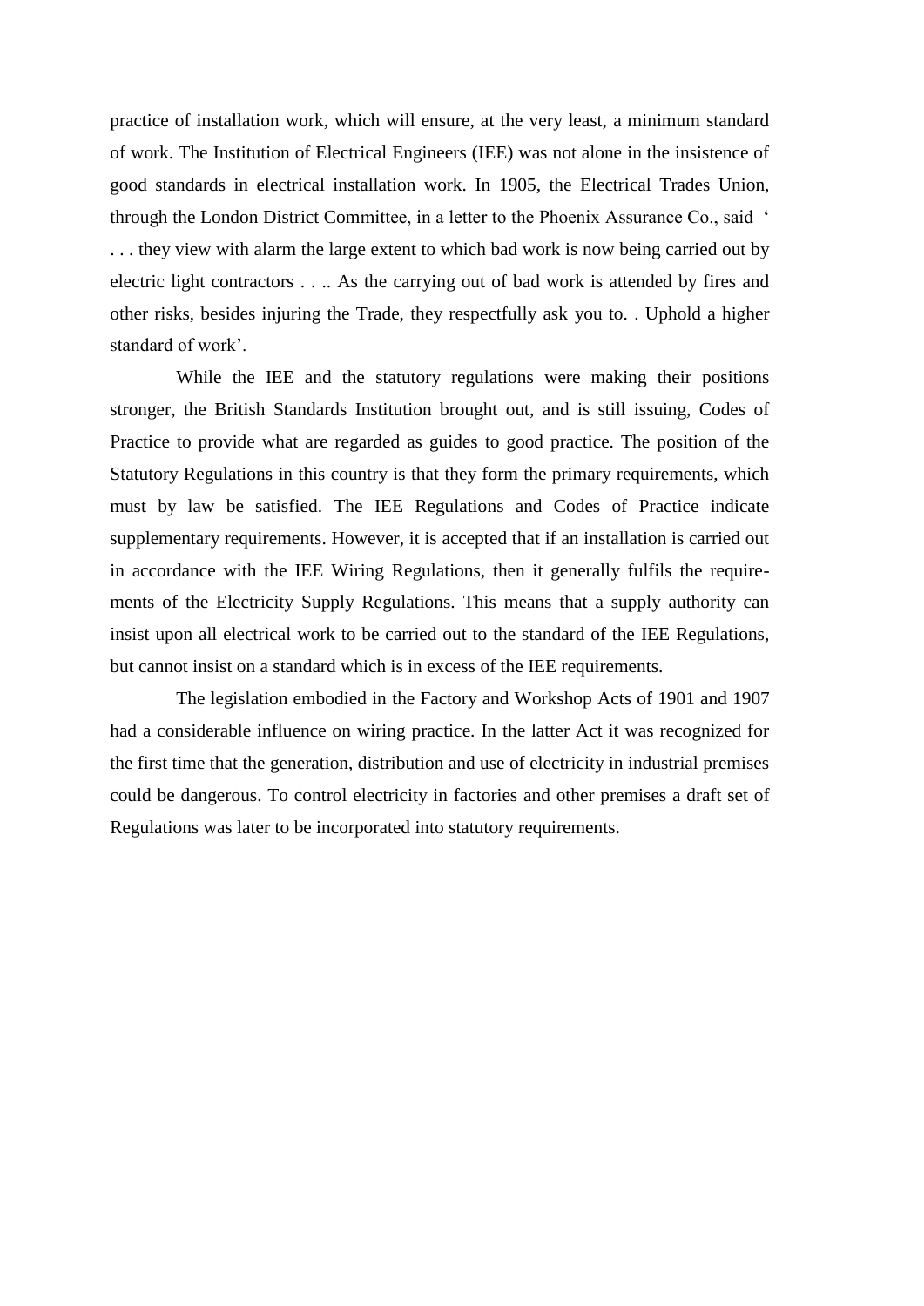practice of installation work, which will ensure, at the very least, a minimum standard of work. The Institution of Electrical Engineers (IEE) was not alone in the insistence of good standards in electrical installation work. In 1905, the Electrical Trades Union, through the London District Committee, in a letter to the Phoenix Assurance Co., said ' . . . they view with alarm the large extent to which bad work is now being carried out by electric light contractors . . .. As the carrying out of bad work is attended by fires and other risks, besides injuring the Trade, they respectfully ask you to. . Uphold a higher standard of work'.

While the IEE and the statutory regulations were making their positions stronger, the British Standards Institution brought out, and is still issuing, Codes of Practice to provide what are regarded as guides to good practice. The position of the Statutory Regulations in this country is that they form the primary requirements, which must by law be satisfied. The IEE Regulations and Codes of Practice indicate supplementary requirements. However, it is accepted that if an installation is carried out in accordance with the IEE Wiring Regulations, then it generally fulfils the requirements of the Electricity Supply Regulations. This means that a supply authority can insist upon all electrical work to be carried out to the standard of the IEE Regulations, but cannot insist on a standard which is in excess of the IEE requirements.

The legislation embodied in the Factory and Workshop Acts of 1901 and 1907 had a considerable influence on wiring practice. In the latter Act it was recognized for the first time that the generation, distribution and use of electricity in industrial premises could be dangerous. To control electricity in factories and other premises a draft set of Regulations was later to be incorporated into statutory requirements.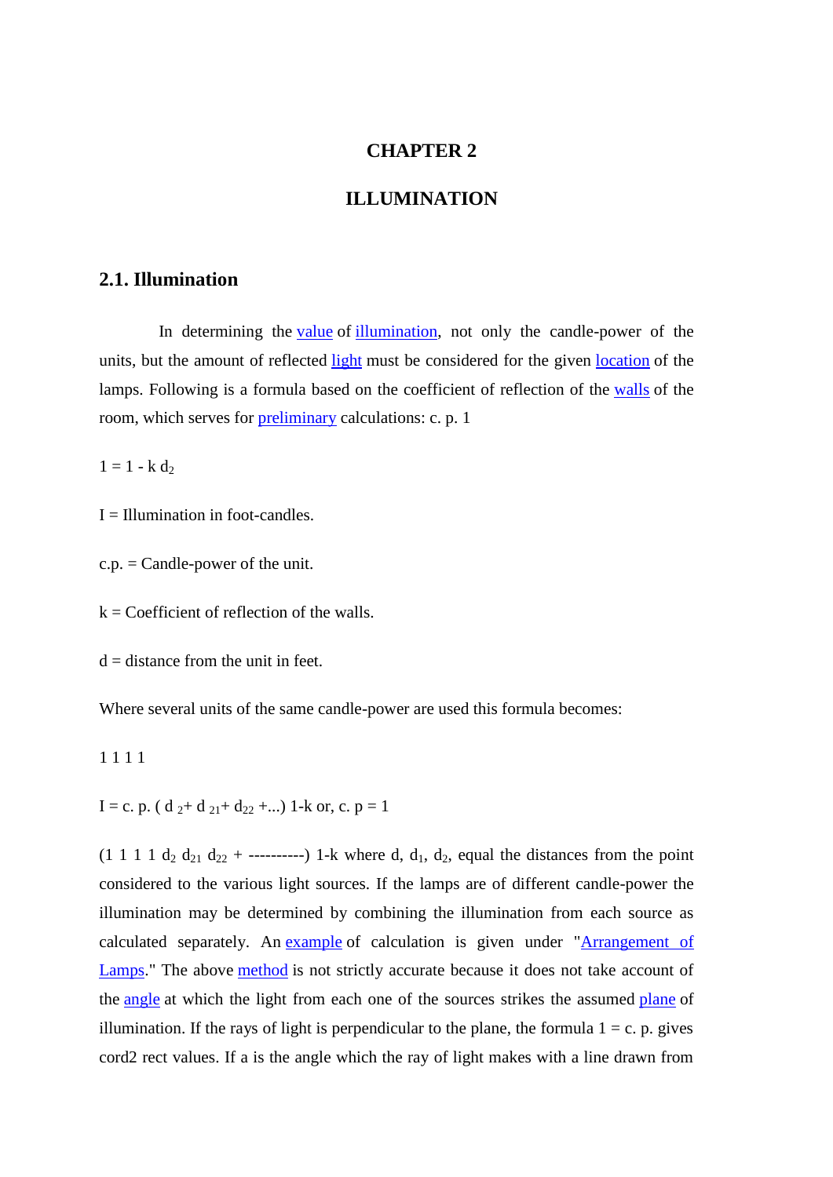# CHAPTER 2

# ILLUMINATION

## 2.1. Illumination

In determining the value of illumination, not only the candle-power of the units, but the amount of reflected light must be considered for the given location of the lamps. Following is a formula based on the coefficient of reflection of the walls of the room, which serves for preliminary calculations: c. p. 1

$1 = 1 - k\ d_2$

I = Illumination in foot-candles.

c.p. = Candle-power of the unit.

k = Coefficient of reflection of the walls.

d = distance from the unit in feet.

Where several units of the same candle-power are used this formula becomes:

1 1 1 1

I = c. p. ( $d_{\ 2}$+ $d_{\ 21}$+ $d_{22}$ +...) 1-k or, c. p = 1

(1 1 1 1 $d_2$ $d_{21}$ $d_{22}$ + ----------) 1-k where d, $d_1$, $d_2$, equal the distances from the point considered to the various light sources. If the lamps are of different candle-power the illumination may be determined by combining the illumination from each source as calculated separately. An example of calculation is given under "Arrangement of Lamps." The above method is not strictly accurate because it does not take account of the angle at which the light from each one of the sources strikes the assumed plane of illumination. If the rays of light is perpendicular to the plane, the formula 1 = c. p. gives cord2 rect values. If a is the angle which the ray of light makes with a line drawn from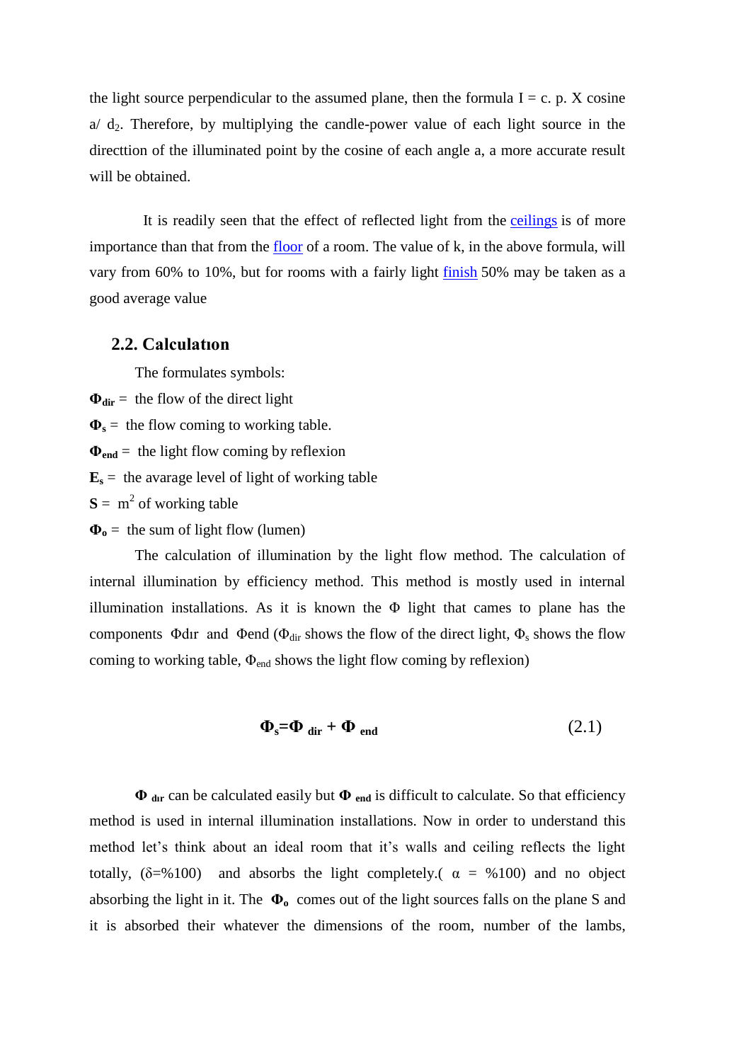the light source perpendicular to the assumed plane, then the formula I = c. p. X cosine a/ $d_2$. Therefore, by multiplying the candle-power value of each light source in the directtion of the illuminated point by the cosine of each angle a, a more accurate result will be obtained.

It is readily seen that the effect of reflected light from the ceilings is of more importance than that from the floor of a room. The value of k, in the above formula, will vary from 60% to 10%, but for rooms with a fairly light finish 50% may be taken as a good average value

## 2.2. Calculatıon

The formulates symbols:

**$\Phi_{dir}$** = the flow of the direct light

**$\Phi_s$** = the flow coming to working table.

**$\Phi_{end}$** = the light flow coming by reflexion

**$E_s$** = the avarage level of light of working table

**S** = $m^2$ of working table

**$\Phi_o$** = the sum of light flow (lumen)

The calculation of illumination by the light flow method. The calculation of internal illumination by efficiency method. This method is mostly used in internal illumination installations. As it is known the Φ light that cames to plane has the components Φdır and Φend ($\Phi_{dir}$ shows the flow of the direct light, $\Phi_s$ shows the flow coming to working table, $\Phi_{end}$ shows the light flow coming by reflexion)

$$\Phi_s = \Phi_{dir} + \Phi_{end} \qquad (2.1)$$

**$\Phi_{dır}$** can be calculated easily but **$\Phi_{end}$** is difficult to calculate. So that efficiency method is used in internal illumination installations. Now in order to understand this method let's think about an ideal room that it's walls and ceiling reflects the light totally, (δ=%100) and absorbs the light completely.( α = %100) and no object absorbing the light in it. The **$\Phi_o$** comes out of the light sources falls on the plane S and it is absorbed their whatever the dimensions of the room, number of the lambs,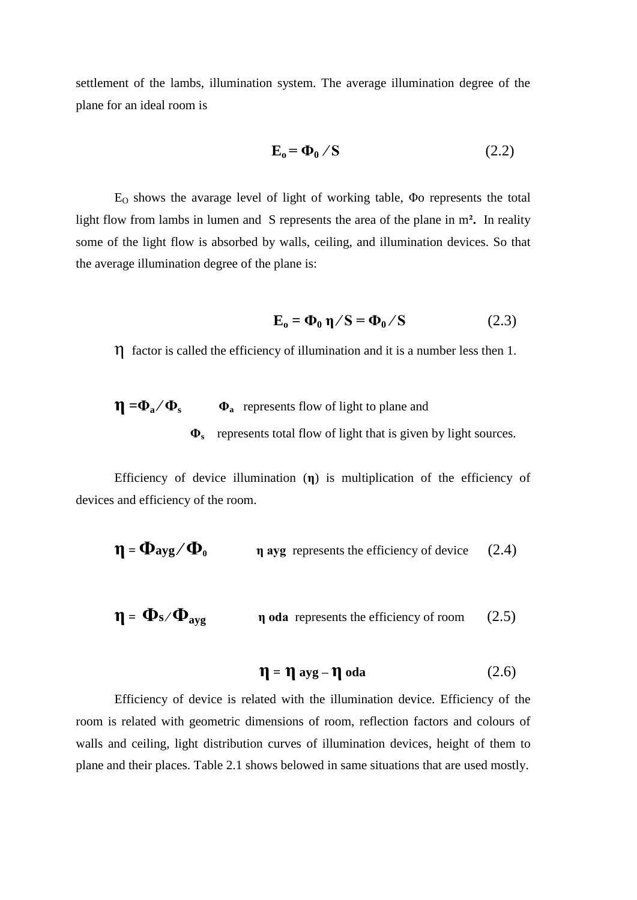settlement of the lambs, illumination system. The average illumination degree of the plane for an ideal room is

$$\mathbf{E_o = \Phi_0 \,/\, S} \tag{2.2}$$

$E_O$ shows the avarage level of light of working table, Φo represents the total light flow from lambs in lumen and S represents the area of the plane in m². In reality some of the light flow is absorbed by walls, ceiling, and illumination devices. So that the average illumination degree of the plane is:

$$\mathbf{E_o = \Phi_0\, \eta \,/\, S = \Phi_0 \,/\, S} \tag{2.3}$$

$\eta$ factor is called the efficiency of illumination and it is a number less then 1.

$\boldsymbol{\eta = \Phi_a / \Phi_s}$ $\quad$ $\mathbf{\Phi_a}$ represents flow of light to plane and

$\mathbf{\Phi_s}$ represents total flow of light that is given by light sources.

Efficiency of device illumination (**η**) is multiplication of the efficiency of devices and efficiency of the room.

$$\boldsymbol{\eta = \Phi_{ayg} / \Phi_0} \qquad \textbf{η ayg} \text{ represents the efficiency of device} \tag{2.4}$$

$$\boldsymbol{\eta = \Phi_s / \Phi_{ayg}} \qquad \textbf{η oda} \text{ represents the efficiency of room} \tag{2.5}$$

$$\boldsymbol{\eta = \eta_{ayg} - \eta_{oda}} \tag{2.6}$$

Efficiency of device is related with the illumination device. Efficiency of the room is related with geometric dimensions of room, reflection factors and colours of walls and ceiling, light distribution curves of illumination devices, height of them to plane and their places. Table 2.1 shows belowed in same situations that are used mostly.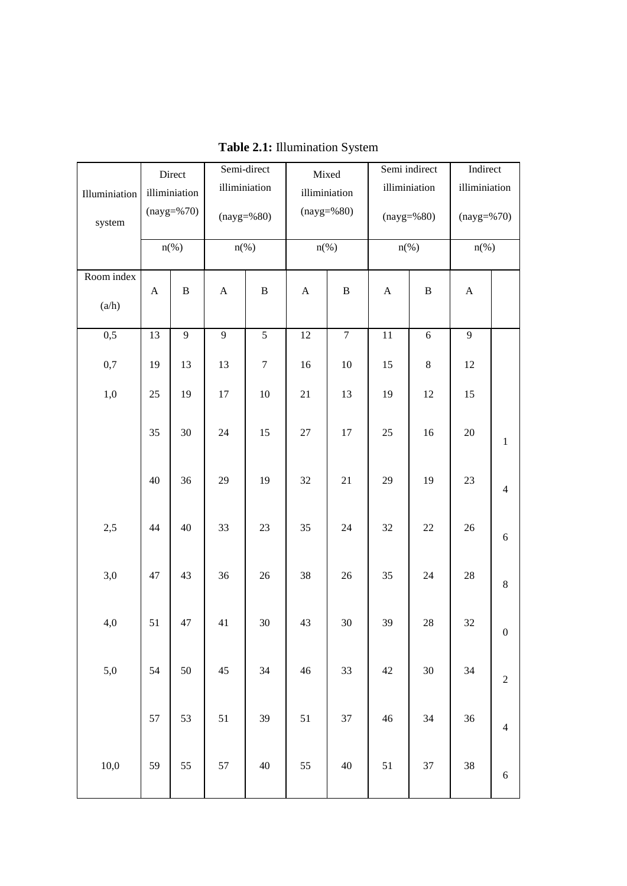**Table 2.1:** Illumination System

| Illuminiation system | Direct illiminiation (nayg=%70) | | Semi-direct illiminiation (nayg=%80) | | Mixed illiminiation (nayg=%80) | | Semi indirect illiminiation (nayg=%80) | | Indirect illiminiation (nayg=%70) | |
|---|---|---|---|---|---|---|---|---|---|---|
| | n(%) | | n(%) | | n(%) | | n(%) | | n(%) | |
| Room index (a/h) | A | B | A | B | A | B | A | B | A | |
| 0,5 | 13 | 9 | 9 | 5 | 12 | 7 | 11 | 6 | 9 | |
| 0,7 | 19 | 13 | 13 | 7 | 16 | 10 | 15 | 8 | 12 | |
| 1,0 | 25 | 19 | 17 | 10 | 21 | 13 | 19 | 12 | 15 | |
| | 35 | 30 | 24 | 15 | 27 | 17 | 25 | 16 | 20 | 1 |
| | 40 | 36 | 29 | 19 | 32 | 21 | 29 | 19 | 23 | 4 |
| 2,5 | 44 | 40 | 33 | 23 | 35 | 24 | 32 | 22 | 26 | 6 |
| 3,0 | 47 | 43 | 36 | 26 | 38 | 26 | 35 | 24 | 28 | 8 |
| 4,0 | 51 | 47 | 41 | 30 | 43 | 30 | 39 | 28 | 32 | 0 |
| 5,0 | 54 | 50 | 45 | 34 | 46 | 33 | 42 | 30 | 34 | 2 |
| | 57 | 53 | 51 | 39 | 51 | 37 | 46 | 34 | 36 | 4 |
| 10,0 | 59 | 55 | 57 | 40 | 55 | 40 | 51 | 37 | 38 | 6 |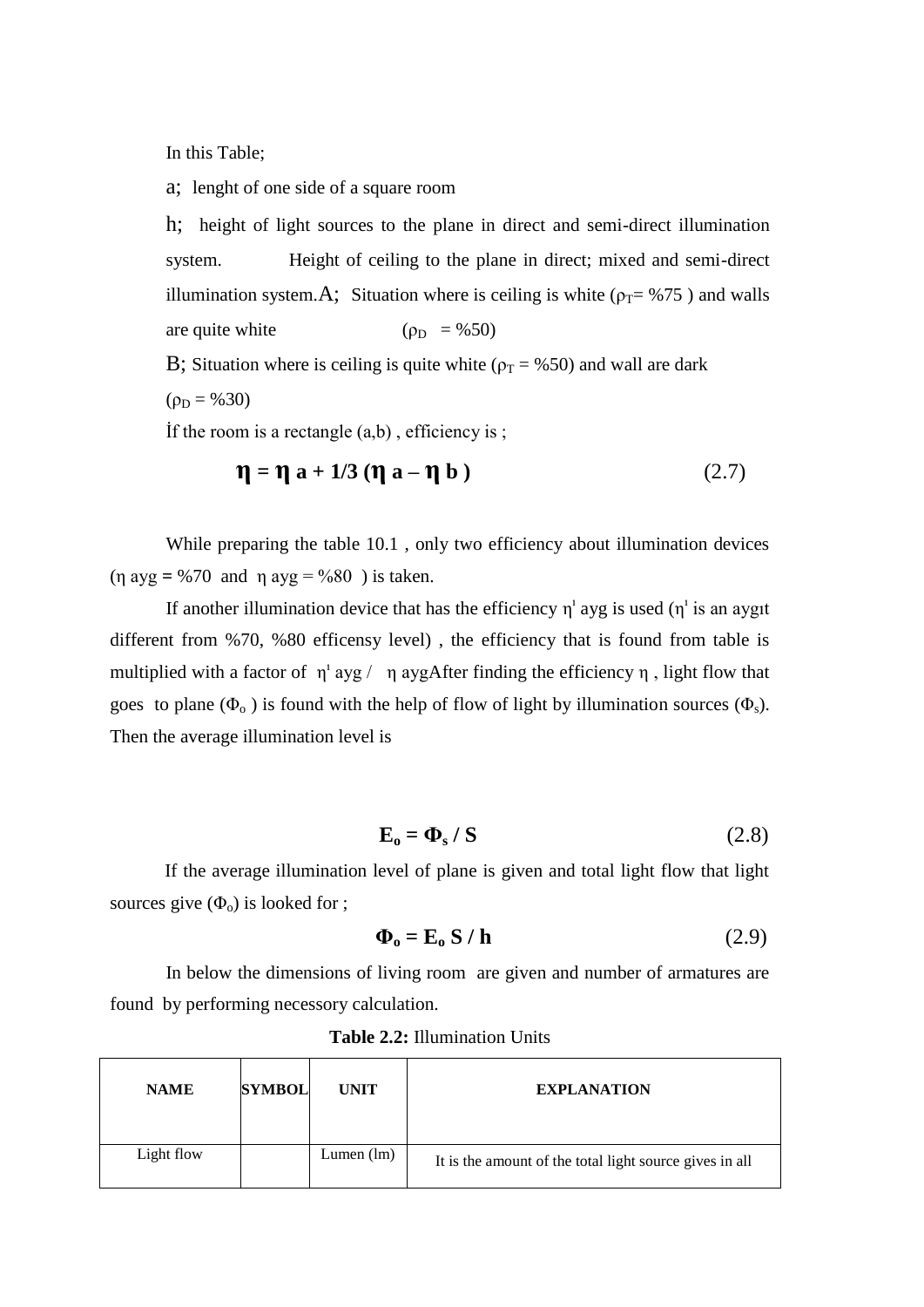In this Table;

a; lenght of one side of a square room

h; height of light sources to the plane in direct and semi-direct illumination system. Height of ceiling to the plane in direct; mixed and semi-direct illumination system.A; Situation where is ceiling is white ($\rho_T$= %75 ) and walls are quite white ($\rho_D$ = %50)

B; Situation where is ceiling is quite white ($\rho_T$ = %50) and wall are dark ($\rho_D$ = %30)

İf the room is a rectangle (a,b) , efficiency is ;

$$\eta = \eta \; a + 1/3 \; (\eta \; a - \eta \; b) \tag{2.7}$$

While preparing the table 10.1 , only two efficiency about illumination devices ($\eta$ ayg = %70 and $\eta$ ayg = %80 ) is taken.

If another illumination device that has the efficiency $\eta^{\prime}$ ayg is used ($\eta^{\prime}$ is an aygıt different from %70, %80 efficensy level) , the efficiency that is found from table is multiplied with a factor of $\eta^{\prime}$ ayg / $\eta$ aygAfter finding the efficiency $\eta$ , light flow that goes to plane ($\Phi_o$ ) is found with the help of flow of light by illumination sources ($\Phi_s$). Then the average illumination level is

$$E_o = \Phi_s / S \tag{2.8}$$

If the average illumination level of plane is given and total light flow that light sources give ($\Phi_o$) is looked for ;

$$\Phi_o = E_o \, S / h \tag{2.9}$$

In below the dimensions of living room are given and number of armatures are found by performing necessary calculation.

**Table 2.2:** Illumination Units

| NAME | SYMBOL | UNIT | EXPLANATION |
|---|---|---|---|
| Light flow | | Lumen (lm) | It is the amount of the total light source gives in all |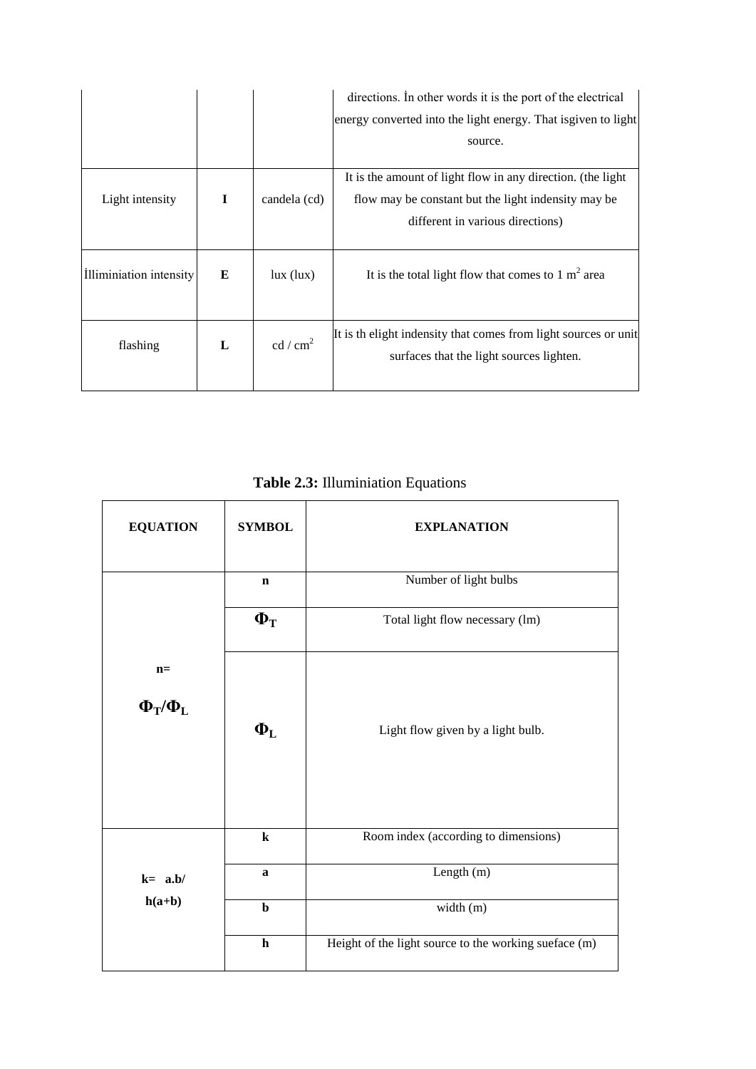|  |  |  | directions. İn other words it is the port of the electrical energy converted into the light energy. That isgiven to light source. |
|---|---|---|---|
| Light intensity | **I** | candela (cd) | It is the amount of light flow in any direction. (the light flow may be constant but the light indensity may be different in various directions) |
| İlliminiation intensity | **E** | lux (lux) | It is the total light flow that comes to 1 $m^2$ area |
| flashing | **L** | $cd / cm^2$ | It is th elight indensity that comes from light sources or unit surfaces that the light sources lighten. |

**Table 2.3:** Illuminiation Equations

| **EQUATION** | **SYMBOL** | **EXPLANATION** |
|---|---|---|
| $n = \Phi_T / \Phi_L$ | **n** | Number of light bulbs |
|  | $\Phi_T$ | Total light flow necessary (lm) |
|  | $\Phi_L$ | Light flow given by a light bulb. |
| $k = a.b / h(a+b)$ | **k** | Room index (according to dimensions) |
|  | **a** | Length (m) |
|  | **b** | width (m) |
|  | **h** | Height of the light source to the working sueface (m) |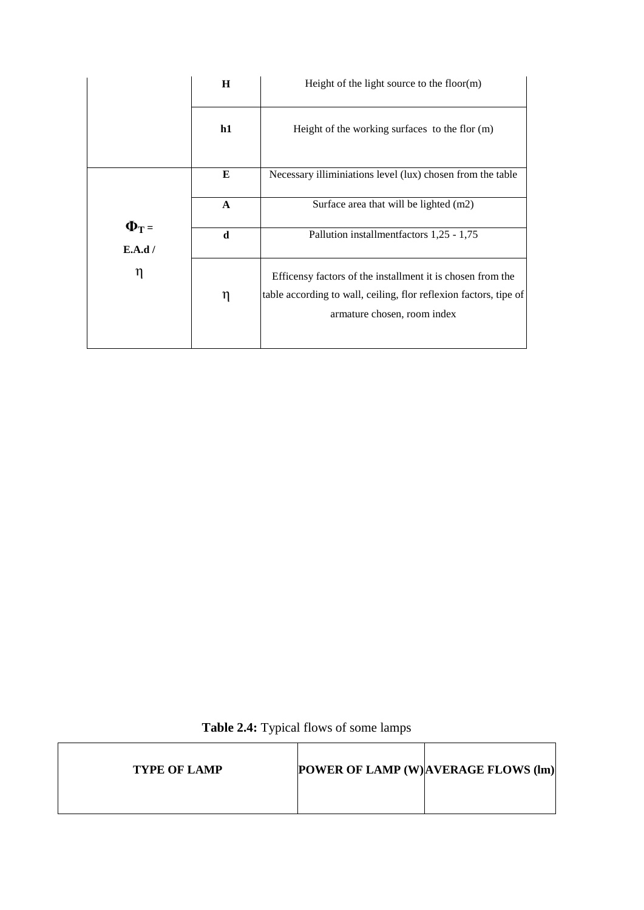|  |  |  |
|---|---|---|
|  | **H** | Height of the light source to the floor(m) |
|  | **h1** | Height of the working surfaces to the flor (m) |
| $\Phi_T = E.A.d / \eta$ | **E** | Necessary illiminiations level (lux) chosen from the table |
|  | **A** | Surface area that will be lighted (m2) |
|  | **d** | Pallution installmentfactors 1,25 - 1,75 |
|  | $\eta$ | Efficensy factors of the installment it is chosen from the table according to wall, ceiling, flor reflexion factors, tipe of armature chosen, room index |

**Table 2.4:** Typical flows of some lamps

| TYPE OF LAMP | POWER OF LAMP (W) | AVERAGE FLOWS (lm) |
|---|---|---|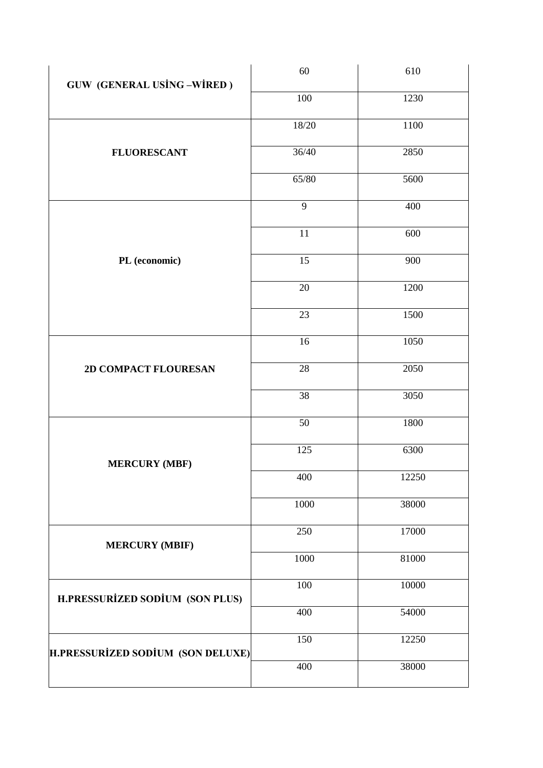| | | |
|---|---|---|
| **GUW (GENERAL USİNG –WİRED )** | 60 | 610 |
| | 100 | 1230 |
| **FLUORESCANT** | 18/20 | 1100 |
| | 36/40 | 2850 |
| | 65/80 | 5600 |
| **PL (economic)** | 9 | 400 |
| | 11 | 600 |
| | 15 | 900 |
| | 20 | 1200 |
| | 23 | 1500 |
| **2D COMPACT FLOURESAN** | 16 | 1050 |
| | 28 | 2050 |
| | 38 | 3050 |
| **MERCURY (MBF)** | 50 | 1800 |
| | 125 | 6300 |
| | 400 | 12250 |
| | 1000 | 38000 |
| **MERCURY (MBIF)** | 250 | 17000 |
| | 1000 | 81000 |
| **H.PRESSURİZED SODİUM (SON PLUS)** | 100 | 10000 |
| | 400 | 54000 |
| **H.PRESSURİZED SODİUM (SON DELUXE)** | 150 | 12250 |
| | 400 | 38000 |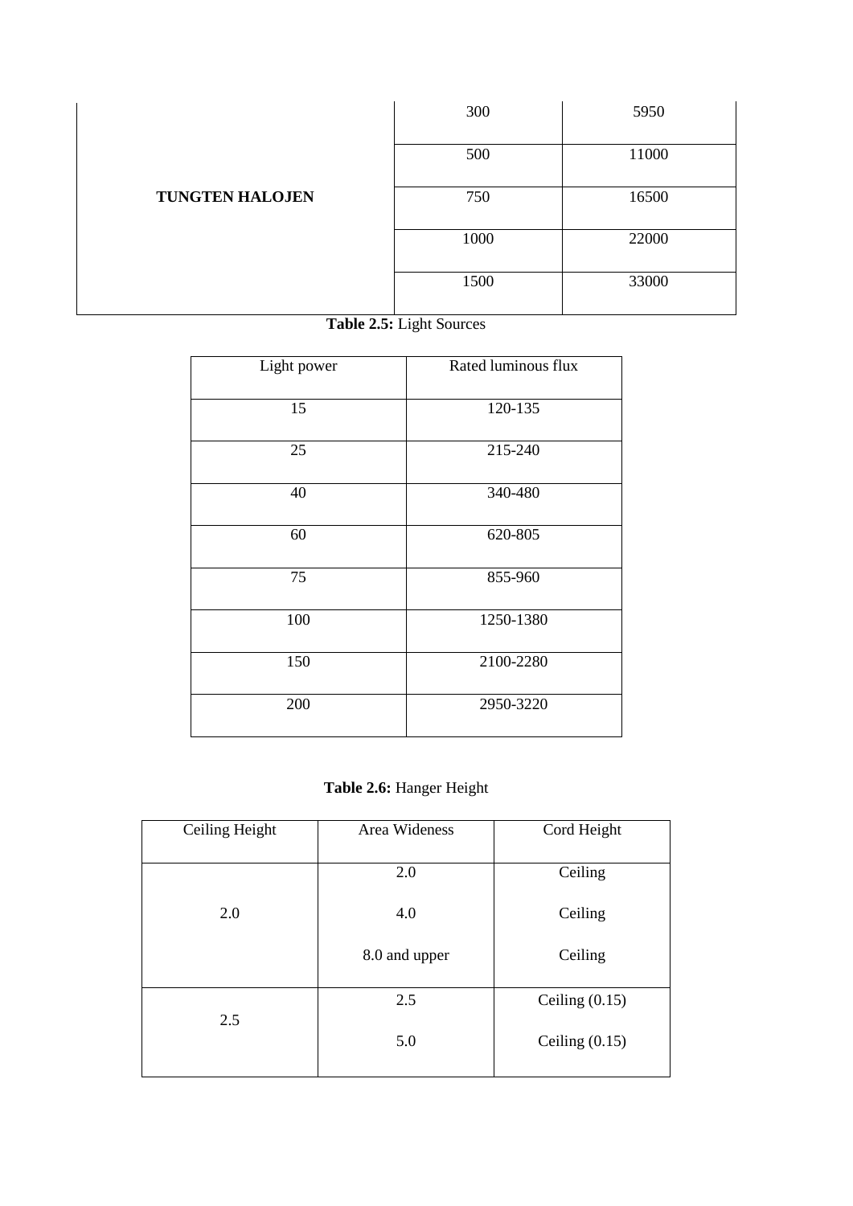| | | |
|---|---|---|
| **TUNGTEN HALOJEN** | 300 | 5950 |
| | 500 | 11000 |
| | 750 | 16500 |
| | 1000 | 22000 |
| | 1500 | 33000 |

**Table 2.5:** Light Sources

| Light power | Rated luminous flux |
|---|---|
| 15 | 120-135 |
| 25 | 215-240 |
| 40 | 340-480 |
| 60 | 620-805 |
| 75 | 855-960 |
| 100 | 1250-1380 |
| 150 | 2100-2280 |
| 200 | 2950-3220 |

**Table 2.6:** Hanger Height

| Ceiling Height | Area Wideness | Cord Height |
|---|---|---|
| 2.0 | 2.0 | Ceiling |
| | 4.0 | Ceiling |
| | 8.0 and upper | Ceiling |
| 2.5 | 2.5 | Ceiling (0.15) |
| | 5.0 | Ceiling (0.15) |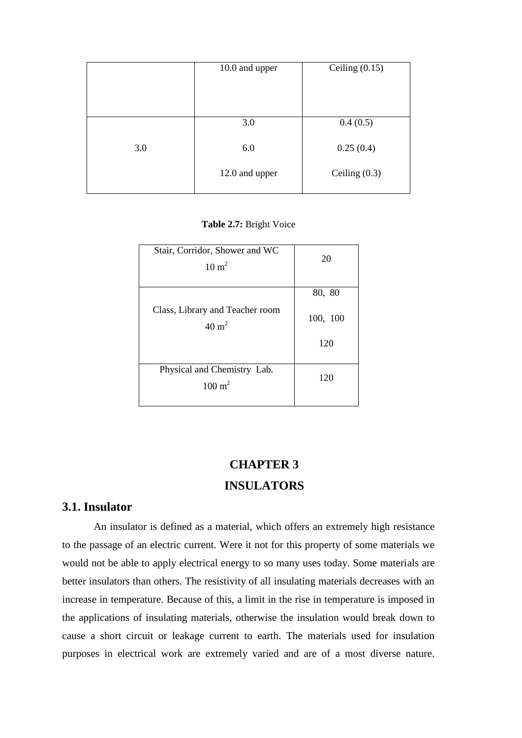|  | 10.0 and upper | Ceiling (0.15) |
|---|---|---|
| 3.0 | 3.0<br>6.0<br>12.0 and upper | 0.4 (0.5)<br>0.25 (0.4)<br>Ceiling (0.3) |

**Table 2.7:** Bright Voice

| Stair, Corridor, Shower and WC<br>$10\ m^2$ | 20 |
|---|---|
| Class, Library and Teacher room<br>$40\ m^2$ | 80, 80<br>100, 100<br>120 |
| Physical and Chemistry Lab.<br>$100\ m^2$ | 120 |

# CHAPTER 3

# INSULATORS

## 3.1. Insulator

An insulator is defined as a material, which offers an extremely high resistance to the passage of an electric current. Were it not for this property of some materials we would not be able to apply electrical energy to so many uses today. Some materials are better insulators than others. The resistivity of all insulating materials decreases with an increase in temperature. Because of this, a limit in the rise in temperature is imposed in the applications of insulating materials, otherwise the insulation would break down to cause a short circuit or leakage current to earth. The materials used for insulation purposes in electrical work are extremely varied and are of a most diverse nature.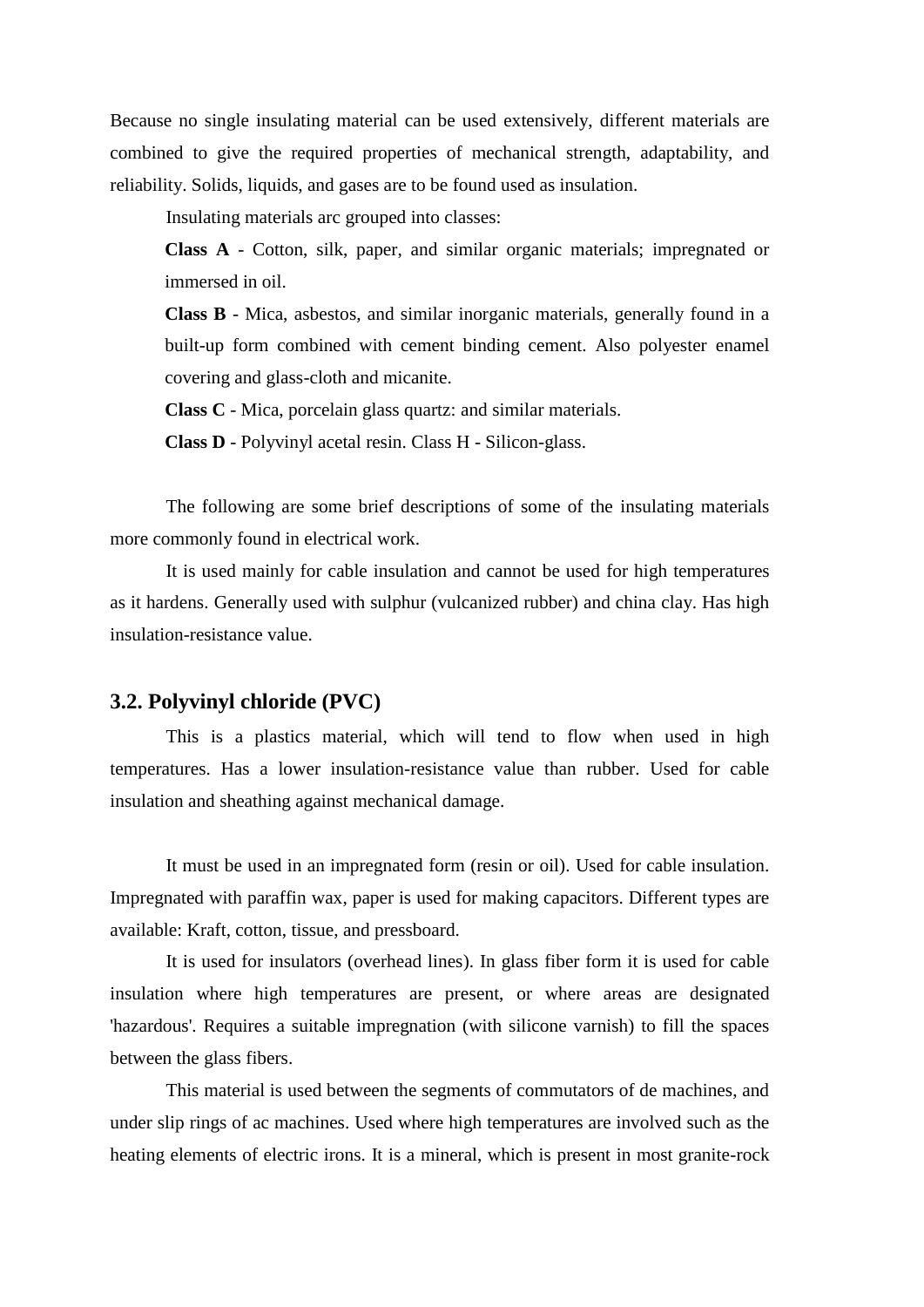Because no single insulating material can be used extensively, different materials are combined to give the required properties of mechanical strength, adaptability, and reliability. Solids, liquids, and gases are to be found used as insulation.

Insulating materials arc grouped into classes:

**Class A** - Cotton, silk, paper, and similar organic materials; impregnated or immersed in oil.

**Class B** - Mica, asbestos, and similar inorganic materials, generally found in a built-up form combined with cement binding cement. Also polyester enamel covering and glass-cloth and micanite.

**Class C** - Mica, porcelain glass quartz: and similar materials.

**Class D** - Polyvinyl acetal resin. Class H - Silicon-glass.

The following are some brief descriptions of some of the insulating materials more commonly found in electrical work.

It is used mainly for cable insulation and cannot be used for high temperatures as it hardens. Generally used with sulphur (vulcanized rubber) and china clay. Has high insulation-resistance value.

### 3.2. Polyvinyl chloride (PVC)

This is a plastics material, which will tend to flow when used in high temperatures. Has a lower insulation-resistance value than rubber. Used for cable insulation and sheathing against mechanical damage.

It must be used in an impregnated form (resin or oil). Used for cable insulation. Impregnated with paraffin wax, paper is used for making capacitors. Different types are available: Kraft, cotton, tissue, and pressboard.

It is used for insulators (overhead lines). In glass fiber form it is used for cable insulation where high temperatures are present, or where areas are designated 'hazardous'. Requires a suitable impregnation (with silicone varnish) to fill the spaces between the glass fibers.

This material is used between the segments of commutators of de machines, and under slip rings of ac machines. Used where high temperatures are involved such as the heating elements of electric irons. It is a mineral, which is present in most granite-rock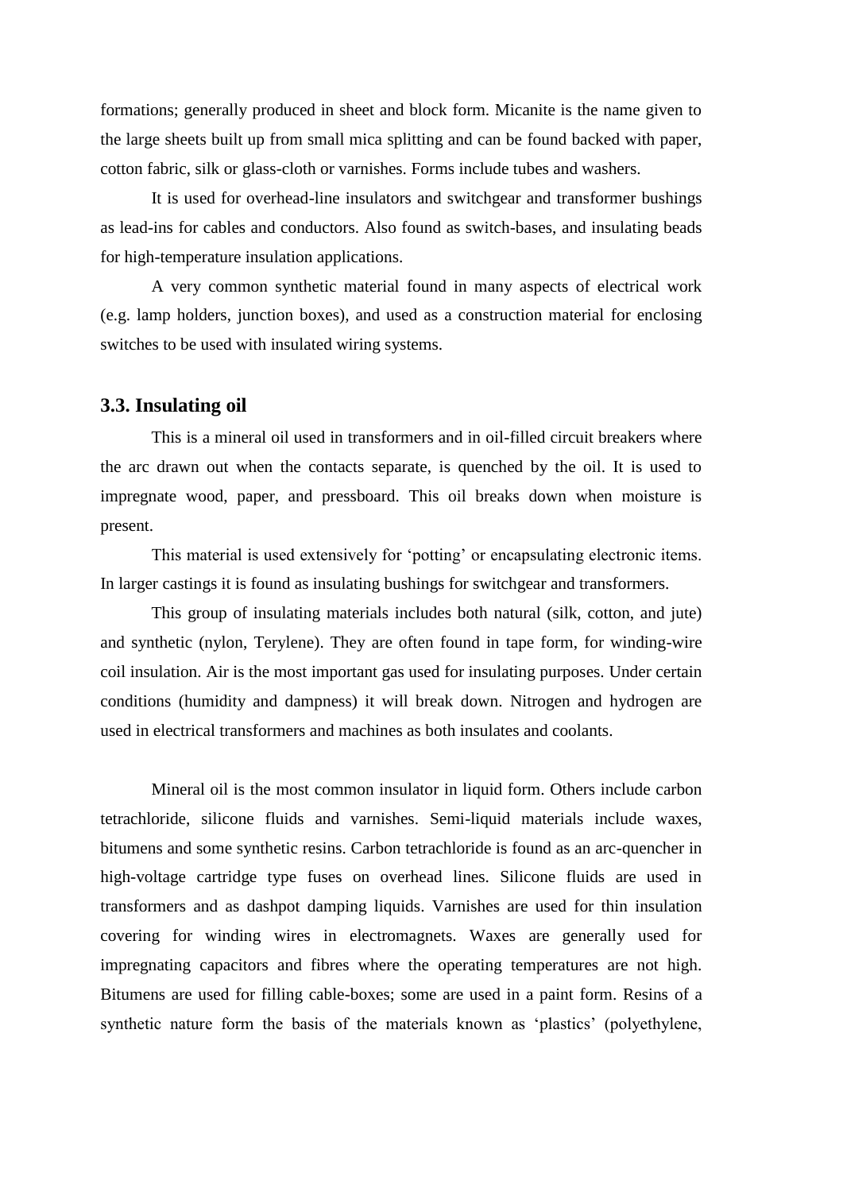formations; generally produced in sheet and block form. Micanite is the name given to the large sheets built up from small mica splitting and can be found backed with paper, cotton fabric, silk or glass-cloth or varnishes. Forms include tubes and washers.

It is used for overhead-line insulators and switchgear and transformer bushings as lead-ins for cables and conductors. Also found as switch-bases, and insulating beads for high-temperature insulation applications.

A very common synthetic material found in many aspects of electrical work (e.g. lamp holders, junction boxes), and used as a construction material for enclosing switches to be used with insulated wiring systems.

### 3.3. Insulating oil

This is a mineral oil used in transformers and in oil-filled circuit breakers where the arc drawn out when the contacts separate, is quenched by the oil. It is used to impregnate wood, paper, and pressboard. This oil breaks down when moisture is present.

This material is used extensively for 'potting' or encapsulating electronic items. In larger castings it is found as insulating bushings for switchgear and transformers.

This group of insulating materials includes both natural (silk, cotton, and jute) and synthetic (nylon, Terylene). They are often found in tape form, for winding-wire coil insulation. Air is the most important gas used for insulating purposes. Under certain conditions (humidity and dampness) it will break down. Nitrogen and hydrogen are used in electrical transformers and machines as both insulates and coolants.

Mineral oil is the most common insulator in liquid form. Others include carbon tetrachloride, silicone fluids and varnishes. Semi-liquid materials include waxes, bitumens and some synthetic resins. Carbon tetrachloride is found as an arc-quencher in high-voltage cartridge type fuses on overhead lines. Silicone fluids are used in transformers and as dashpot damping liquids. Varnishes are used for thin insulation covering for winding wires in electromagnets. Waxes are generally used for impregnating capacitors and fibres where the operating temperatures are not high. Bitumens are used for filling cable-boxes; some are used in a paint form. Resins of a synthetic nature form the basis of the materials known as 'plastics' (polyethylene,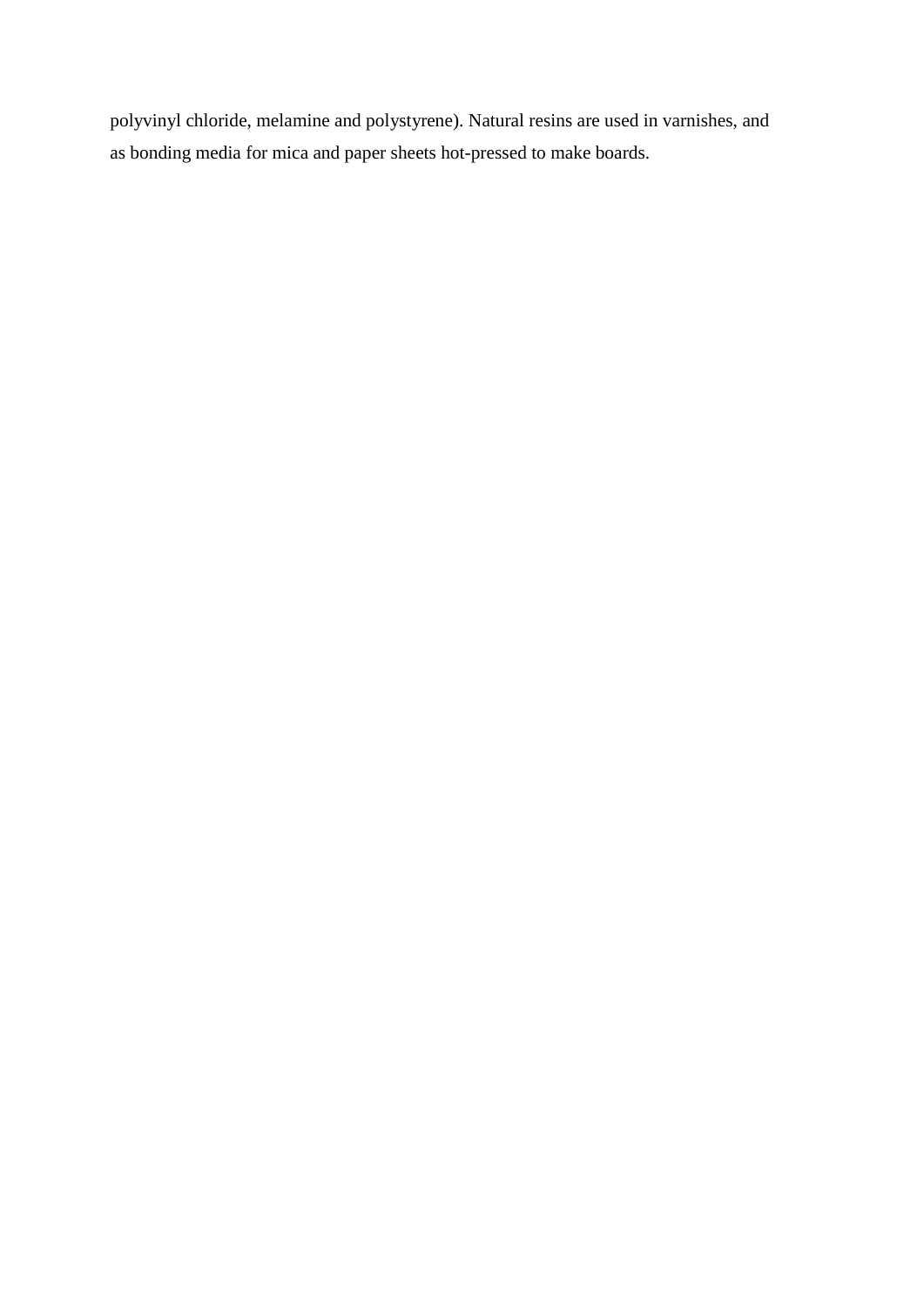polyvinyl chloride, melamine and polystyrene). Natural resins are used in varnishes, and as bonding media for mica and paper sheets hot-pressed to make boards.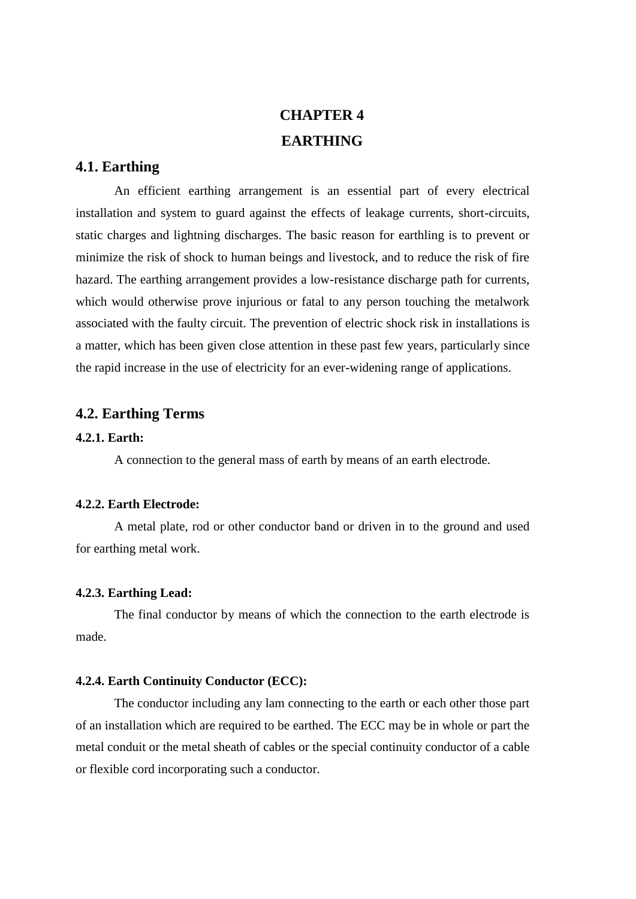# CHAPTER 4
# EARTHING

## 4.1. Earthing

An efficient earthing arrangement is an essential part of every electrical installation and system to guard against the effects of leakage currents, short-circuits, static charges and lightning discharges. The basic reason for earthling is to prevent or minimize the risk of shock to human beings and livestock, and to reduce the risk of fire hazard. The earthing arrangement provides a low-resistance discharge path for currents, which would otherwise prove injurious or fatal to any person touching the metalwork associated with the faulty circuit. The prevention of electric shock risk in installations is a matter, which has been given close attention in these past few years, particularly since the rapid increase in the use of electricity for an ever-widening range of applications.

## 4.2. Earthing Terms

### 4.2.1. Earth:

A connection to the general mass of earth by means of an earth electrode.

### 4.2.2. Earth Electrode:

A metal plate, rod or other conductor band or driven in to the ground and used for earthing metal work.

### 4.2.3. Earthing Lead:

The final conductor by means of which the connection to the earth electrode is made.

### 4.2.4. Earth Continuity Conductor (ECC):

The conductor including any lam connecting to the earth or each other those part of an installation which are required to be earthed. The ECC may be in whole or part the metal conduit or the metal sheath of cables or the special continuity conductor of a cable or flexible cord incorporating such a conductor.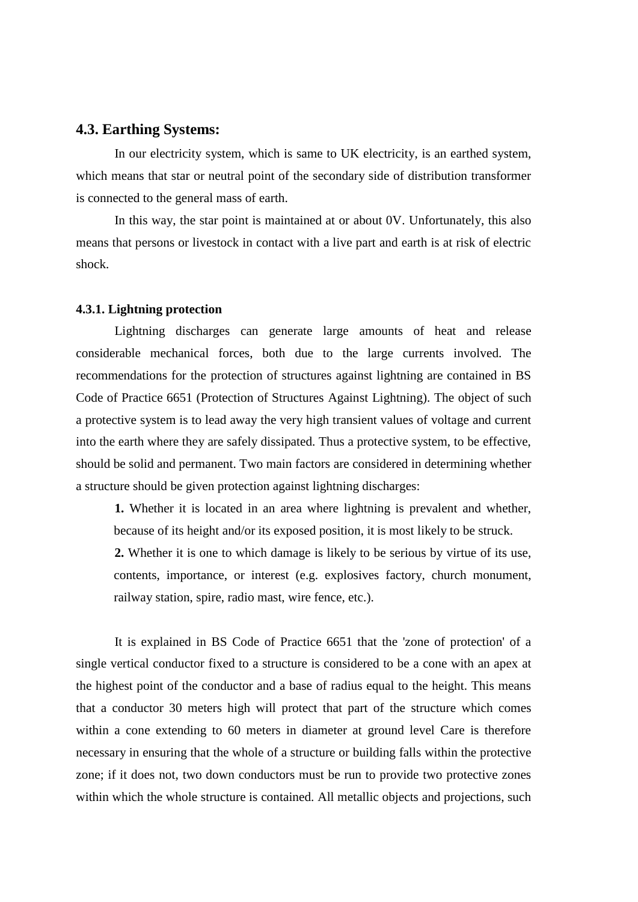## 4.3. Earthing Systems:

In our electricity system, which is same to UK electricity, is an earthed system, which means that star or neutral point of the secondary side of distribution transformer is connected to the general mass of earth.

In this way, the star point is maintained at or about 0V. Unfortunately, this also means that persons or livestock in contact with a live part and earth is at risk of electric shock.

### 4.3.1. Lightning protection

Lightning discharges can generate large amounts of heat and release considerable mechanical forces, both due to the large currents involved. The recommendations for the protection of structures against lightning are contained in BS Code of Practice 6651 (Protection of Structures Against Lightning). The object of such a protective system is to lead away the very high transient values of voltage and current into the earth where they are safely dissipated. Thus a protective system, to be effective, should be solid and permanent. Two main factors are considered in determining whether a structure should be given protection against lightning discharges:

**1.** Whether it is located in an area where lightning is prevalent and whether, because of its height and/or its exposed position, it is most likely to be struck.

**2.** Whether it is one to which damage is likely to be serious by virtue of its use, contents, importance, or interest (e.g. explosives factory, church monument, railway station, spire, radio mast, wire fence, etc.).

It is explained in BS Code of Practice 6651 that the 'zone of protection' of a single vertical conductor fixed to a structure is considered to be a cone with an apex at the highest point of the conductor and a base of radius equal to the height. This means that a conductor 30 meters high will protect that part of the structure which comes within a cone extending to 60 meters in diameter at ground level Care is therefore necessary in ensuring that the whole of a structure or building falls within the protective zone; if it does not, two down conductors must be run to provide two protective zones within which the whole structure is contained. All metallic objects and projections, such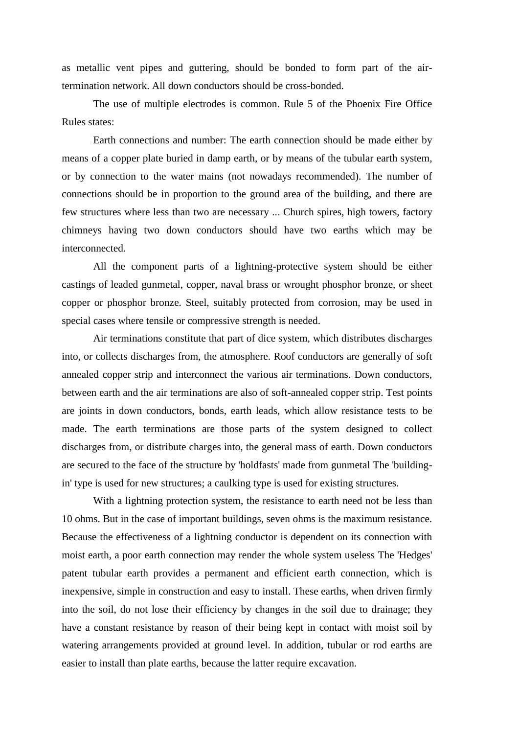as metallic vent pipes and guttering, should be bonded to form part of the air-termination network. All down conductors should be cross-bonded.

The use of multiple electrodes is common. Rule 5 of the Phoenix Fire Office Rules states:

Earth connections and number: The earth connection should be made either by means of a copper plate buried in damp earth, or by means of the tubular earth system, or by connection to the water mains (not nowadays recommended). The number of connections should be in proportion to the ground area of the building, and there are few structures where less than two are necessary ... Church spires, high towers, factory chimneys having two down conductors should have two earths which may be interconnected.

All the component parts of a lightning-protective system should be either castings of leaded gunmetal, copper, naval brass or wrought phosphor bronze, or sheet copper or phosphor bronze. Steel, suitably protected from corrosion, may be used in special cases where tensile or compressive strength is needed.

Air terminations constitute that part of dice system, which distributes discharges into, or collects discharges from, the atmosphere. Roof conductors are generally of soft annealed copper strip and interconnect the various air terminations. Down conductors, between earth and the air terminations are also of soft-annealed copper strip. Test points are joints in down conductors, bonds, earth leads, which allow resistance tests to be made. The earth terminations are those parts of the system designed to collect discharges from, or distribute charges into, the general mass of earth. Down conductors are secured to the face of the structure by 'holdfasts' made from gunmetal The 'building-in' type is used for new structures; a caulking type is used for existing structures.

With a lightning protection system, the resistance to earth need not be less than 10 ohms. But in the case of important buildings, seven ohms is the maximum resistance. Because the effectiveness of a lightning conductor is dependent on its connection with moist earth, a poor earth connection may render the whole system useless The 'Hedges' patent tubular earth provides a permanent and efficient earth connection, which is inexpensive, simple in construction and easy to install. These earths, when driven firmly into the soil, do not lose their efficiency by changes in the soil due to drainage; they have a constant resistance by reason of their being kept in contact with moist soil by watering arrangements provided at ground level. In addition, tubular or rod earths are easier to install than plate earths, because the latter require excavation.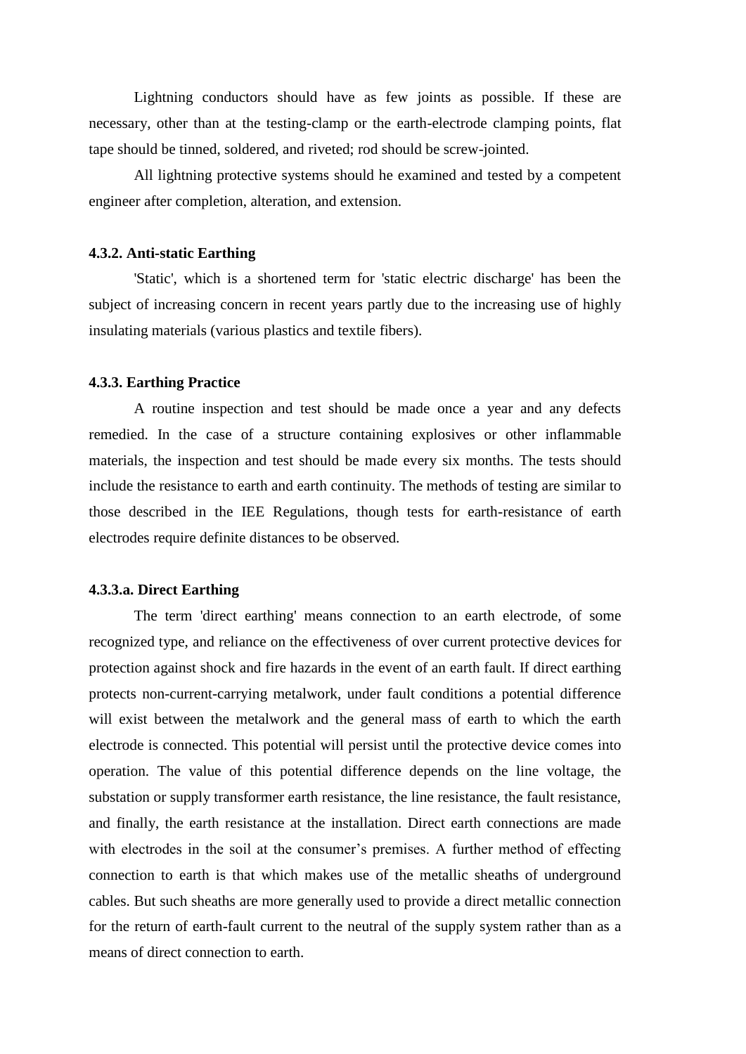Lightning conductors should have as few joints as possible. If these are necessary, other than at the testing-clamp or the earth-electrode clamping points, flat tape should be tinned, soldered, and riveted; rod should be screw-jointed.

All lightning protective systems should he examined and tested by a competent engineer after completion, alteration, and extension.

### 4.3.2. Anti-static Earthing

'Static', which is a shortened term for 'static electric discharge' has been the subject of increasing concern in recent years partly due to the increasing use of highly insulating materials (various plastics and textile fibers).

### 4.3.3. Earthing Practice

A routine inspection and test should be made once a year and any defects remedied. In the case of a structure containing explosives or other inflammable materials, the inspection and test should be made every six months. The tests should include the resistance to earth and earth continuity. The methods of testing are similar to those described in the IEE Regulations, though tests for earth-resistance of earth electrodes require definite distances to be observed.

#### 4.3.3.a. Direct Earthing

The term 'direct earthing' means connection to an earth electrode, of some recognized type, and reliance on the effectiveness of over current protective devices for protection against shock and fire hazards in the event of an earth fault. If direct earthing protects non-current-carrying metalwork, under fault conditions a potential difference will exist between the metalwork and the general mass of earth to which the earth electrode is connected. This potential will persist until the protective device comes into operation. The value of this potential difference depends on the line voltage, the substation or supply transformer earth resistance, the line resistance, the fault resistance, and finally, the earth resistance at the installation. Direct earth connections are made with electrodes in the soil at the consumer's premises. A further method of effecting connection to earth is that which makes use of the metallic sheaths of underground cables. But such sheaths are more generally used to provide a direct metallic connection for the return of earth-fault current to the neutral of the supply system rather than as a means of direct connection to earth.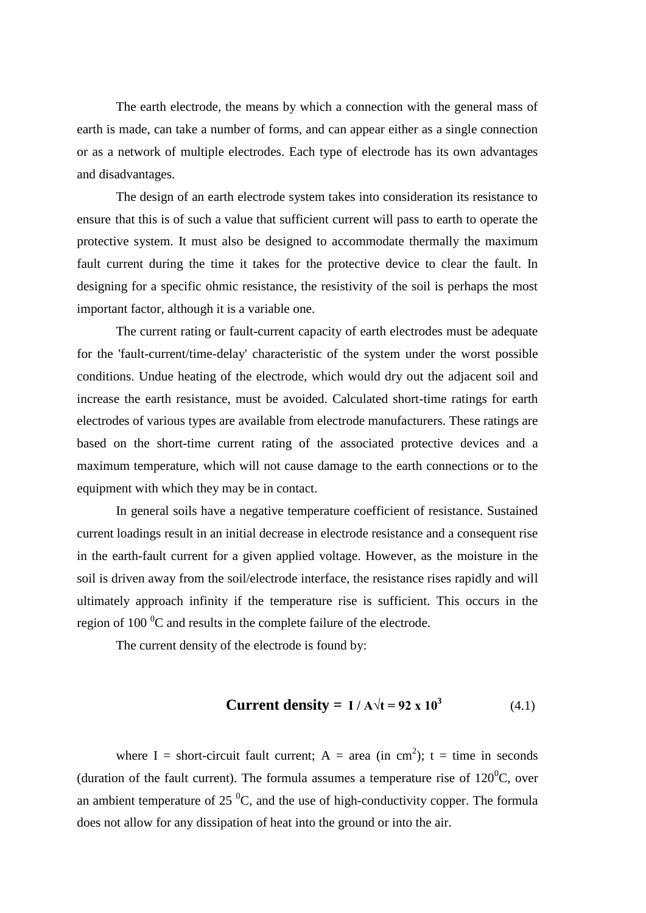The earth electrode, the means by which a connection with the general mass of earth is made, can take a number of forms, and can appear either as a single connection or as a network of multiple electrodes. Each type of electrode has its own advantages and disadvantages.

The design of an earth electrode system takes into consideration its resistance to ensure that this is of such a value that sufficient current will pass to earth to operate the protective system. It must also be designed to accommodate thermally the maximum fault current during the time it takes for the protective device to clear the fault. In designing for a specific ohmic resistance, the resistivity of the soil is perhaps the most important factor, although it is a variable one.

The current rating or fault-current capacity of earth electrodes must be adequate for the 'fault-current/time-delay' characteristic of the system under the worst possible conditions. Undue heating of the electrode, which would dry out the adjacent soil and increase the earth resistance, must be avoided. Calculated short-time ratings for earth electrodes of various types are available from electrode manufacturers. These ratings are based on the short-time current rating of the associated protective devices and a maximum temperature, which will not cause damage to the earth connections or to the equipment with which they may be in contact.

In general soils have a negative temperature coefficient of resistance. Sustained current loadings result in an initial decrease in electrode resistance and a consequent rise in the earth-fault current for a given applied voltage. However, as the moisture in the soil is driven away from the soil/electrode interface, the resistance rises rapidly and will ultimately approach infinity if the temperature rise is sufficient. This occurs in the region of 100 $^0$C and results in the complete failure of the electrode.

The current density of the electrode is found by:

$$\textbf{Current density} = I / A\sqrt{t} = 92 \times 10^3 \qquad (4.1)$$

where I = short-circuit fault current; A = area (in cm$^2$); t = time in seconds (duration of the fault current). The formula assumes a temperature rise of 120$^0$C, over an ambient temperature of 25 $^0$C, and the use of high-conductivity copper. The formula does not allow for any dissipation of heat into the ground or into the air.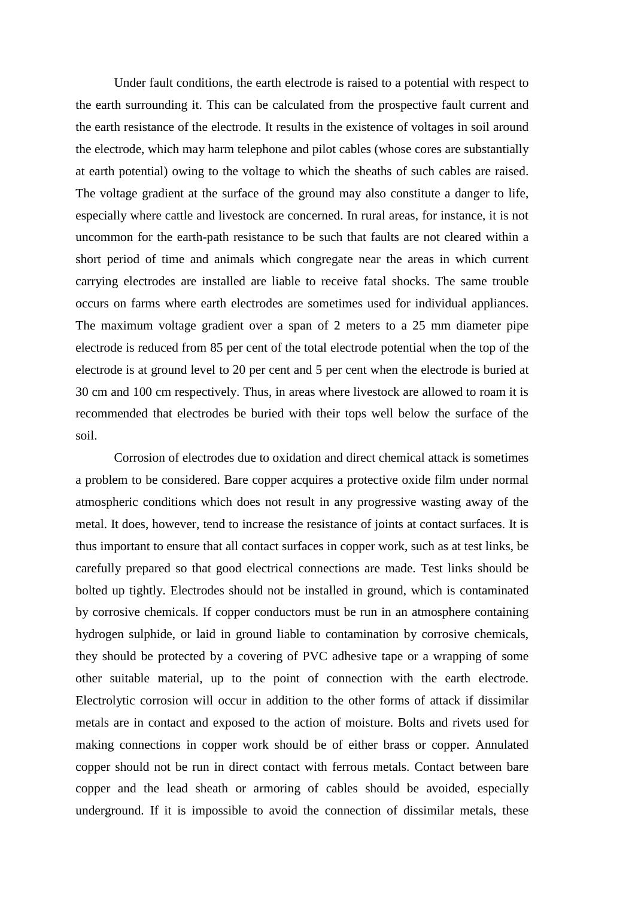Under fault conditions, the earth electrode is raised to a potential with respect to the earth surrounding it. This can be calculated from the prospective fault current and the earth resistance of the electrode. It results in the existence of voltages in soil around the electrode, which may harm telephone and pilot cables (whose cores are substantially at earth potential) owing to the voltage to which the sheaths of such cables are raised. The voltage gradient at the surface of the ground may also constitute a danger to life, especially where cattle and livestock are concerned. In rural areas, for instance, it is not uncommon for the earth-path resistance to be such that faults are not cleared within a short period of time and animals which congregate near the areas in which current carrying electrodes are installed are liable to receive fatal shocks. The same trouble occurs on farms where earth electrodes are sometimes used for individual appliances. The maximum voltage gradient over a span of 2 meters to a 25 mm diameter pipe electrode is reduced from 85 per cent of the total electrode potential when the top of the electrode is at ground level to 20 per cent and 5 per cent when the electrode is buried at 30 cm and 100 cm respectively. Thus, in areas where livestock are allowed to roam it is recommended that electrodes be buried with their tops well below the surface of the soil.

Corrosion of electrodes due to oxidation and direct chemical attack is sometimes a problem to be considered. Bare copper acquires a protective oxide film under normal atmospheric conditions which does not result in any progressive wasting away of the metal. It does, however, tend to increase the resistance of joints at contact surfaces. It is thus important to ensure that all contact surfaces in copper work, such as at test links, be carefully prepared so that good electrical connections are made. Test links should be bolted up tightly. Electrodes should not be installed in ground, which is contaminated by corrosive chemicals. If copper conductors must be run in an atmosphere containing hydrogen sulphide, or laid in ground liable to contamination by corrosive chemicals, they should be protected by a covering of PVC adhesive tape or a wrapping of some other suitable material, up to the point of connection with the earth electrode. Electrolytic corrosion will occur in addition to the other forms of attack if dissimilar metals are in contact and exposed to the action of moisture. Bolts and rivets used for making connections in copper work should be of either brass or copper. Annulated copper should not be run in direct contact with ferrous metals. Contact between bare copper and the lead sheath or armoring of cables should be avoided, especially underground. If it is impossible to avoid the connection of dissimilar metals, these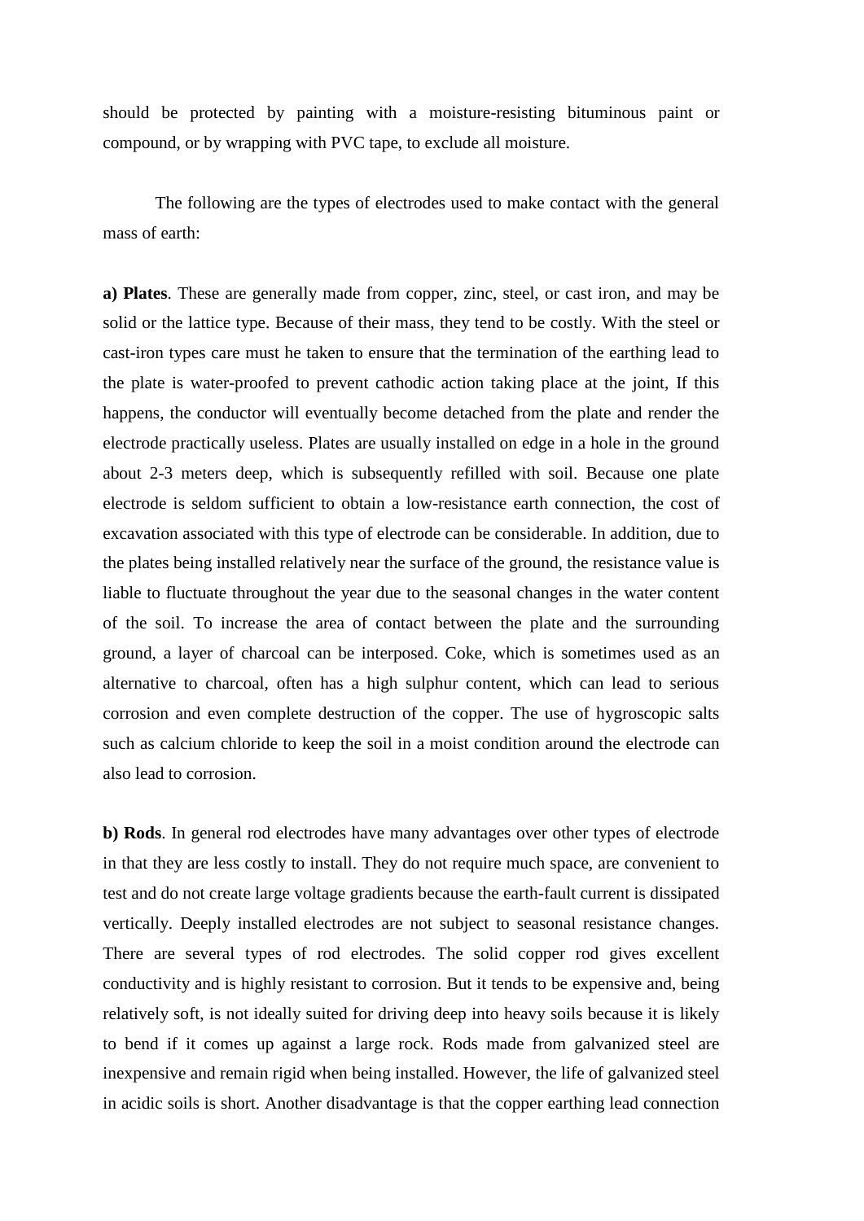should be protected by painting with a moisture-resisting bituminous paint or compound, or by wrapping with PVC tape, to exclude all moisture.

The following are the types of electrodes used to make contact with the general mass of earth:

**a) Plates**. These are generally made from copper, zinc, steel, or cast iron, and may be solid or the lattice type. Because of their mass, they tend to be costly. With the steel or cast-iron types care must he taken to ensure that the termination of the earthing lead to the plate is water-proofed to prevent cathodic action taking place at the joint, If this happens, the conductor will eventually become detached from the plate and render the electrode practically useless. Plates are usually installed on edge in a hole in the ground about 2-3 meters deep, which is subsequently refilled with soil. Because one plate electrode is seldom sufficient to obtain a low-resistance earth connection, the cost of excavation associated with this type of electrode can be considerable. In addition, due to the plates being installed relatively near the surface of the ground, the resistance value is liable to fluctuate throughout the year due to the seasonal changes in the water content of the soil. To increase the area of contact between the plate and the surrounding ground, a layer of charcoal can be interposed. Coke, which is sometimes used as an alternative to charcoal, often has a high sulphur content, which can lead to serious corrosion and even complete destruction of the copper. The use of hygroscopic salts such as calcium chloride to keep the soil in a moist condition around the electrode can also lead to corrosion.

**b) Rods**. In general rod electrodes have many advantages over other types of electrode in that they are less costly to install. They do not require much space, are convenient to test and do not create large voltage gradients because the earth-fault current is dissipated vertically. Deeply installed electrodes are not subject to seasonal resistance changes. There are several types of rod electrodes. The solid copper rod gives excellent conductivity and is highly resistant to corrosion. But it tends to be expensive and, being relatively soft, is not ideally suited for driving deep into heavy soils because it is likely to bend if it comes up against a large rock. Rods made from galvanized steel are inexpensive and remain rigid when being installed. However, the life of galvanized steel in acidic soils is short. Another disadvantage is that the copper earthing lead connection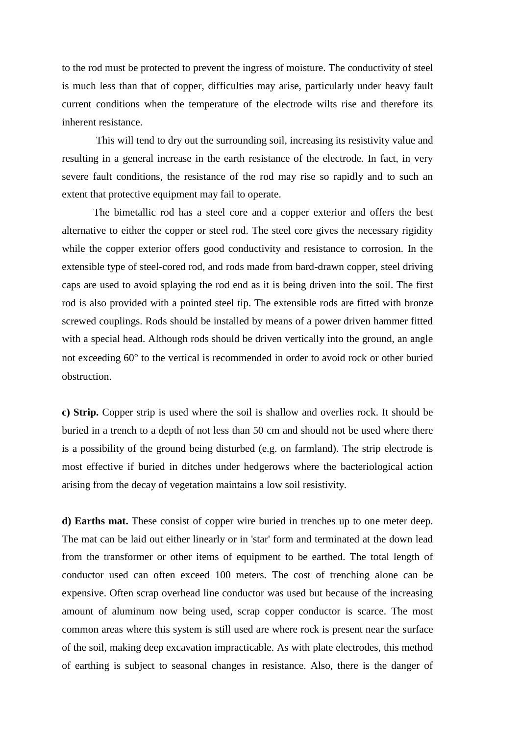to the rod must be protected to prevent the ingress of moisture. The conductivity of steel is much less than that of copper, difficulties may arise, particularly under heavy fault current conditions when the temperature of the electrode wilts rise and therefore its inherent resistance.

This will tend to dry out the surrounding soil, increasing its resistivity value and resulting in a general increase in the earth resistance of the electrode. In fact, in very severe fault conditions, the resistance of the rod may rise so rapidly and to such an extent that protective equipment may fail to operate.

The bimetallic rod has a steel core and a copper exterior and offers the best alternative to either the copper or steel rod. The steel core gives the necessary rigidity while the copper exterior offers good conductivity and resistance to corrosion. In the extensible type of steel-cored rod, and rods made from bard-drawn copper, steel driving caps are used to avoid splaying the rod end as it is being driven into the soil. The first rod is also provided with a pointed steel tip. The extensible rods are fitted with bronze screwed couplings. Rods should be installed by means of a power driven hammer fitted with a special head. Although rods should be driven vertically into the ground, an angle not exceeding 60° to the vertical is recommended in order to avoid rock or other buried obstruction.

**c) Strip.** Copper strip is used where the soil is shallow and overlies rock. It should be buried in a trench to a depth of not less than 50 cm and should not be used where there is a possibility of the ground being disturbed (e.g. on farmland). The strip electrode is most effective if buried in ditches under hedgerows where the bacteriological action arising from the decay of vegetation maintains a low soil resistivity.

**d) Earths mat.** These consist of copper wire buried in trenches up to one meter deep. The mat can be laid out either linearly or in 'star' form and terminated at the down lead from the transformer or other items of equipment to be earthed. The total length of conductor used can often exceed 100 meters. The cost of trenching alone can be expensive. Often scrap overhead line conductor was used but because of the increasing amount of aluminum now being used, scrap copper conductor is scarce. The most common areas where this system is still used are where rock is present near the surface of the soil, making deep excavation impracticable. As with plate electrodes, this method of earthing is subject to seasonal changes in resistance. Also, there is the danger of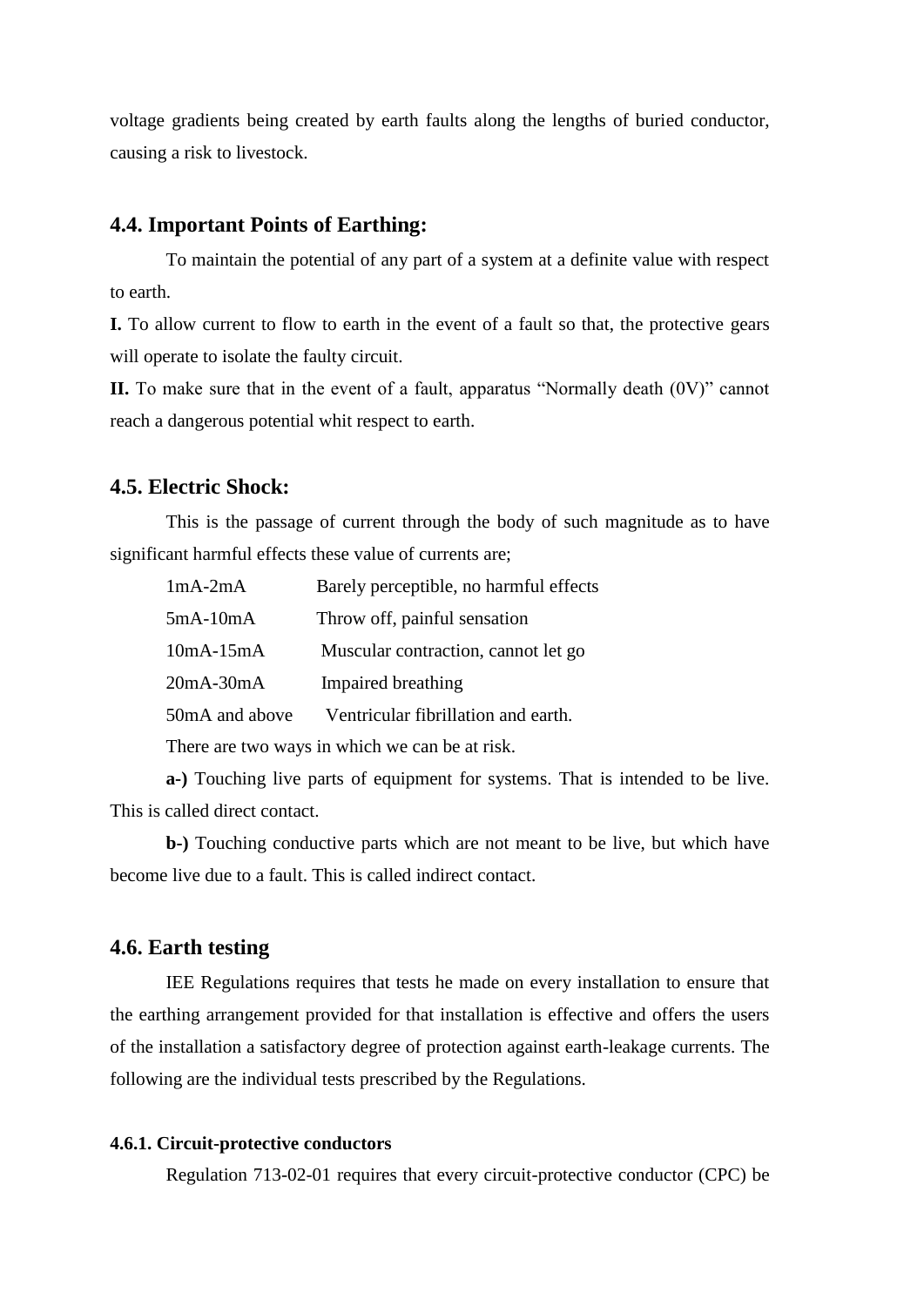voltage gradients being created by earth faults along the lengths of buried conductor, causing a risk to livestock.

## 4.4. Important Points of Earthing:

To maintain the potential of any part of a system at a definite value with respect to earth.

**I.** To allow current to flow to earth in the event of a fault so that, the protective gears will operate to isolate the faulty circuit.

**II.** To make sure that in the event of a fault, apparatus "Normally death (0V)" cannot reach a dangerous potential whit respect to earth.

## 4.5. Electric Shock:

This is the passage of current through the body of such magnitude as to have significant harmful effects these value of currents are;

| | |
|---|---|
| 1mA-2mA | Barely perceptible, no harmful effects |
| 5mA-10mA | Throw off, painful sensation |
| 10mA-15mA | Muscular contraction, cannot let go |
| 20mA-30mA | Impaired breathing |
| 50mA and above | Ventricular fibrillation and earth. |

There are two ways in which we can be at risk.

**a-)** Touching live parts of equipment for systems. That is intended to be live. This is called direct contact.

**b-)** Touching conductive parts which are not meant to be live, but which have become live due to a fault. This is called indirect contact.

## 4.6. Earth testing

IEE Regulations requires that tests he made on every installation to ensure that the earthing arrangement provided for that installation is effective and offers the users of the installation a satisfactory degree of protection against earth-leakage currents. The following are the individual tests prescribed by the Regulations.

### 4.6.1. Circuit-protective conductors

Regulation 713-02-01 requires that every circuit-protective conductor (CPC) be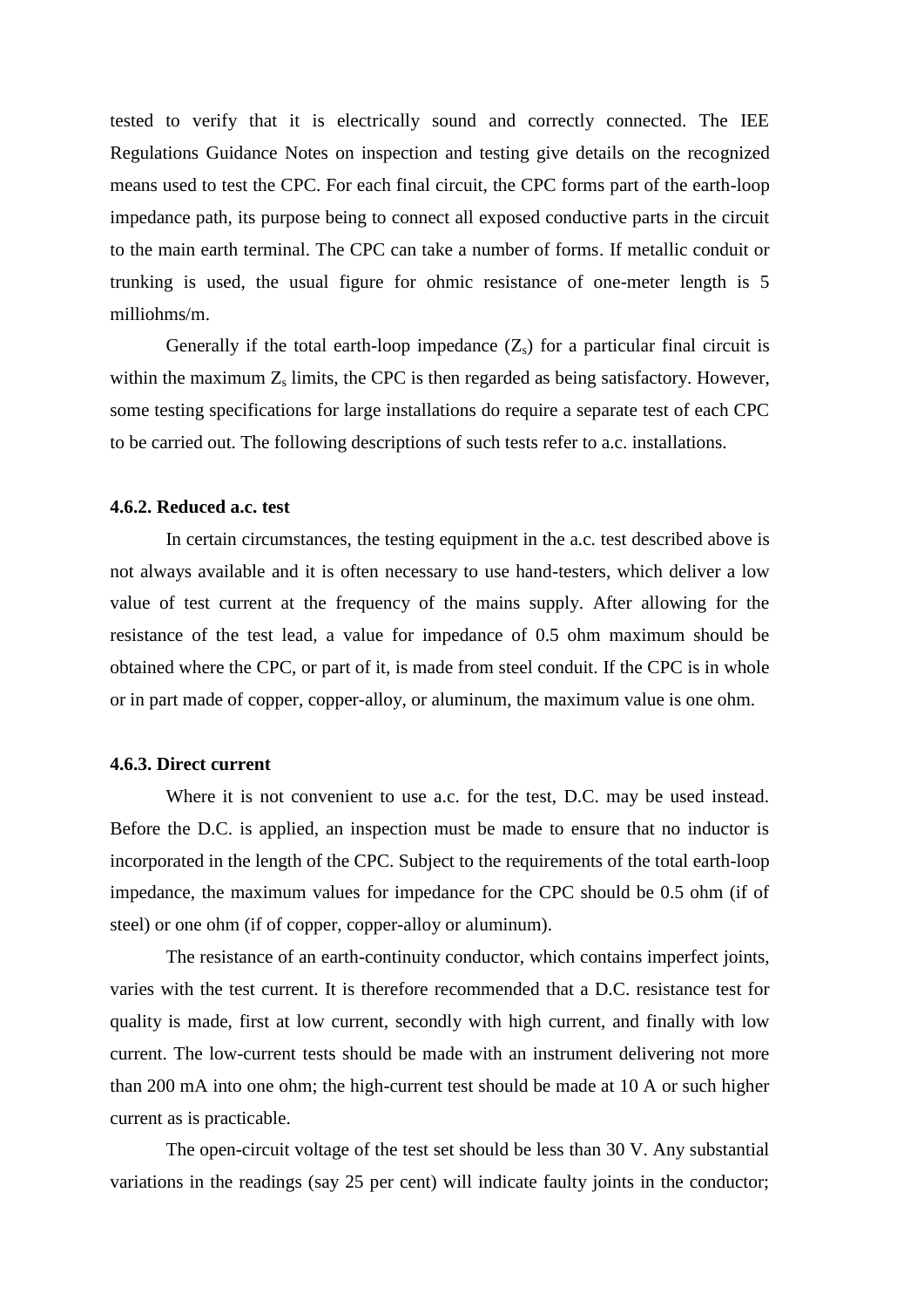tested to verify that it is electrically sound and correctly connected. The IEE Regulations Guidance Notes on inspection and testing give details on the recognized means used to test the CPC. For each final circuit, the CPC forms part of the earth-loop impedance path, its purpose being to connect all exposed conductive parts in the circuit to the main earth terminal. The CPC can take a number of forms. If metallic conduit or trunking is used, the usual figure for ohmic resistance of one-meter length is 5 milliohms/m.

Generally if the total earth-loop impedance ($Z_s$) for a particular final circuit is within the maximum $Z_s$ limits, the CPC is then regarded as being satisfactory. However, some testing specifications for large installations do require a separate test of each CPC to be carried out. The following descriptions of such tests refer to a.c. installations.

#### 4.6.2. Reduced a.c. test

In certain circumstances, the testing equipment in the a.c. test described above is not always available and it is often necessary to use hand-testers, which deliver a low value of test current at the frequency of the mains supply. After allowing for the resistance of the test lead, a value for impedance of 0.5 ohm maximum should be obtained where the CPC, or part of it, is made from steel conduit. If the CPC is in whole or in part made of copper, copper-alloy, or aluminum, the maximum value is one ohm.

#### 4.6.3. Direct current

Where it is not convenient to use a.c. for the test, D.C. may be used instead. Before the D.C. is applied, an inspection must be made to ensure that no inductor is incorporated in the length of the CPC. Subject to the requirements of the total earth-loop impedance, the maximum values for impedance for the CPC should be 0.5 ohm (if of steel) or one ohm (if of copper, copper-alloy or aluminum).

The resistance of an earth-continuity conductor, which contains imperfect joints, varies with the test current. It is therefore recommended that a D.C. resistance test for quality is made, first at low current, secondly with high current, and finally with low current. The low-current tests should be made with an instrument delivering not more than 200 mA into one ohm; the high-current test should be made at 10 A or such higher current as is practicable.

The open-circuit voltage of the test set should be less than 30 V. Any substantial variations in the readings (say 25 per cent) will indicate faulty joints in the conductor;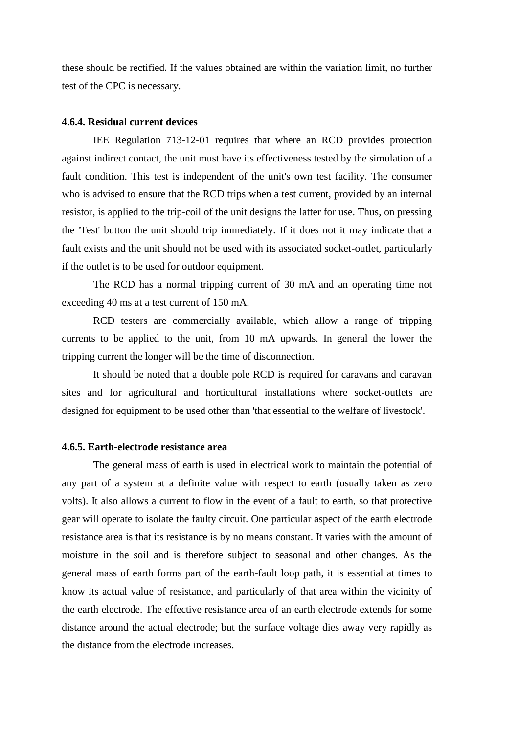these should be rectified. If the values obtained are within the variation limit, no further test of the CPC is necessary.

### 4.6.4. Residual current devices

IEE Regulation 713-12-01 requires that where an RCD provides protection against indirect contact, the unit must have its effectiveness tested by the simulation of a fault condition. This test is independent of the unit's own test facility. The consumer who is advised to ensure that the RCD trips when a test current, provided by an internal resistor, is applied to the trip-coil of the unit designs the latter for use. Thus, on pressing the 'Test' button the unit should trip immediately. If it does not it may indicate that a fault exists and the unit should not be used with its associated socket-outlet, particularly if the outlet is to be used for outdoor equipment.

The RCD has a normal tripping current of 30 mA and an operating time not exceeding 40 ms at a test current of 150 mA.

RCD testers are commercially available, which allow a range of tripping currents to be applied to the unit, from 10 mA upwards. In general the lower the tripping current the longer will be the time of disconnection.

It should be noted that a double pole RCD is required for caravans and caravan sites and for agricultural and horticultural installations where socket-outlets are designed for equipment to be used other than 'that essential to the welfare of livestock'.

### 4.6.5. Earth-electrode resistance area

The general mass of earth is used in electrical work to maintain the potential of any part of a system at a definite value with respect to earth (usually taken as zero volts). It also allows a current to flow in the event of a fault to earth, so that protective gear will operate to isolate the faulty circuit. One particular aspect of the earth electrode resistance area is that its resistance is by no means constant. It varies with the amount of moisture in the soil and is therefore subject to seasonal and other changes. As the general mass of earth forms part of the earth-fault loop path, it is essential at times to know its actual value of resistance, and particularly of that area within the vicinity of the earth electrode. The effective resistance area of an earth electrode extends for some distance around the actual electrode; but the surface voltage dies away very rapidly as the distance from the electrode increases.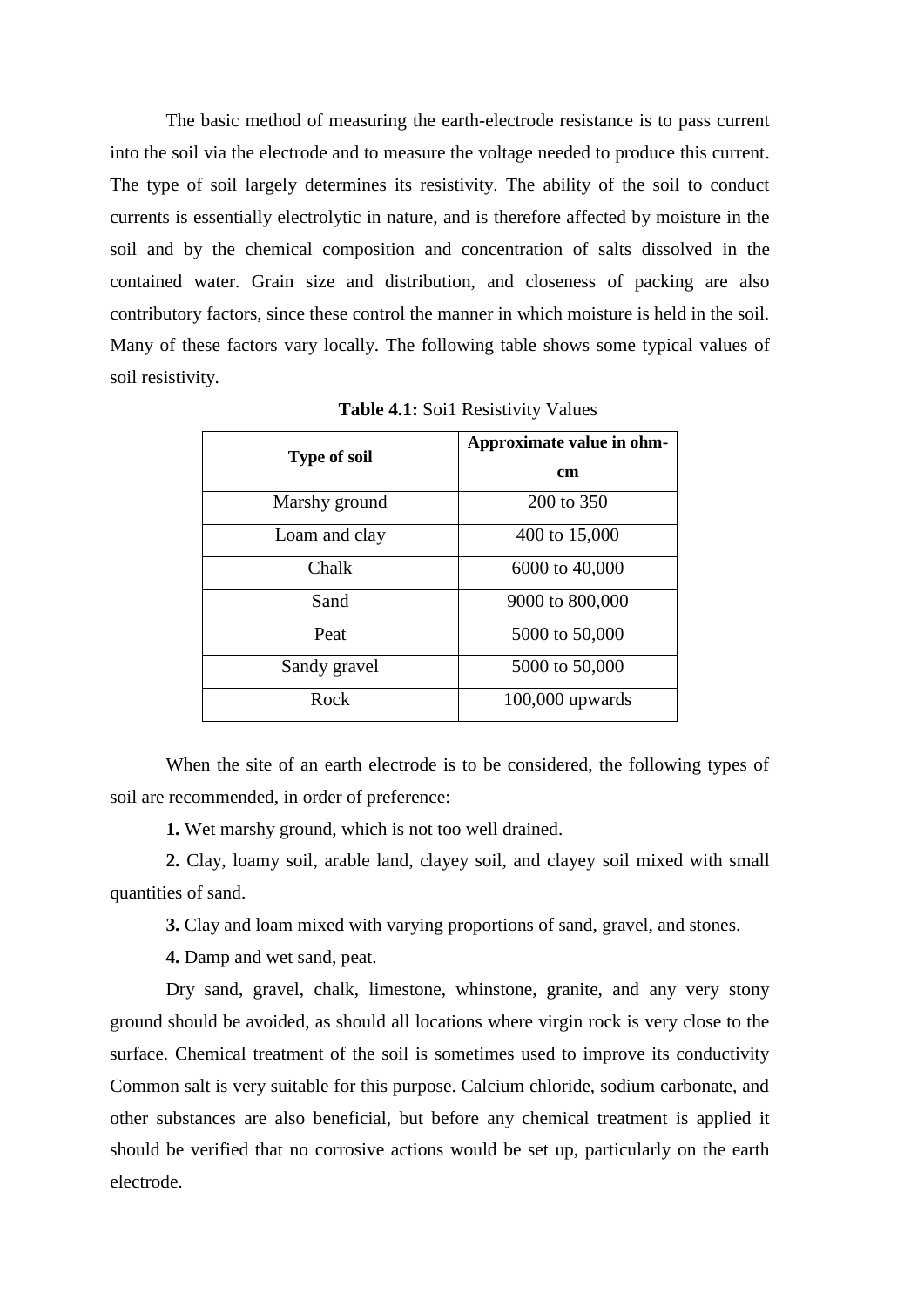The basic method of measuring the earth-electrode resistance is to pass current into the soil via the electrode and to measure the voltage needed to produce this current. The type of soil largely determines its resistivity. The ability of the soil to conduct currents is essentially electrolytic in nature, and is therefore affected by moisture in the soil and by the chemical composition and concentration of salts dissolved in the contained water. Grain size and distribution, and closeness of packing are also contributory factors, since these control the manner in which moisture is held in the soil. Many of these factors vary locally. The following table shows some typical values of soil resistivity.

**Table 4.1:** Soi1 Resistivity Values

| Type of soil | Approximate value in ohm-cm |
|---|---|
| Marshy ground | 200 to 350 |
| Loam and clay | 400 to 15,000 |
| Chalk | 6000 to 40,000 |
| Sand | 9000 to 800,000 |
| Peat | 5000 to 50,000 |
| Sandy gravel | 5000 to 50,000 |
| Rock | 100,000 upwards |

When the site of an earth electrode is to be considered, the following types of soil are recommended, in order of preference:

**1.** Wet marshy ground, which is not too well drained.

**2.** Clay, loamy soil, arable land, clayey soil, and clayey soil mixed with small quantities of sand.

**3.** Clay and loam mixed with varying proportions of sand, gravel, and stones.

**4.** Damp and wet sand, peat.

Dry sand, gravel, chalk, limestone, whinstone, granite, and any very stony ground should be avoided, as should all locations where virgin rock is very close to the surface. Chemical treatment of the soil is sometimes used to improve its conductivity Common salt is very suitable for this purpose. Calcium chloride, sodium carbonate, and other substances are also beneficial, but before any chemical treatment is applied it should be verified that no corrosive actions would be set up, particularly on the earth electrode.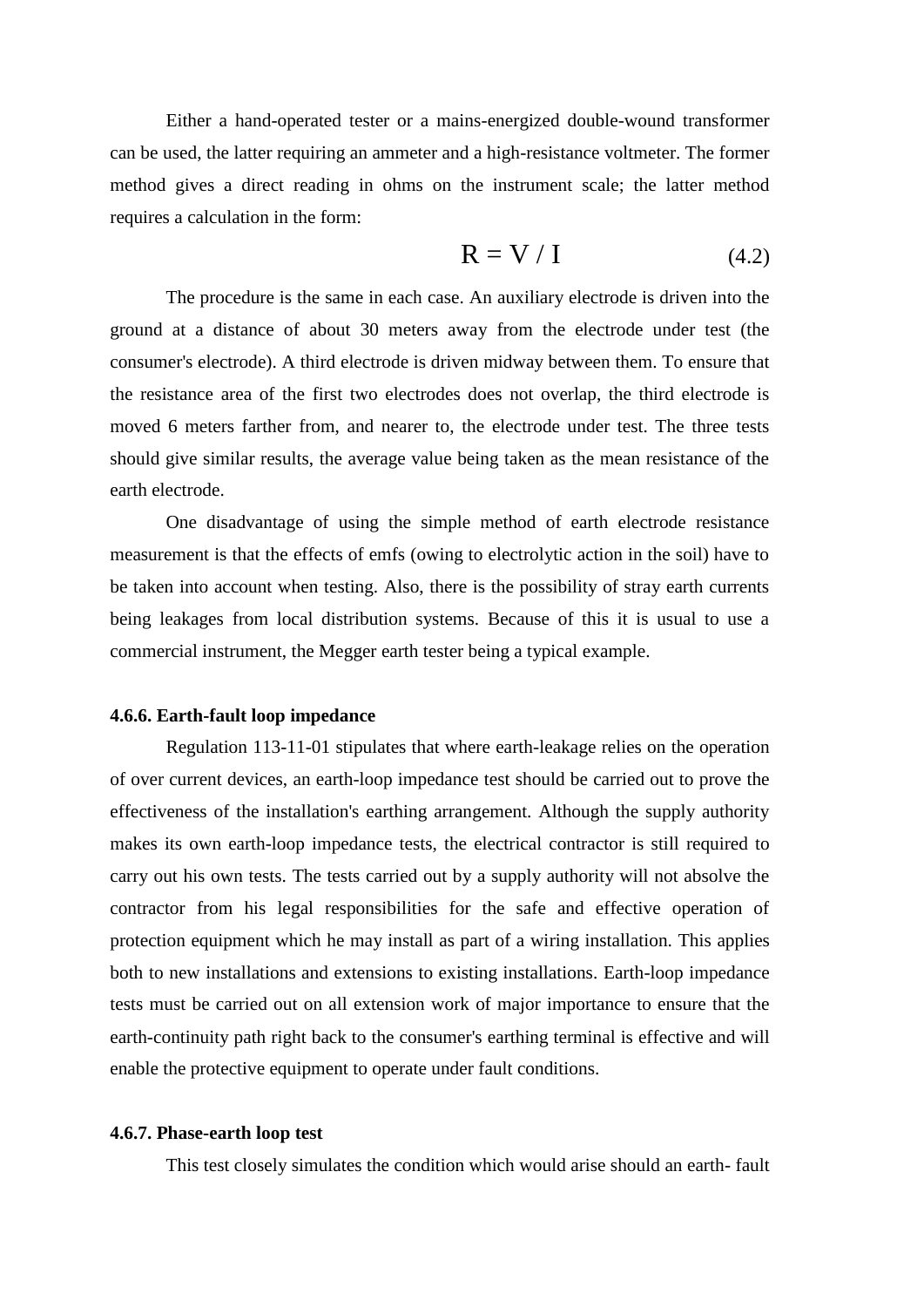Either a hand-operated tester or a mains-energized double-wound transformer can be used, the latter requiring an ammeter and a high-resistance voltmeter. The former method gives a direct reading in ohms on the instrument scale; the latter method requires a calculation in the form:

$$R = V / I \tag{4.2}$$

The procedure is the same in each case. An auxiliary electrode is driven into the ground at a distance of about 30 meters away from the electrode under test (the consumer's electrode). A third electrode is driven midway between them. To ensure that the resistance area of the first two electrodes does not overlap, the third electrode is moved 6 meters farther from, and nearer to, the electrode under test. The three tests should give similar results, the average value being taken as the mean resistance of the earth electrode.

One disadvantage of using the simple method of earth electrode resistance measurement is that the effects of emfs (owing to electrolytic action in the soil) have to be taken into account when testing. Also, there is the possibility of stray earth currents being leakages from local distribution systems. Because of this it is usual to use a commercial instrument, the Megger earth tester being a typical example.

#### 4.6.6. Earth-fault loop impedance

Regulation 113-11-01 stipulates that where earth-leakage relies on the operation of over current devices, an earth-loop impedance test should be carried out to prove the effectiveness of the installation's earthing arrangement. Although the supply authority makes its own earth-loop impedance tests, the electrical contractor is still required to carry out his own tests. The tests carried out by a supply authority will not absolve the contractor from his legal responsibilities for the safe and effective operation of protection equipment which he may install as part of a wiring installation. This applies both to new installations and extensions to existing installations. Earth-loop impedance tests must be carried out on all extension work of major importance to ensure that the earth-continuity path right back to the consumer's earthing terminal is effective and will enable the protective equipment to operate under fault conditions.

#### 4.6.7. Phase-earth loop test

This test closely simulates the condition which would arise should an earth- fault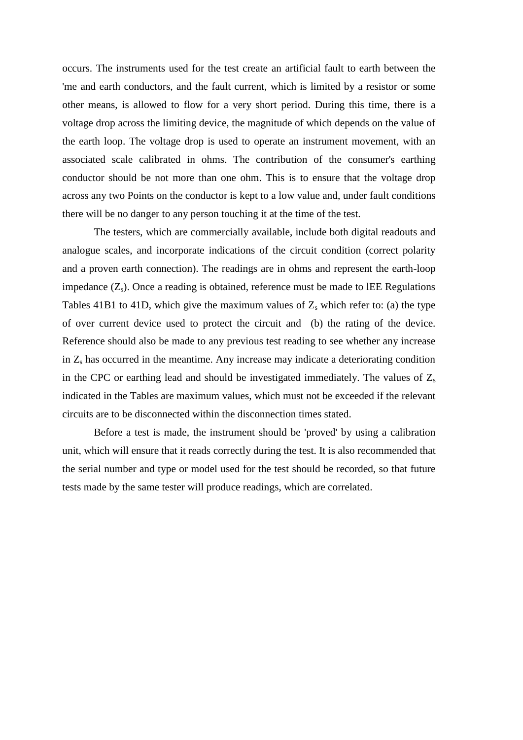occurs. The instruments used for the test create an artificial fault to earth between the 'me and earth conductors, and the fault current, which is limited by a resistor or some other means, is allowed to flow for a very short period. During this time, there is a voltage drop across the limiting device, the magnitude of which depends on the value of the earth loop. The voltage drop is used to operate an instrument movement, with an associated scale calibrated in ohms. The contribution of the consumer's earthing conductor should be not more than one ohm. This is to ensure that the voltage drop across any two Points on the conductor is kept to a low value and, under fault conditions there will be no danger to any person touching it at the time of the test.

The testers, which are commercially available, include both digital readouts and analogue scales, and incorporate indications of the circuit condition (correct polarity and a proven earth connection). The readings are in ohms and represent the earth-loop impedance ($Z_s$). Once a reading is obtained, reference must be made to lEE Regulations Tables 41B1 to 41D, which give the maximum values of $Z_s$ which refer to: (a) the type of over current device used to protect the circuit and (b) the rating of the device. Reference should also be made to any previous test reading to see whether any increase in $Z_s$ has occurred in the meantime. Any increase may indicate a deteriorating condition in the CPC or earthing lead and should be investigated immediately. The values of $Z_s$ indicated in the Tables are maximum values, which must not be exceeded if the relevant circuits are to be disconnected within the disconnection times stated.

Before a test is made, the instrument should be 'proved' by using a calibration unit, which will ensure that it reads correctly during the test. It is also recommended that the serial number and type or model used for the test should be recorded, so that future tests made by the same tester will produce readings, which are correlated.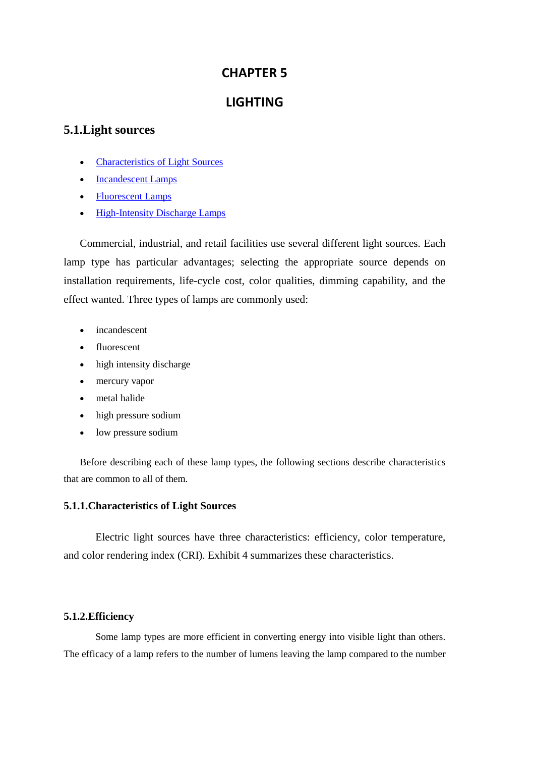# CHAPTER 5

# LIGHTING

## 5.1.Light sources

- Characteristics of Light Sources
- Incandescent Lamps
- Fluorescent Lamps
- High-Intensity Discharge Lamps

Commercial, industrial, and retail facilities use several different light sources. Each lamp type has particular advantages; selecting the appropriate source depends on installation requirements, life-cycle cost, color qualities, dimming capability, and the effect wanted. Three types of lamps are commonly used:

- incandescent
- fluorescent
- high intensity discharge
- mercury vapor
- metal halide
- high pressure sodium
- low pressure sodium

Before describing each of these lamp types, the following sections describe characteristics that are common to all of them.

### 5.1.1.Characteristics of Light Sources

Electric light sources have three characteristics: efficiency, color temperature, and color rendering index (CRI). Exhibit 4 summarizes these characteristics.

### 5.1.2.Efficiency

Some lamp types are more efficient in converting energy into visible light than others. The efficacy of a lamp refers to the number of lumens leaving the lamp compared to the number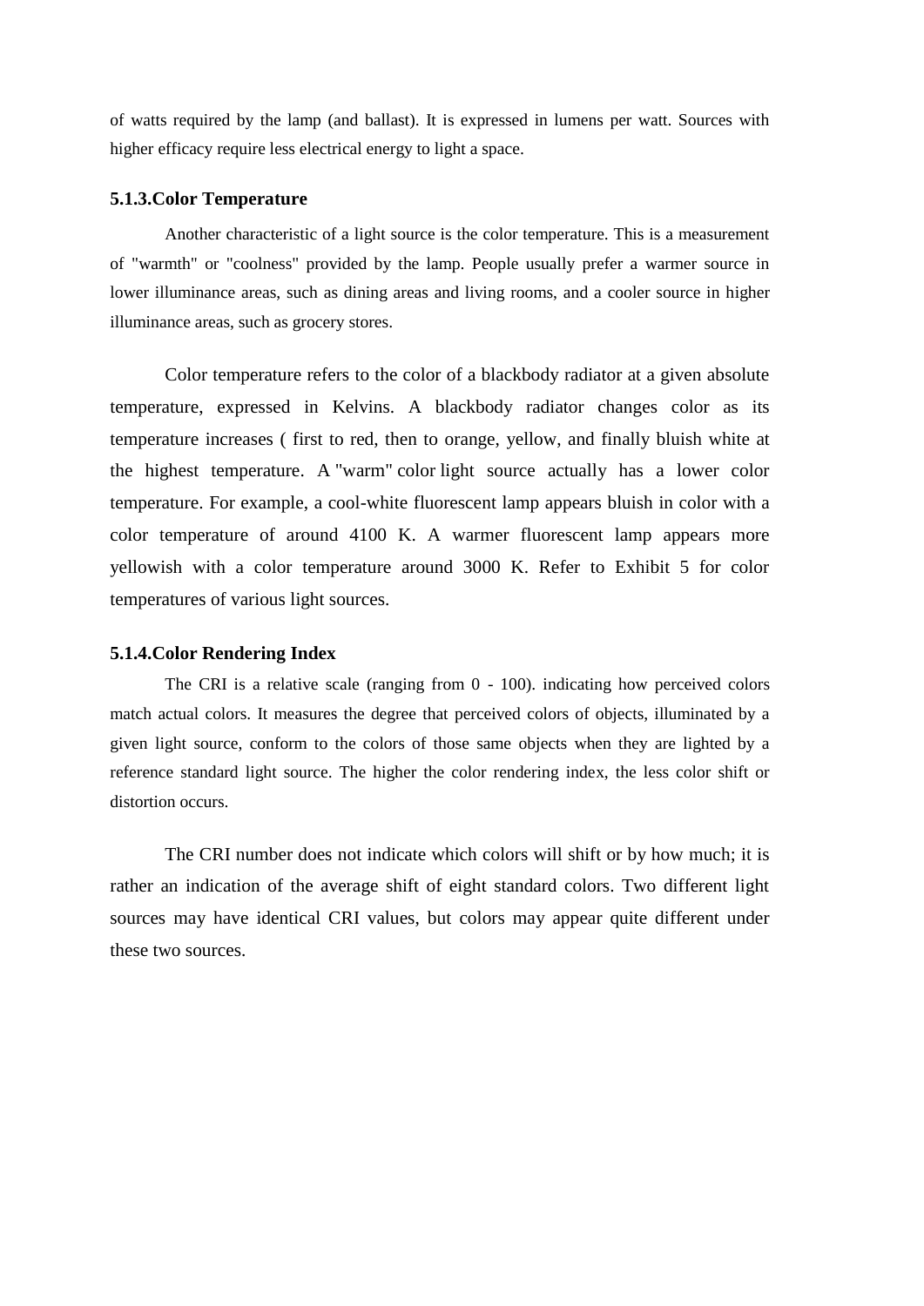of watts required by the lamp (and ballast). It is expressed in lumens per watt. Sources with higher efficacy require less electrical energy to light a space.

### 5.1.3.Color Temperature

Another characteristic of a light source is the color temperature. This is a measurement of "warmth" or "coolness" provided by the lamp. People usually prefer a warmer source in lower illuminance areas, such as dining areas and living rooms, and a cooler source in higher illuminance areas, such as grocery stores.

Color temperature refers to the color of a blackbody radiator at a given absolute temperature, expressed in Kelvins. A blackbody radiator changes color as its temperature increases ( first to red, then to orange, yellow, and finally bluish white at the highest temperature. A "warm" color light source actually has a lower color temperature. For example, a cool-white fluorescent lamp appears bluish in color with a color temperature of around 4100 K. A warmer fluorescent lamp appears more yellowish with a color temperature around 3000 K. Refer to Exhibit 5 for color temperatures of various light sources.

### 5.1.4.Color Rendering Index

The CRI is a relative scale (ranging from 0 - 100). indicating how perceived colors match actual colors. It measures the degree that perceived colors of objects, illuminated by a given light source, conform to the colors of those same objects when they are lighted by a reference standard light source. The higher the color rendering index, the less color shift or distortion occurs.

The CRI number does not indicate which colors will shift or by how much; it is rather an indication of the average shift of eight standard colors. Two different light sources may have identical CRI values, but colors may appear quite different under these two sources.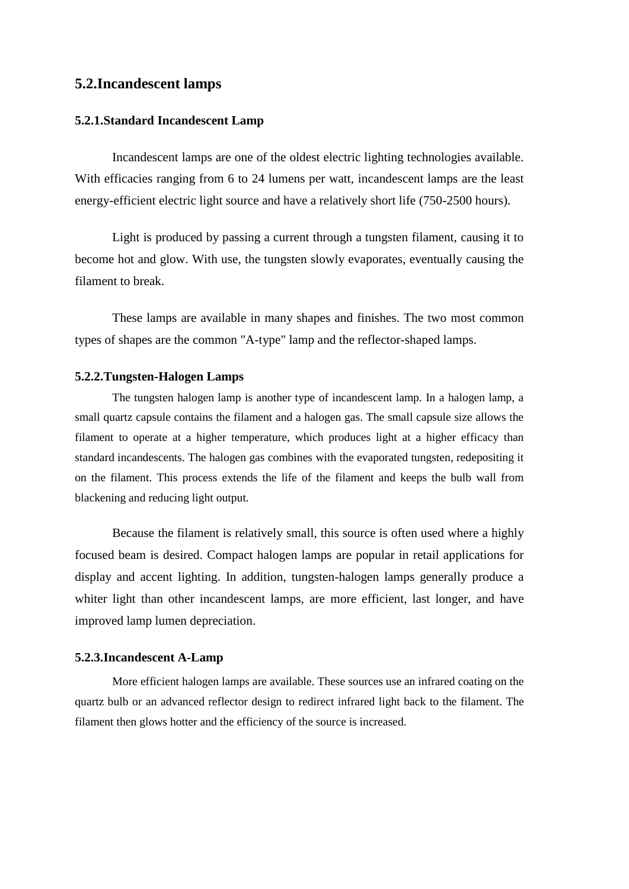## 5.2.Incandescent lamps

### 5.2.1.Standard Incandescent Lamp

Incandescent lamps are one of the oldest electric lighting technologies available. With efficacies ranging from 6 to 24 lumens per watt, incandescent lamps are the least energy-efficient electric light source and have a relatively short life (750-2500 hours).

Light is produced by passing a current through a tungsten filament, causing it to become hot and glow. With use, the tungsten slowly evaporates, eventually causing the filament to break.

These lamps are available in many shapes and finishes. The two most common types of shapes are the common "A-type" lamp and the reflector-shaped lamps.

### 5.2.2.Tungsten-Halogen Lamps

The tungsten halogen lamp is another type of incandescent lamp. In a halogen lamp, a small quartz capsule contains the filament and a halogen gas. The small capsule size allows the filament to operate at a higher temperature, which produces light at a higher efficacy than standard incandescents. The halogen gas combines with the evaporated tungsten, redepositing it on the filament. This process extends the life of the filament and keeps the bulb wall from blackening and reducing light output.

Because the filament is relatively small, this source is often used where a highly focused beam is desired. Compact halogen lamps are popular in retail applications for display and accent lighting. In addition, tungsten-halogen lamps generally produce a whiter light than other incandescent lamps, are more efficient, last longer, and have improved lamp lumen depreciation.

### 5.2.3.Incandescent A-Lamp

More efficient halogen lamps are available. These sources use an infrared coating on the quartz bulb or an advanced reflector design to redirect infrared light back to the filament. The filament then glows hotter and the efficiency of the source is increased.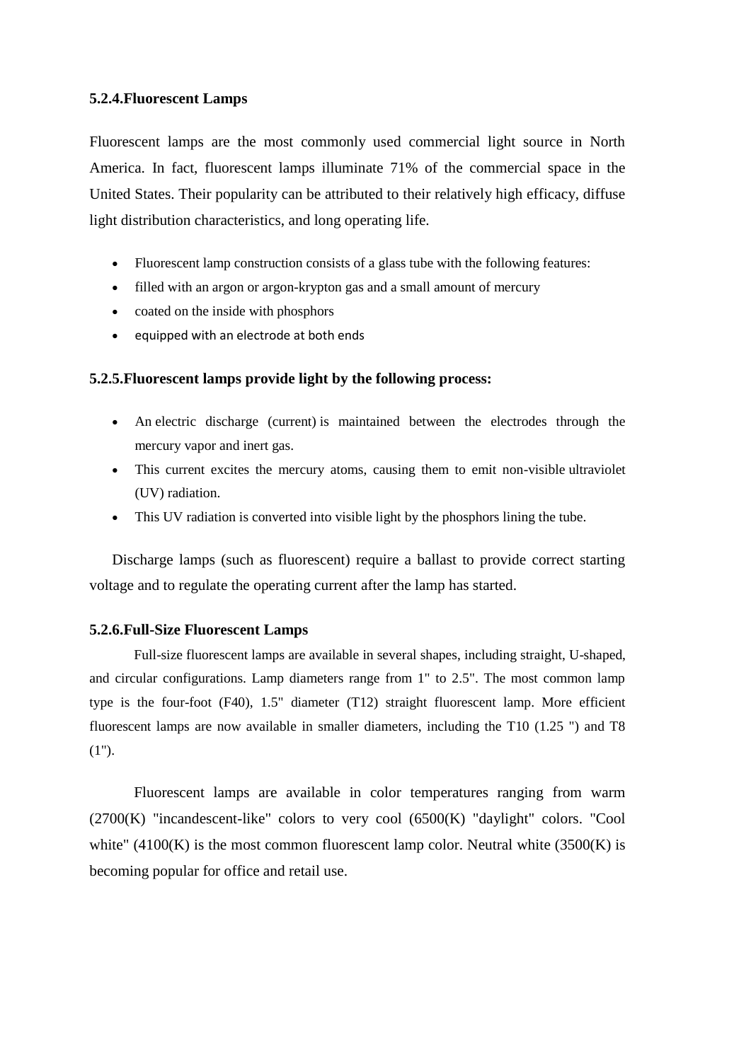### 5.2.4.Fluorescent Lamps

Fluorescent lamps are the most commonly used commercial light source in North America. In fact, fluorescent lamps illuminate 71% of the commercial space in the United States. Their popularity can be attributed to their relatively high efficacy, diffuse light distribution characteristics, and long operating life.

- Fluorescent lamp construction consists of a glass tube with the following features:
- filled with an argon or argon-krypton gas and a small amount of mercury
- coated on the inside with phosphors
- equipped with an electrode at both ends

### 5.2.5.Fluorescent lamps provide light by the following process:

- An electric discharge (current) is maintained between the electrodes through the mercury vapor and inert gas.
- This current excites the mercury atoms, causing them to emit non-visible ultraviolet (UV) radiation.
- This UV radiation is converted into visible light by the phosphors lining the tube.

Discharge lamps (such as fluorescent) require a ballast to provide correct starting voltage and to regulate the operating current after the lamp has started.

### 5.2.6.Full-Size Fluorescent Lamps

Full-size fluorescent lamps are available in several shapes, including straight, U-shaped, and circular configurations. Lamp diameters range from 1" to 2.5". The most common lamp type is the four-foot (F40), 1.5" diameter (T12) straight fluorescent lamp. More efficient fluorescent lamps are now available in smaller diameters, including the T10 (1.25 ") and T8 (1").

Fluorescent lamps are available in color temperatures ranging from warm (2700(K) "incandescent-like" colors to very cool (6500(K) "daylight" colors. "Cool white" (4100(K) is the most common fluorescent lamp color. Neutral white (3500(K) is becoming popular for office and retail use.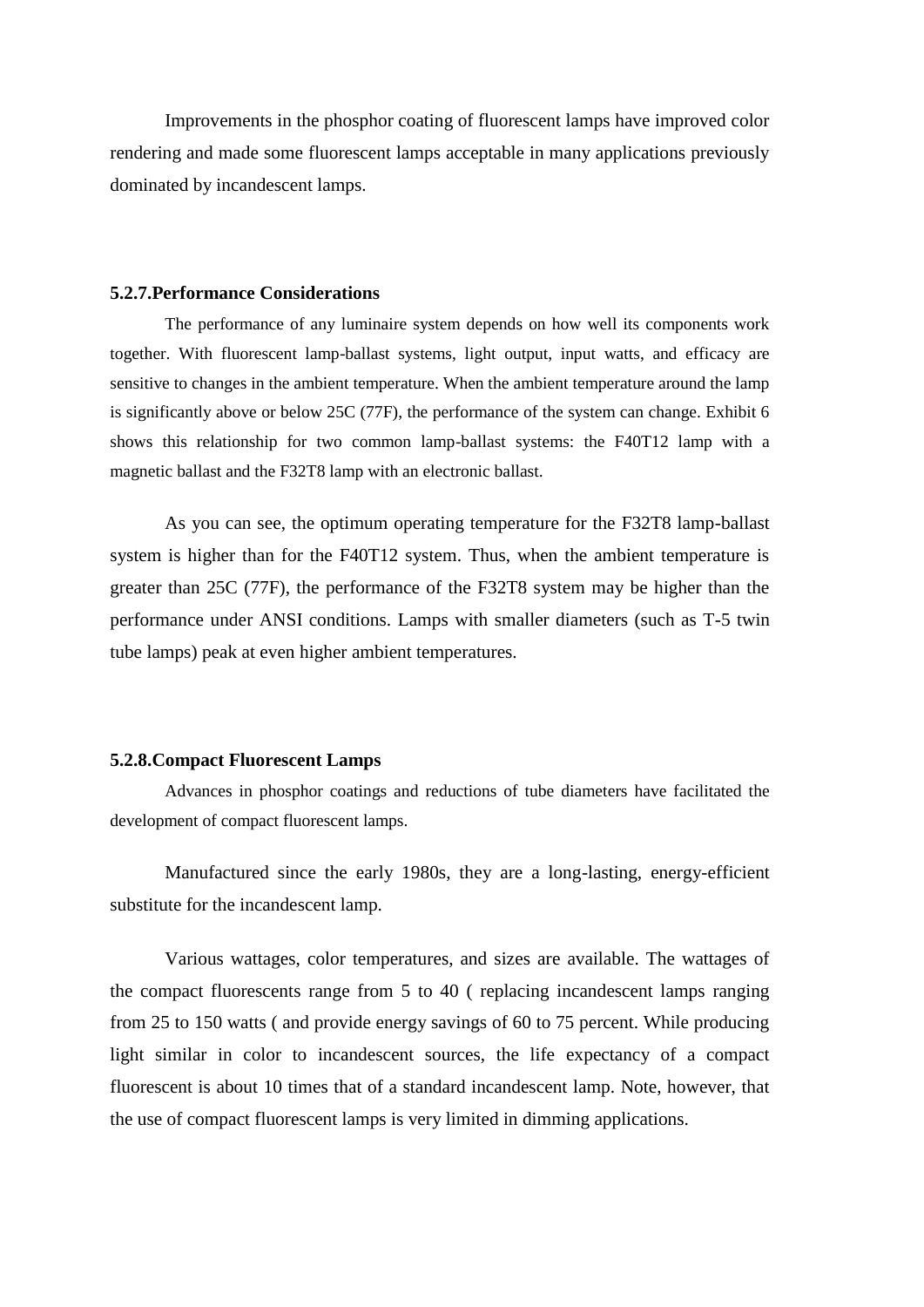Improvements in the phosphor coating of fluorescent lamps have improved color rendering and made some fluorescent lamps acceptable in many applications previously dominated by incandescent lamps.

### 5.2.7.Performance Considerations

The performance of any luminaire system depends on how well its components work together. With fluorescent lamp-ballast systems, light output, input watts, and efficacy are sensitive to changes in the ambient temperature. When the ambient temperature around the lamp is significantly above or below 25C (77F), the performance of the system can change. Exhibit 6 shows this relationship for two common lamp-ballast systems: the F40T12 lamp with a magnetic ballast and the F32T8 lamp with an electronic ballast.

As you can see, the optimum operating temperature for the F32T8 lamp-ballast system is higher than for the F40T12 system. Thus, when the ambient temperature is greater than 25C (77F), the performance of the F32T8 system may be higher than the performance under ANSI conditions. Lamps with smaller diameters (such as T-5 twin tube lamps) peak at even higher ambient temperatures.

### 5.2.8.Compact Fluorescent Lamps

Advances in phosphor coatings and reductions of tube diameters have facilitated the development of compact fluorescent lamps.

Manufactured since the early 1980s, they are a long-lasting, energy-efficient substitute for the incandescent lamp.

Various wattages, color temperatures, and sizes are available. The wattages of the compact fluorescents range from 5 to 40 ( replacing incandescent lamps ranging from 25 to 150 watts ( and provide energy savings of 60 to 75 percent. While producing light similar in color to incandescent sources, the life expectancy of a compact fluorescent is about 10 times that of a standard incandescent lamp. Note, however, that the use of compact fluorescent lamps is very limited in dimming applications.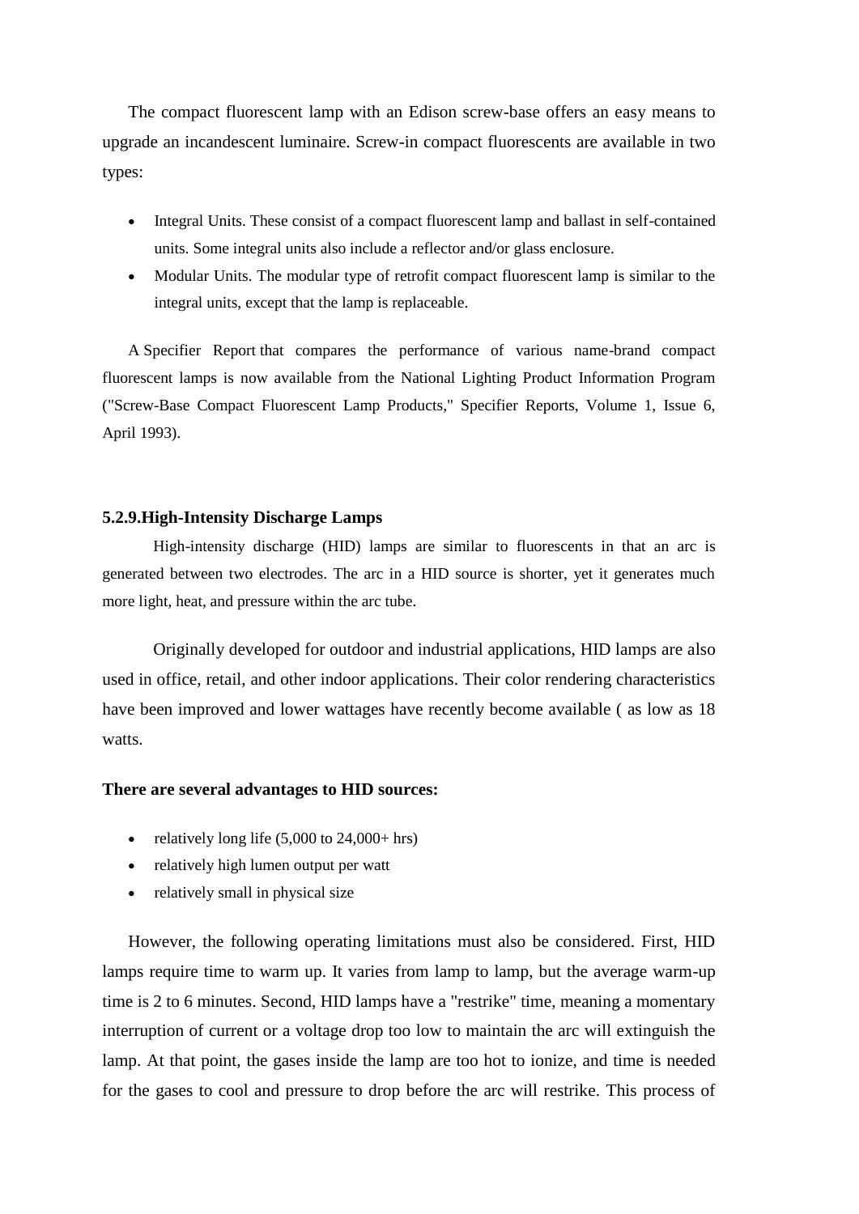The compact fluorescent lamp with an Edison screw-base offers an easy means to upgrade an incandescent luminaire. Screw-in compact fluorescents are available in two types:

- Integral Units. These consist of a compact fluorescent lamp and ballast in self-contained units. Some integral units also include a reflector and/or glass enclosure.
- Modular Units. The modular type of retrofit compact fluorescent lamp is similar to the integral units, except that the lamp is replaceable.

A Specifier Report that compares the performance of various name-brand compact fluorescent lamps is now available from the National Lighting Product Information Program ("Screw-Base Compact Fluorescent Lamp Products," Specifier Reports, Volume 1, Issue 6, April 1993).

### 5.2.9.High-Intensity Discharge Lamps

High-intensity discharge (HID) lamps are similar to fluorescents in that an arc is generated between two electrodes. The arc in a HID source is shorter, yet it generates much more light, heat, and pressure within the arc tube.

Originally developed for outdoor and industrial applications, HID lamps are also used in office, retail, and other indoor applications. Their color rendering characteristics have been improved and lower wattages have recently become available ( as low as 18 watts.

**There are several advantages to HID sources:**

- relatively long life (5,000 to 24,000+ hrs)
- relatively high lumen output per watt
- relatively small in physical size

However, the following operating limitations must also be considered. First, HID lamps require time to warm up. It varies from lamp to lamp, but the average warm-up time is 2 to 6 minutes. Second, HID lamps have a "restrike" time, meaning a momentary interruption of current or a voltage drop too low to maintain the arc will extinguish the lamp. At that point, the gases inside the lamp are too hot to ionize, and time is needed for the gases to cool and pressure to drop before the arc will restrike. This process of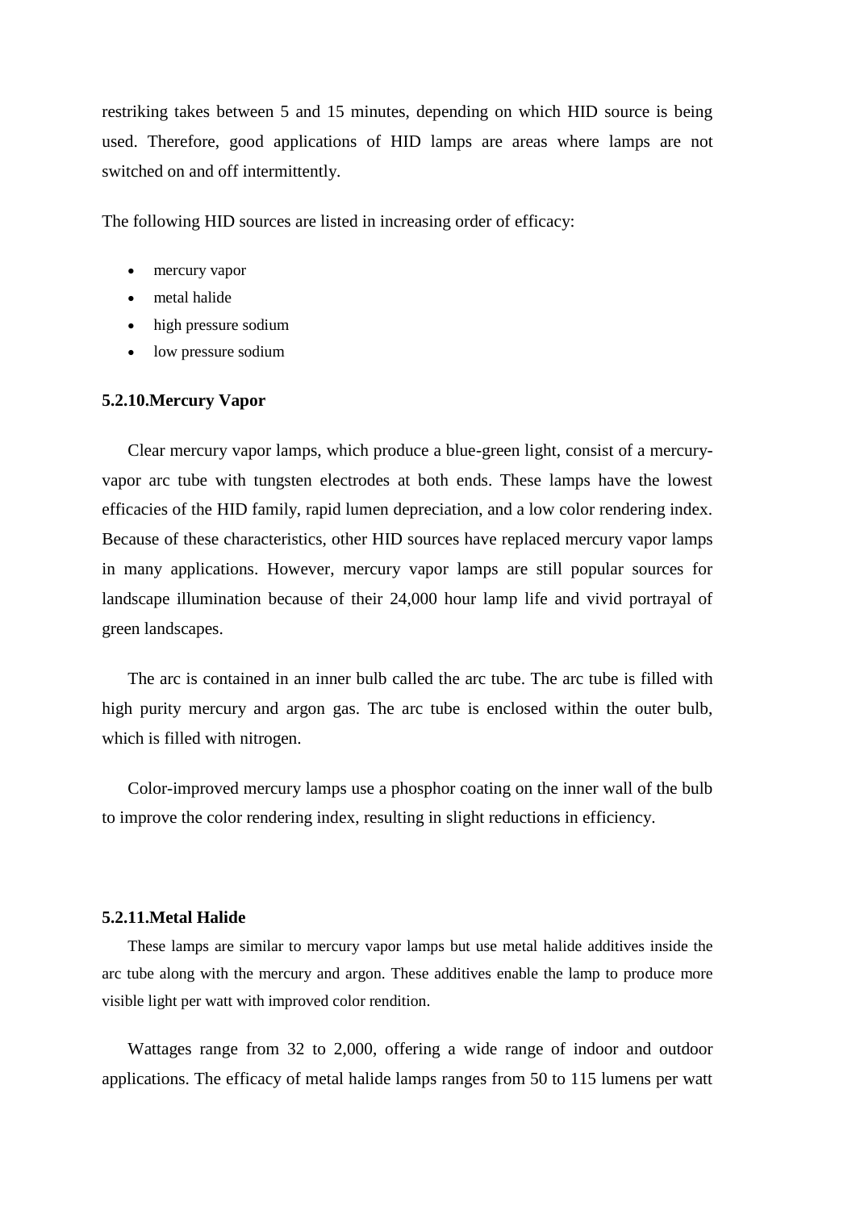restriking takes between 5 and 15 minutes, depending on which HID source is being used. Therefore, good applications of HID lamps are areas where lamps are not switched on and off intermittently.

The following HID sources are listed in increasing order of efficacy:

- mercury vapor
- metal halide
- high pressure sodium
- low pressure sodium

### 5.2.10.Mercury Vapor

Clear mercury vapor lamps, which produce a blue-green light, consist of a mercury-vapor arc tube with tungsten electrodes at both ends. These lamps have the lowest efficacies of the HID family, rapid lumen depreciation, and a low color rendering index. Because of these characteristics, other HID sources have replaced mercury vapor lamps in many applications. However, mercury vapor lamps are still popular sources for landscape illumination because of their 24,000 hour lamp life and vivid portrayal of green landscapes.

The arc is contained in an inner bulb called the arc tube. The arc tube is filled with high purity mercury and argon gas. The arc tube is enclosed within the outer bulb, which is filled with nitrogen.

Color-improved mercury lamps use a phosphor coating on the inner wall of the bulb to improve the color rendering index, resulting in slight reductions in efficiency.

### 5.2.11.Metal Halide

These lamps are similar to mercury vapor lamps but use metal halide additives inside the arc tube along with the mercury and argon. These additives enable the lamp to produce more visible light per watt with improved color rendition.

Wattages range from 32 to 2,000, offering a wide range of indoor and outdoor applications. The efficacy of metal halide lamps ranges from 50 to 115 lumens per watt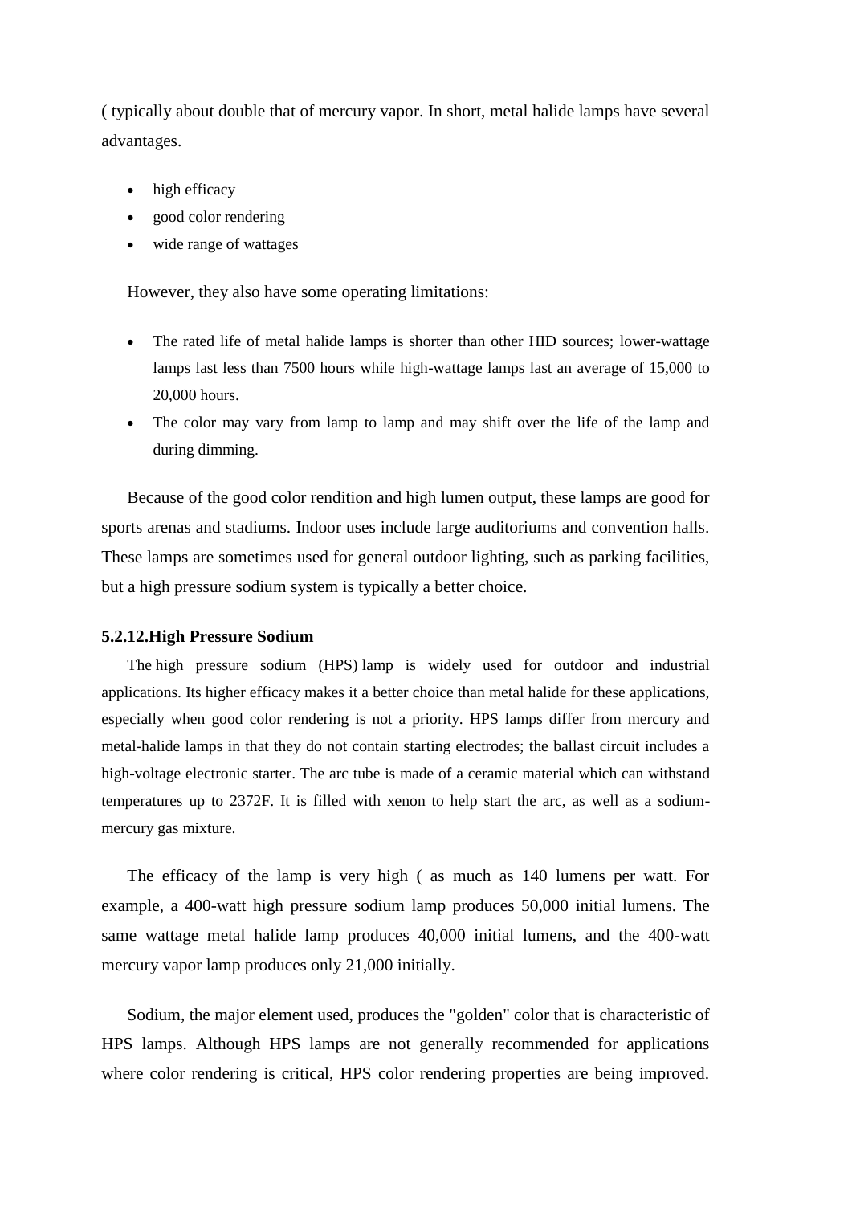( typically about double that of mercury vapor. In short, metal halide lamps have several advantages.

- high efficacy
- good color rendering
- wide range of wattages

However, they also have some operating limitations:

- The rated life of metal halide lamps is shorter than other HID sources; lower-wattage lamps last less than 7500 hours while high-wattage lamps last an average of 15,000 to 20,000 hours.
- The color may vary from lamp to lamp and may shift over the life of the lamp and during dimming.

Because of the good color rendition and high lumen output, these lamps are good for sports arenas and stadiums. Indoor uses include large auditoriums and convention halls. These lamps are sometimes used for general outdoor lighting, such as parking facilities, but a high pressure sodium system is typically a better choice.

#### 5.2.12.High Pressure Sodium

The high pressure sodium (HPS) lamp is widely used for outdoor and industrial applications. Its higher efficacy makes it a better choice than metal halide for these applications, especially when good color rendering is not a priority. HPS lamps differ from mercury and metal-halide lamps in that they do not contain starting electrodes; the ballast circuit includes a high-voltage electronic starter. The arc tube is made of a ceramic material which can withstand temperatures up to 2372F. It is filled with xenon to help start the arc, as well as a sodium-mercury gas mixture.

The efficacy of the lamp is very high ( as much as 140 lumens per watt. For example, a 400-watt high pressure sodium lamp produces 50,000 initial lumens. The same wattage metal halide lamp produces 40,000 initial lumens, and the 400-watt mercury vapor lamp produces only 21,000 initially.

Sodium, the major element used, produces the "golden" color that is characteristic of HPS lamps. Although HPS lamps are not generally recommended for applications where color rendering is critical, HPS color rendering properties are being improved.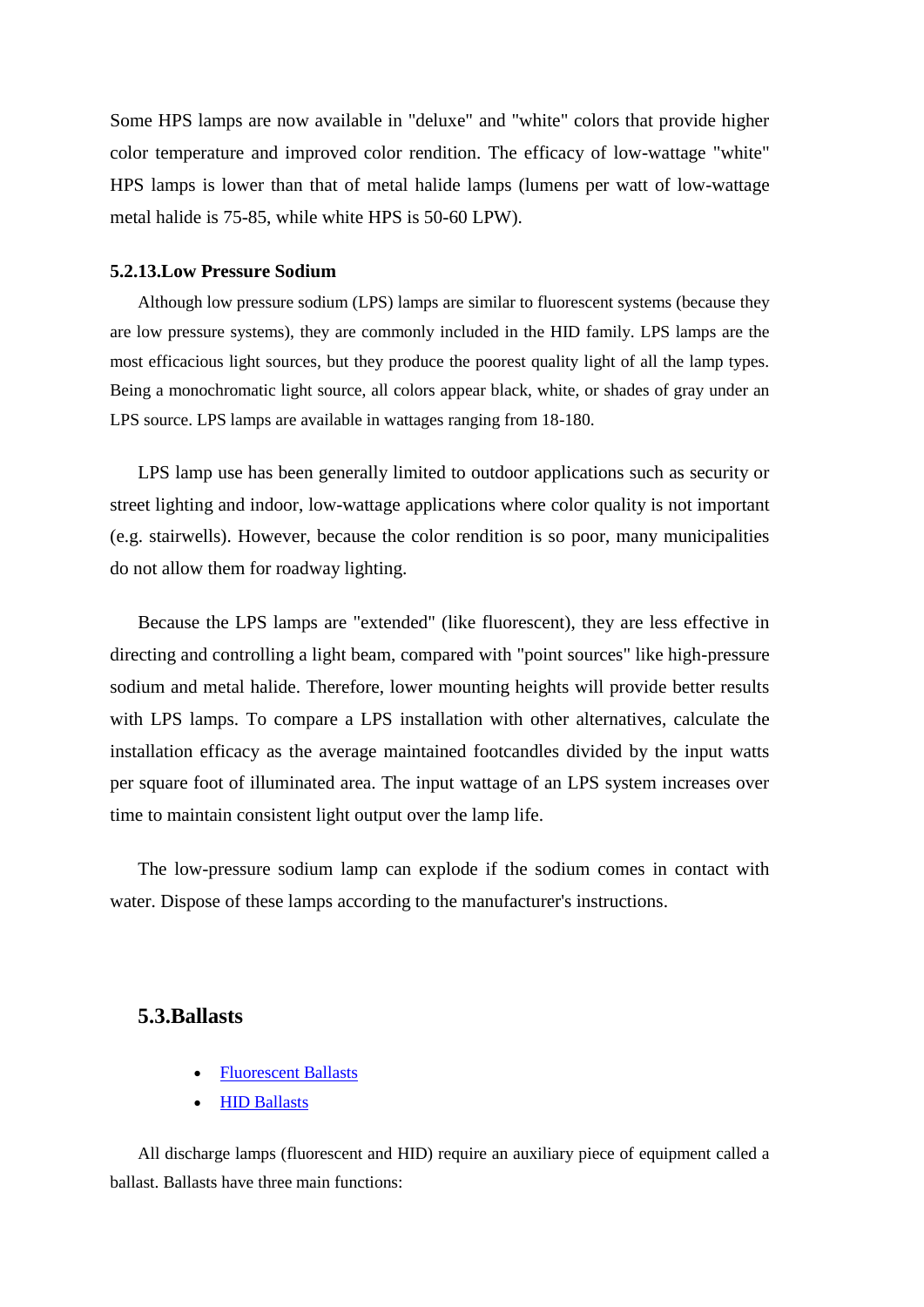Some HPS lamps are now available in "deluxe" and "white" colors that provide higher color temperature and improved color rendition. The efficacy of low-wattage "white" HPS lamps is lower than that of metal halide lamps (lumens per watt of low-wattage metal halide is 75-85, while white HPS is 50-60 LPW).

#### 5.2.13.Low Pressure Sodium

Although low pressure sodium (LPS) lamps are similar to fluorescent systems (because they are low pressure systems), they are commonly included in the HID family. LPS lamps are the most efficacious light sources, but they produce the poorest quality light of all the lamp types. Being a monochromatic light source, all colors appear black, white, or shades of gray under an LPS source. LPS lamps are available in wattages ranging from 18-180.

LPS lamp use has been generally limited to outdoor applications such as security or street lighting and indoor, low-wattage applications where color quality is not important (e.g. stairwells). However, because the color rendition is so poor, many municipalities do not allow them for roadway lighting.

Because the LPS lamps are "extended" (like fluorescent), they are less effective in directing and controlling a light beam, compared with "point sources" like high-pressure sodium and metal halide. Therefore, lower mounting heights will provide better results with LPS lamps. To compare a LPS installation with other alternatives, calculate the installation efficacy as the average maintained footcandles divided by the input watts per square foot of illuminated area. The input wattage of an LPS system increases over time to maintain consistent light output over the lamp life.

The low-pressure sodium lamp can explode if the sodium comes in contact with water. Dispose of these lamps according to the manufacturer's instructions.

### 5.3.Ballasts

- Fluorescent Ballasts
- HID Ballasts

All discharge lamps (fluorescent and HID) require an auxiliary piece of equipment called a ballast. Ballasts have three main functions: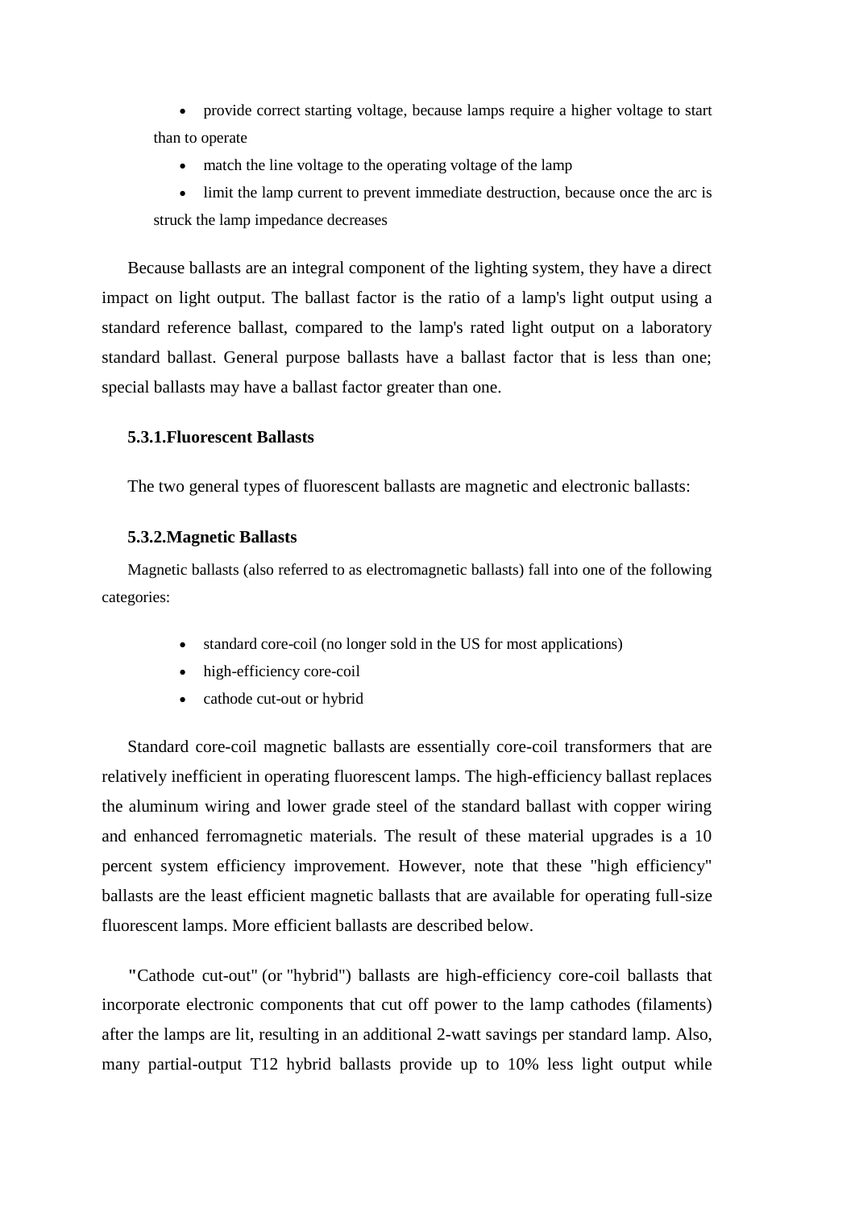- provide correct starting voltage, because lamps require a higher voltage to start than to operate
- match the line voltage to the operating voltage of the lamp
- limit the lamp current to prevent immediate destruction, because once the arc is struck the lamp impedance decreases

Because ballasts are an integral component of the lighting system, they have a direct impact on light output. The ballast factor is the ratio of a lamp's light output using a standard reference ballast, compared to the lamp's rated light output on a laboratory standard ballast. General purpose ballasts have a ballast factor that is less than one; special ballasts may have a ballast factor greater than one.

### 5.3.1.Fluorescent Ballasts

The two general types of fluorescent ballasts are magnetic and electronic ballasts:

### 5.3.2.Magnetic Ballasts

Magnetic ballasts (also referred to as electromagnetic ballasts) fall into one of the following categories:

- standard core-coil (no longer sold in the US for most applications)
- high-efficiency core-coil
- cathode cut-out or hybrid

Standard core-coil magnetic ballasts are essentially core-coil transformers that are relatively inefficient in operating fluorescent lamps. The high-efficiency ballast replaces the aluminum wiring and lower grade steel of the standard ballast with copper wiring and enhanced ferromagnetic materials. The result of these material upgrades is a 10 percent system efficiency improvement. However, note that these "high efficiency" ballasts are the least efficient magnetic ballasts that are available for operating full-size fluorescent lamps. More efficient ballasts are described below.

"Cathode cut-out" (or "hybrid") ballasts are high-efficiency core-coil ballasts that incorporate electronic components that cut off power to the lamp cathodes (filaments) after the lamps are lit, resulting in an additional 2-watt savings per standard lamp. Also, many partial-output T12 hybrid ballasts provide up to 10% less light output while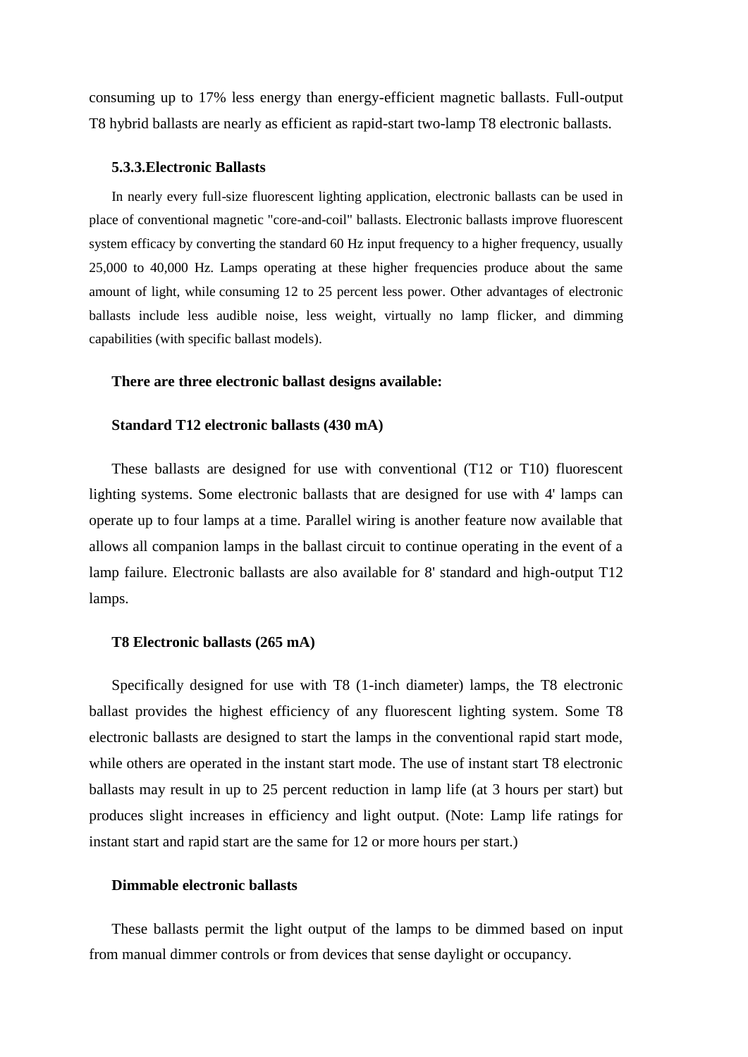consuming up to 17% less energy than energy-efficient magnetic ballasts. Full-output T8 hybrid ballasts are nearly as efficient as rapid-start two-lamp T8 electronic ballasts.

### 5.3.3.Electronic Ballasts

In nearly every full-size fluorescent lighting application, electronic ballasts can be used in place of conventional magnetic "core-and-coil" ballasts. Electronic ballasts improve fluorescent system efficacy by converting the standard 60 Hz input frequency to a higher frequency, usually 25,000 to 40,000 Hz. Lamps operating at these higher frequencies produce about the same amount of light, while consuming 12 to 25 percent less power. Other advantages of electronic ballasts include less audible noise, less weight, virtually no lamp flicker, and dimming capabilities (with specific ballast models).

**There are three electronic ballast designs available:**

**Standard T12 electronic ballasts (430 mA)**

These ballasts are designed for use with conventional (T12 or T10) fluorescent lighting systems. Some electronic ballasts that are designed for use with 4' lamps can operate up to four lamps at a time. Parallel wiring is another feature now available that allows all companion lamps in the ballast circuit to continue operating in the event of a lamp failure. Electronic ballasts are also available for 8' standard and high-output T12 lamps.

**T8 Electronic ballasts (265 mA)**

Specifically designed for use with T8 (1-inch diameter) lamps, the T8 electronic ballast provides the highest efficiency of any fluorescent lighting system. Some T8 electronic ballasts are designed to start the lamps in the conventional rapid start mode, while others are operated in the instant start mode. The use of instant start T8 electronic ballasts may result in up to 25 percent reduction in lamp life (at 3 hours per start) but produces slight increases in efficiency and light output. (Note: Lamp life ratings for instant start and rapid start are the same for 12 or more hours per start.)

**Dimmable electronic ballasts**

These ballasts permit the light output of the lamps to be dimmed based on input from manual dimmer controls or from devices that sense daylight or occupancy.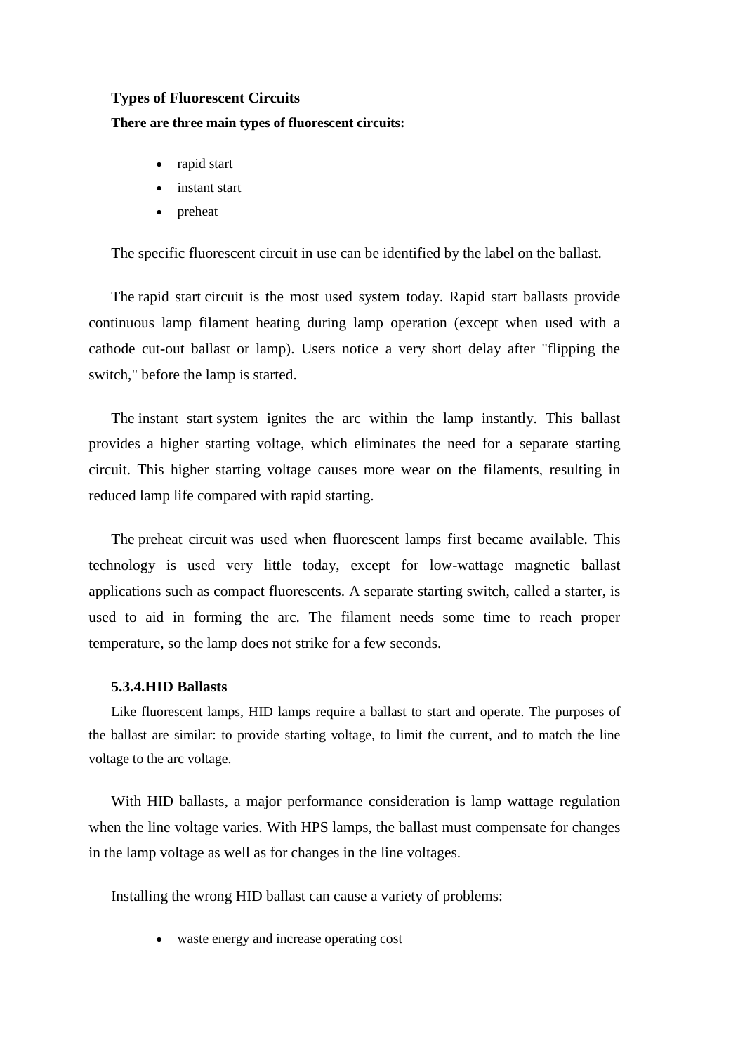### Types of Fluorescent Circuits

**There are three main types of fluorescent circuits:**

- rapid start
- instant start
- preheat

The specific fluorescent circuit in use can be identified by the label on the ballast.

The rapid start circuit is the most used system today. Rapid start ballasts provide continuous lamp filament heating during lamp operation (except when used with a cathode cut-out ballast or lamp). Users notice a very short delay after "flipping the switch," before the lamp is started.

The instant start system ignites the arc within the lamp instantly. This ballast provides a higher starting voltage, which eliminates the need for a separate starting circuit. This higher starting voltage causes more wear on the filaments, resulting in reduced lamp life compared with rapid starting.

The preheat circuit was used when fluorescent lamps first became available. This technology is used very little today, except for low-wattage magnetic ballast applications such as compact fluorescents. A separate starting switch, called a starter, is used to aid in forming the arc. The filament needs some time to reach proper temperature, so the lamp does not strike for a few seconds.

### 5.3.4.HID Ballasts

Like fluorescent lamps, HID lamps require a ballast to start and operate. The purposes of the ballast are similar: to provide starting voltage, to limit the current, and to match the line voltage to the arc voltage.

With HID ballasts, a major performance consideration is lamp wattage regulation when the line voltage varies. With HPS lamps, the ballast must compensate for changes in the lamp voltage as well as for changes in the line voltages.

Installing the wrong HID ballast can cause a variety of problems:

- waste energy and increase operating cost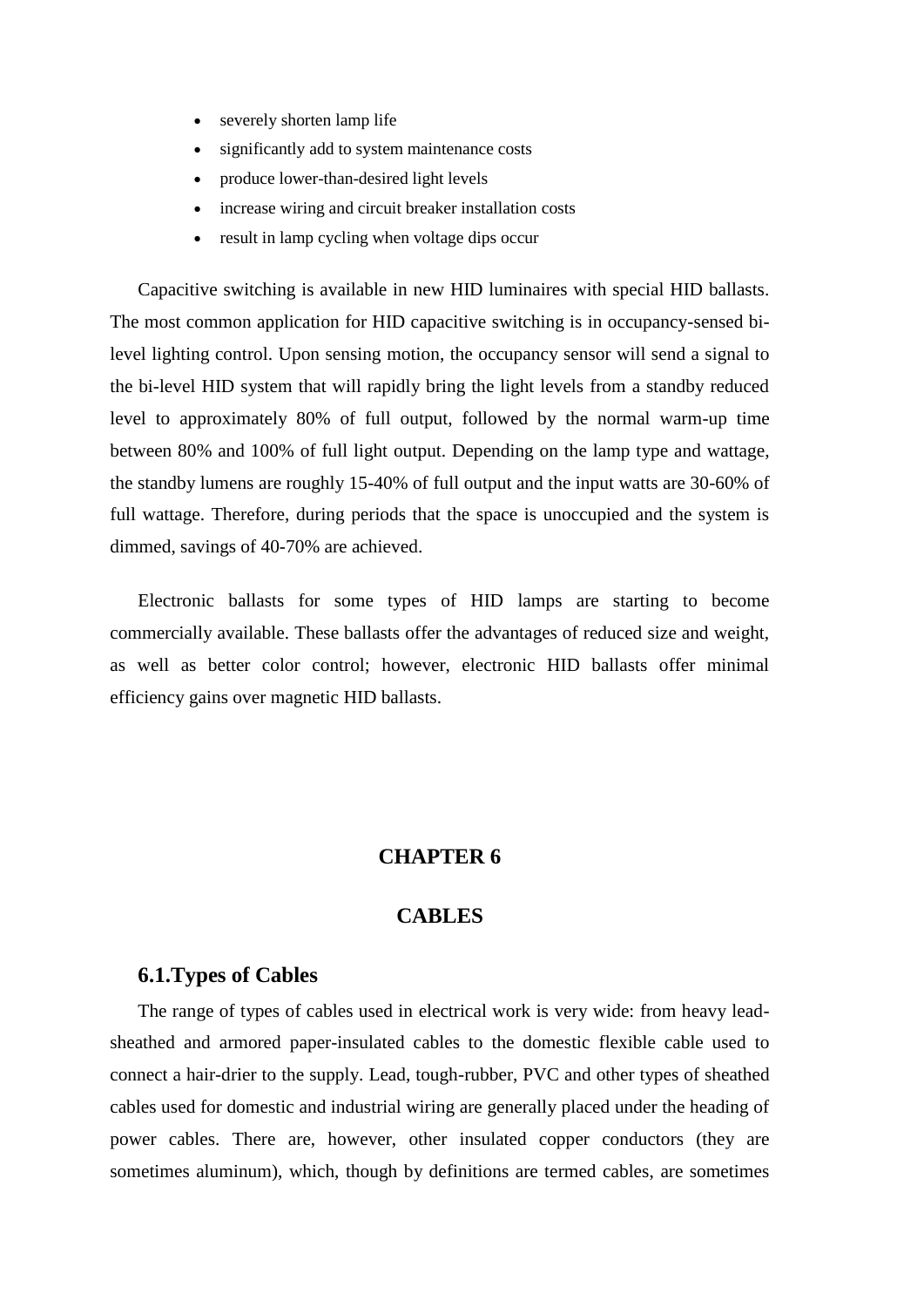- severely shorten lamp life
- significantly add to system maintenance costs
- produce lower-than-desired light levels
- increase wiring and circuit breaker installation costs
- result in lamp cycling when voltage dips occur

Capacitive switching is available in new HID luminaires with special HID ballasts. The most common application for HID capacitive switching is in occupancy-sensed bi-level lighting control. Upon sensing motion, the occupancy sensor will send a signal to the bi-level HID system that will rapidly bring the light levels from a standby reduced level to approximately 80% of full output, followed by the normal warm-up time between 80% and 100% of full light output. Depending on the lamp type and wattage, the standby lumens are roughly 15-40% of full output and the input watts are 30-60% of full wattage. Therefore, during periods that the space is unoccupied and the system is dimmed, savings of 40-70% are achieved.

Electronic ballasts for some types of HID lamps are starting to become commercially available. These ballasts offer the advantages of reduced size and weight, as well as better color control; however, electronic HID ballasts offer minimal efficiency gains over magnetic HID ballasts.

# CHAPTER 6

# CABLES

## 6.1.Types of Cables

The range of types of cables used in electrical work is very wide: from heavy lead-sheathed and armored paper-insulated cables to the domestic flexible cable used to connect a hair-drier to the supply. Lead, tough-rubber, PVC and other types of sheathed cables used for domestic and industrial wiring are generally placed under the heading of power cables. There are, however, other insulated copper conductors (they are sometimes aluminum), which, though by definitions are termed cables, are sometimes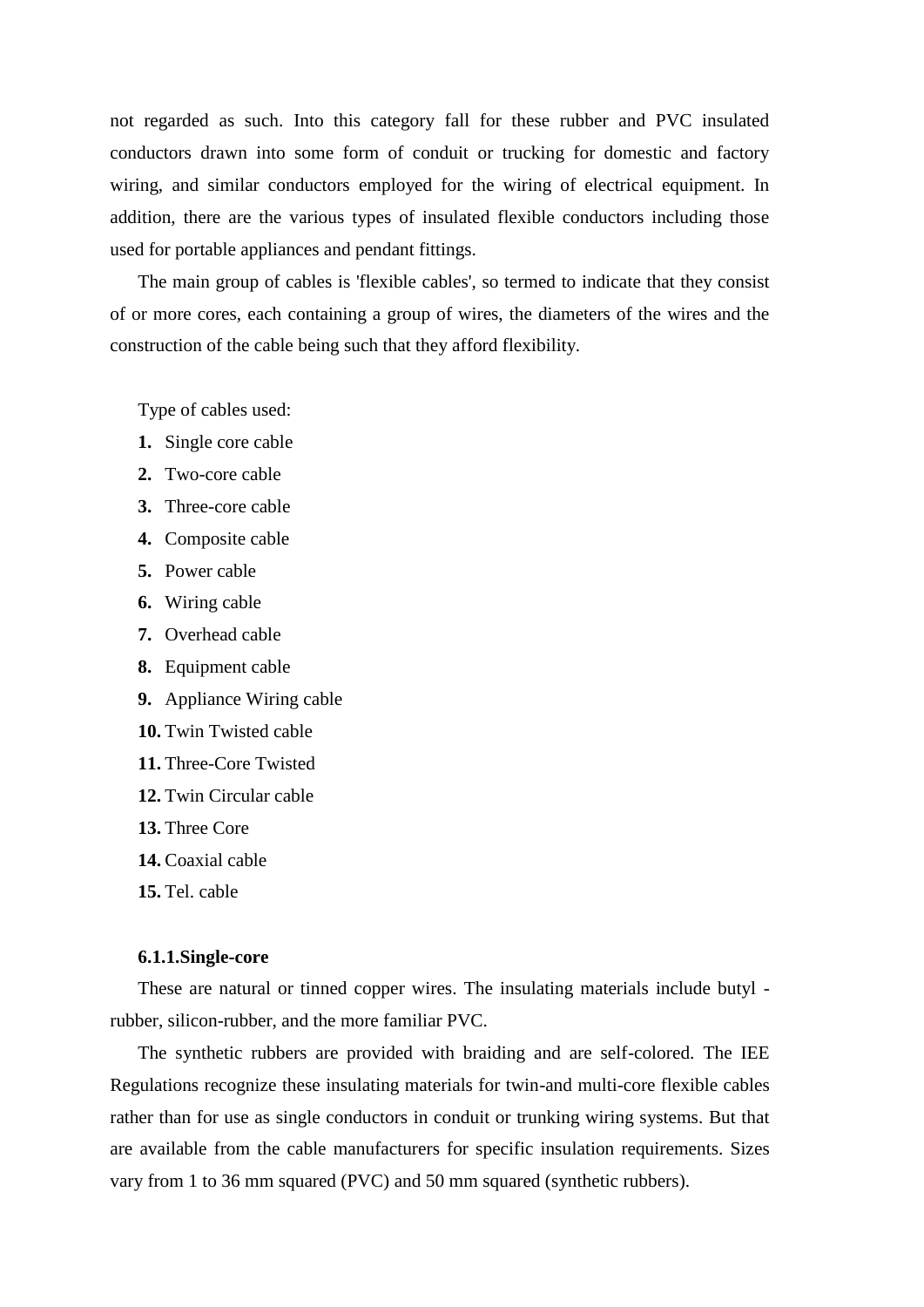not regarded as such. Into this category fall for these rubber and PVC insulated conductors drawn into some form of conduit or trucking for domestic and factory wiring, and similar conductors employed for the wiring of electrical equipment. In addition, there are the various types of insulated flexible conductors including those used for portable appliances and pendant fittings.

The main group of cables is 'flexible cables', so termed to indicate that they consist of or more cores, each containing a group of wires, the diameters of the wires and the construction of the cable being such that they afford flexibility.

Type of cables used:

1. Single core cable
2. Two-core cable
3. Three-core cable
4. Composite cable
5. Power cable
6. Wiring cable
7. Overhead cable
8. Equipment cable
9. Appliance Wiring cable
10. Twin Twisted cable
11. Three-Core Twisted
12. Twin Circular cable
13. Three Core
14. Coaxial cable
15. Tel. cable

**6.1.1.Single-core**

These are natural or tinned copper wires. The insulating materials include butyl -rubber, silicon-rubber, and the more familiar PVC.

The synthetic rubbers are provided with braiding and are self-colored. The IEE Regulations recognize these insulating materials for twin-and multi-core flexible cables rather than for use as single conductors in conduit or trunking wiring systems. But that are available from the cable manufacturers for specific insulation requirements. Sizes vary from 1 to 36 mm squared (PVC) and 50 mm squared (synthetic rubbers).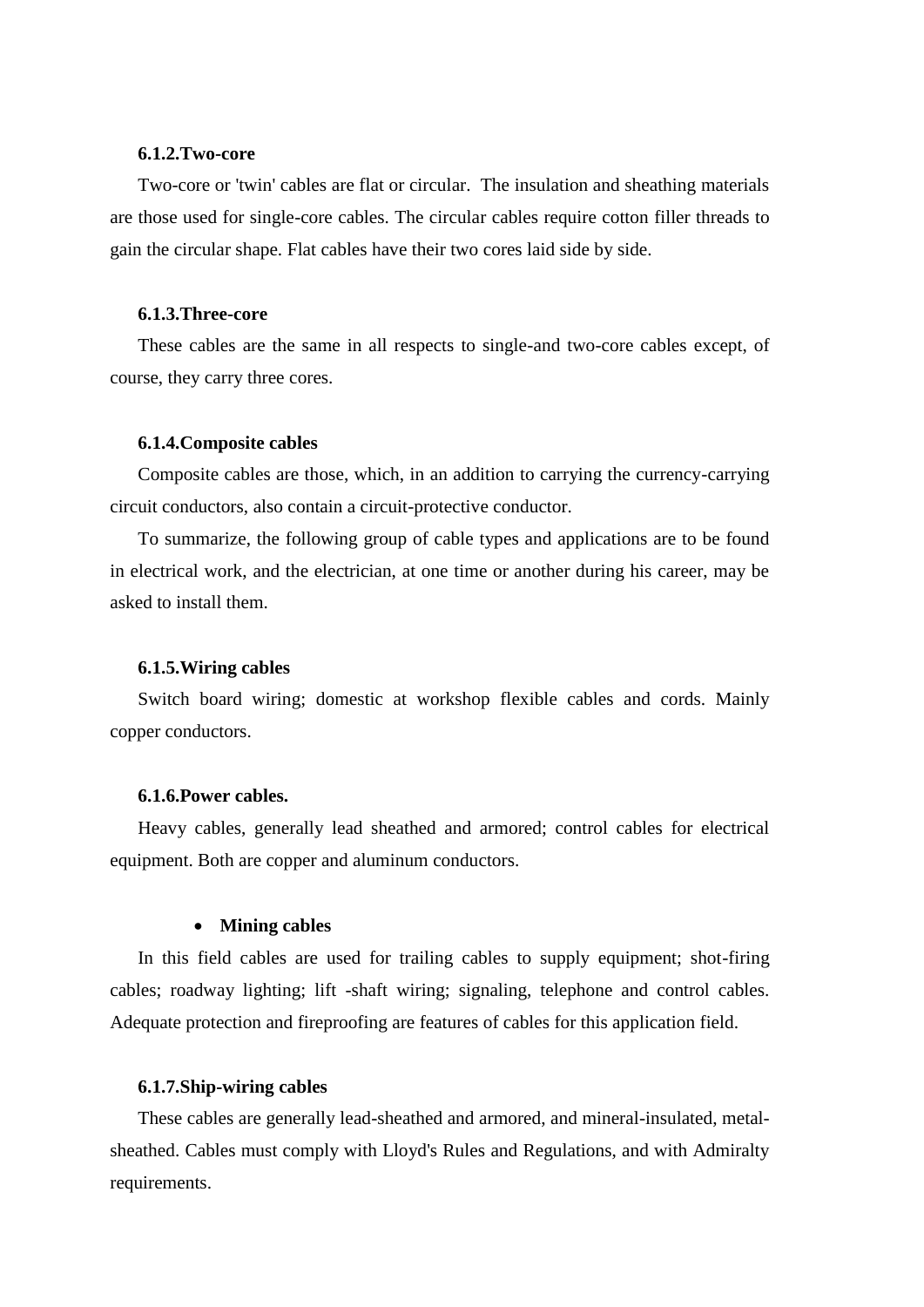#### 6.1.2.Two-core

Two-core or 'twin' cables are flat or circular.  The insulation and sheathing materials are those used for single-core cables. The circular cables require cotton filler threads to gain the circular shape. Flat cables have their two cores laid side by side.

#### 6.1.3.Three-core

These cables are the same in all respects to single-and two-core cables except, of course, they carry three cores.

#### 6.1.4.Composite cables

Composite cables are those, which, in an addition to carrying the currency-carrying circuit conductors, also contain a circuit-protective conductor.

To summarize, the following group of cable types and applications are to be found in electrical work, and the electrician, at one time or another during his career, may be asked to install them.

#### 6.1.5.Wiring cables

Switch board wiring; domestic at workshop flexible cables and cords. Mainly copper conductors.

#### 6.1.6.Power cables.

Heavy cables, generally lead sheathed and armored; control cables for electrical equipment. Both are copper and aluminum conductors.

- **Mining cables**

In this field cables are used for trailing cables to supply equipment; shot-firing cables; roadway lighting; lift -shaft wiring; signaling, telephone and control cables. Adequate protection and fireproofing are features of cables for this application field.

#### 6.1.7.Ship-wiring cables

These cables are generally lead-sheathed and armored, and mineral-insulated, metal-sheathed. Cables must comply with Lloyd's Rules and Regulations, and with Admiralty requirements.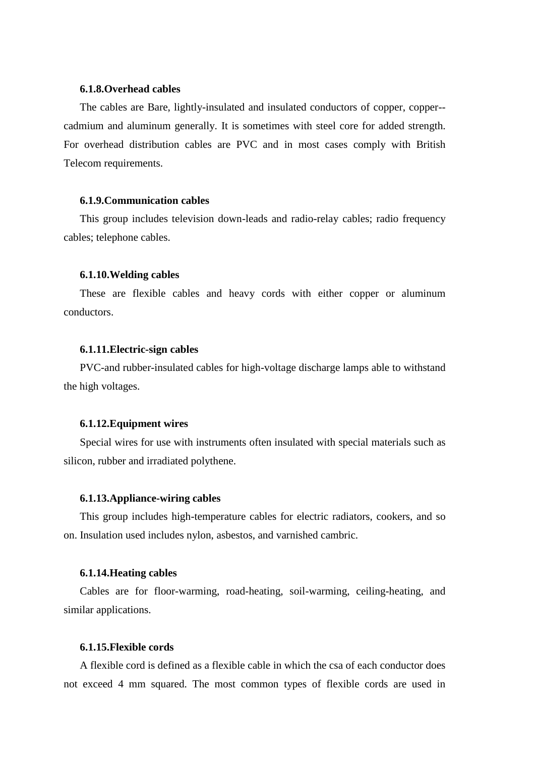### 6.1.8.Overhead cables

The cables are Bare, lightly-insulated and insulated conductors of copper, copper--cadmium and aluminum generally. It is sometimes with steel core for added strength. For overhead distribution cables are PVC and in most cases comply with British Telecom requirements.

### 6.1.9.Communication cables

This group includes television down-leads and radio-relay cables; radio frequency cables; telephone cables.

### 6.1.10.Welding cables

These are flexible cables and heavy cords with either copper or aluminum conductors.

### 6.1.11.Electric-sign cables

PVC-and rubber-insulated cables for high-voltage discharge lamps able to withstand the high voltages.

### 6.1.12.Equipment wires

Special wires for use with instruments often insulated with special materials such as silicon, rubber and irradiated polythene.

### 6.1.13.Appliance-wiring cables

This group includes high-temperature cables for electric radiators, cookers, and so on. Insulation used includes nylon, asbestos, and varnished cambric.

### 6.1.14.Heating cables

Cables are for floor-warming, road-heating, soil-warming, ceiling-heating, and similar applications.

### 6.1.15.Flexible cords

A flexible cord is defined as a flexible cable in which the csa of each conductor does not exceed 4 mm squared. The most common types of flexible cords are used in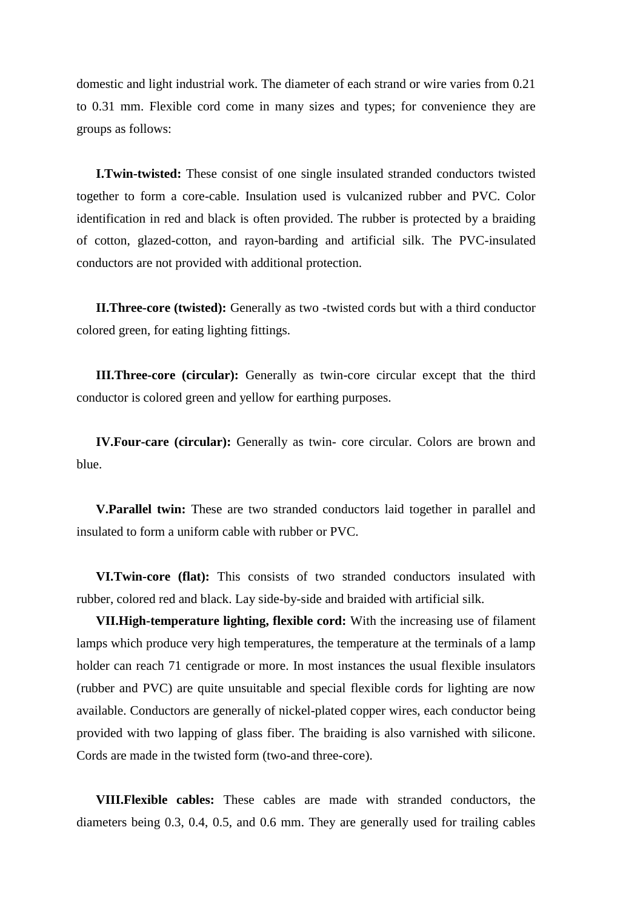domestic and light industrial work. The diameter of each strand or wire varies from 0.21 to 0.31 mm. Flexible cord come in many sizes and types; for convenience they are groups as follows:

**I.Twin-twisted:** These consist of one single insulated stranded conductors twisted together to form a core-cable. Insulation used is vulcanized rubber and PVC. Color identification in red and black is often provided. The rubber is protected by a braiding of cotton, glazed-cotton, and rayon-barding and artificial silk. The PVC-insulated conductors are not provided with additional protection.

**II.Three-core (twisted):** Generally as two -twisted cords but with a third conductor colored green, for eating lighting fittings.

**III.Three-core (circular):** Generally as twin-core circular except that the third conductor is colored green and yellow for earthing purposes.

**IV.Four-care (circular):** Generally as twin- core circular. Colors are brown and blue.

**V.Parallel twin:** These are two stranded conductors laid together in parallel and insulated to form a uniform cable with rubber or PVC.

**VI.Twin-core (flat):** This consists of two stranded conductors insulated with rubber, colored red and black. Lay side-by-side and braided with artificial silk.

**VII.High-temperature lighting, flexible cord:** With the increasing use of filament lamps which produce very high temperatures, the temperature at the terminals of a lamp holder can reach 71 centigrade or more. In most instances the usual flexible insulators (rubber and PVC) are quite unsuitable and special flexible cords for lighting are now available. Conductors are generally of nickel-plated copper wires, each conductor being provided with two lapping of glass fiber. The braiding is also varnished with silicone. Cords are made in the twisted form (two-and three-core).

**VIII.Flexible cables:** These cables are made with stranded conductors, the diameters being 0.3, 0.4, 0.5, and 0.6 mm. They are generally used for trailing cables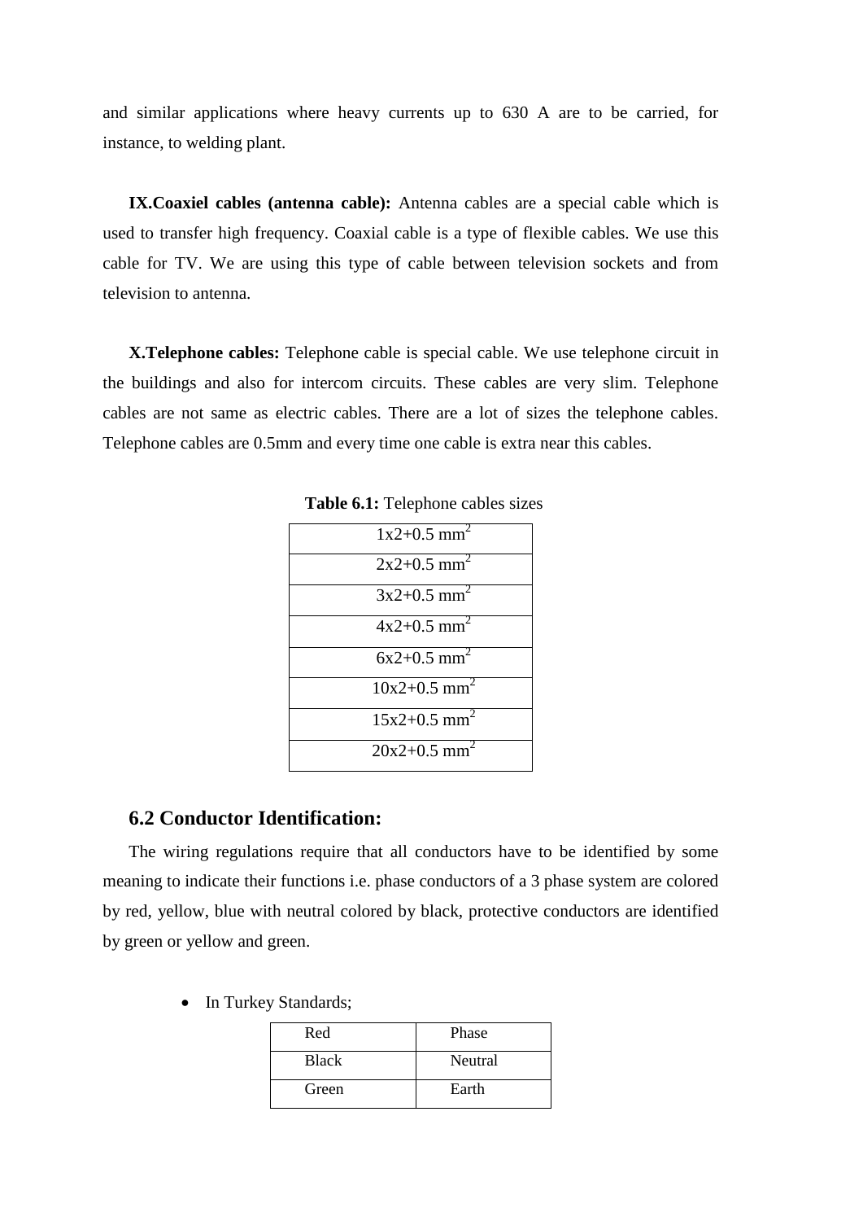and similar applications where heavy currents up to 630 A are to be carried, for instance, to welding plant.

**IX.Coaxiel cables (antenna cable):** Antenna cables are a special cable which is used to transfer high frequency. Coaxial cable is a type of flexible cables. We use this cable for TV. We are using this type of cable between television sockets and from television to antenna.

**X.Telephone cables:** Telephone cable is special cable. We use telephone circuit in the buildings and also for intercom circuits. These cables are very slim. Telephone cables are not same as electric cables. There are a lot of sizes the telephone cables. Telephone cables are 0.5mm and every time one cable is extra near this cables.

**Table 6.1:** Telephone cables sizes

| Telephone cables sizes |
|---|
| 1x2+0.5 mm$^2$ |
| 2x2+0.5 mm$^2$ |
| 3x2+0.5 mm$^2$ |
| 4x2+0.5 mm$^2$ |
| 6x2+0.5 mm$^2$ |
| 10x2+0.5 mm$^2$ |
| 15x2+0.5 mm$^2$ |
| 20x2+0.5 mm$^2$ |

## 6.2 Conductor Identification:

The wiring regulations require that all conductors have to be identified by some meaning to indicate their functions i.e. phase conductors of a 3 phase system are colored by red, yellow, blue with neutral colored by black, protective conductors are identified by green or yellow and green.

- In Turkey Standards;

| Color | Function |
|---|---|
| Red | Phase |
| Black | Neutral |
| Green | Earth |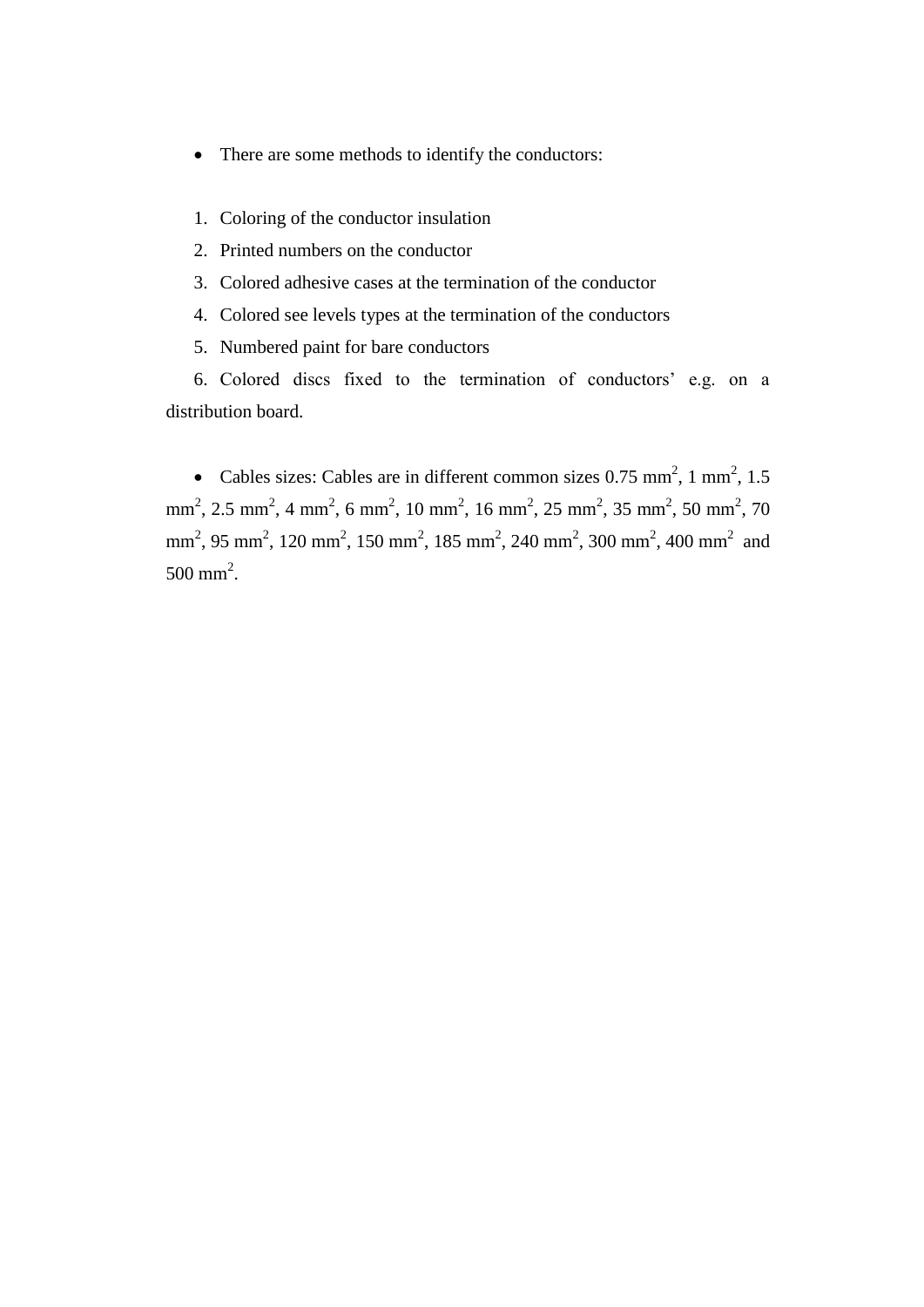- There are some methods to identify the conductors:

1. Coloring of the conductor insulation
2. Printed numbers on the conductor
3. Colored adhesive cases at the termination of the conductor
4. Colored see levels types at the termination of the conductors
5. Numbered paint for bare conductors
6. Colored discs fixed to the termination of conductors' e.g. on a distribution board.

- Cables sizes: Cables are in different common sizes 0.75 $mm^2$, 1 $mm^2$, 1.5 $mm^2$, 2.5 $mm^2$, 4 $mm^2$, 6 $mm^2$, 10 $mm^2$, 16 $mm^2$, 25 $mm^2$, 35 $mm^2$, 50 $mm^2$, 70 $mm^2$, 95 $mm^2$, 120 $mm^2$, 150 $mm^2$, 185 $mm^2$, 240 $mm^2$, 300 $mm^2$, 400 $mm^2$ and 500 $mm^2$.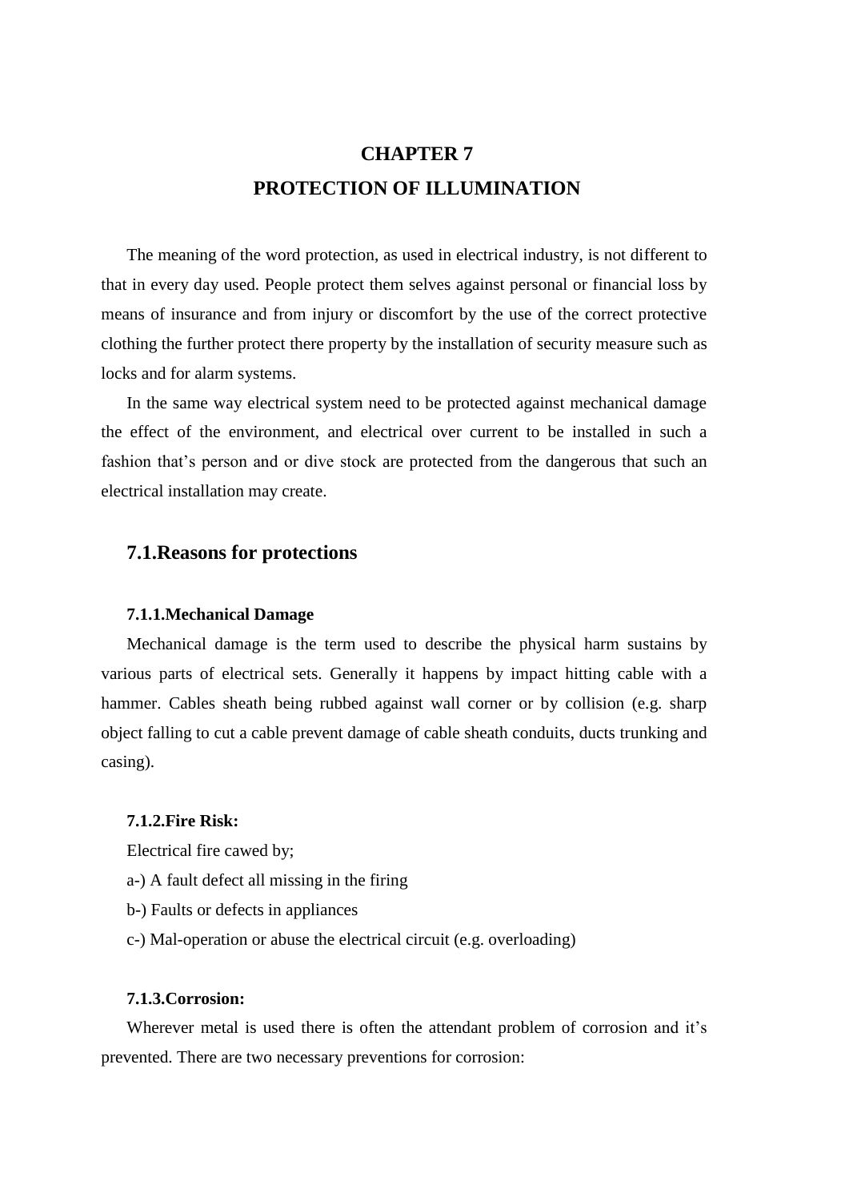# CHAPTER 7
# PROTECTION OF ILLUMINATION

The meaning of the word protection, as used in electrical industry, is not different to that in every day used. People protect them selves against personal or financial loss by means of insurance and from injury or discomfort by the use of the correct protective clothing the further protect there property by the installation of security measure such as locks and for alarm systems.

In the same way electrical system need to be protected against mechanical damage the effect of the environment, and electrical over current to be installed in such a fashion that's person and or dive stock are protected from the dangerous that such an electrical installation may create.

## 7.1.Reasons for protections

### 7.1.1.Mechanical Damage

Mechanical damage is the term used to describe the physical harm sustains by various parts of electrical sets. Generally it happens by impact hitting cable with a hammer. Cables sheath being rubbed against wall corner or by collision (e.g. sharp object falling to cut a cable prevent damage of cable sheath conduits, ducts trunking and casing).

### 7.1.2.Fire Risk:

Electrical fire cawed by;

a-) A fault defect all missing in the firing

b-) Faults or defects in appliances

c-) Mal-operation or abuse the electrical circuit (e.g. overloading)

### 7.1.3.Corrosion:

Wherever metal is used there is often the attendant problem of corrosion and it's prevented. There are two necessary preventions for corrosion: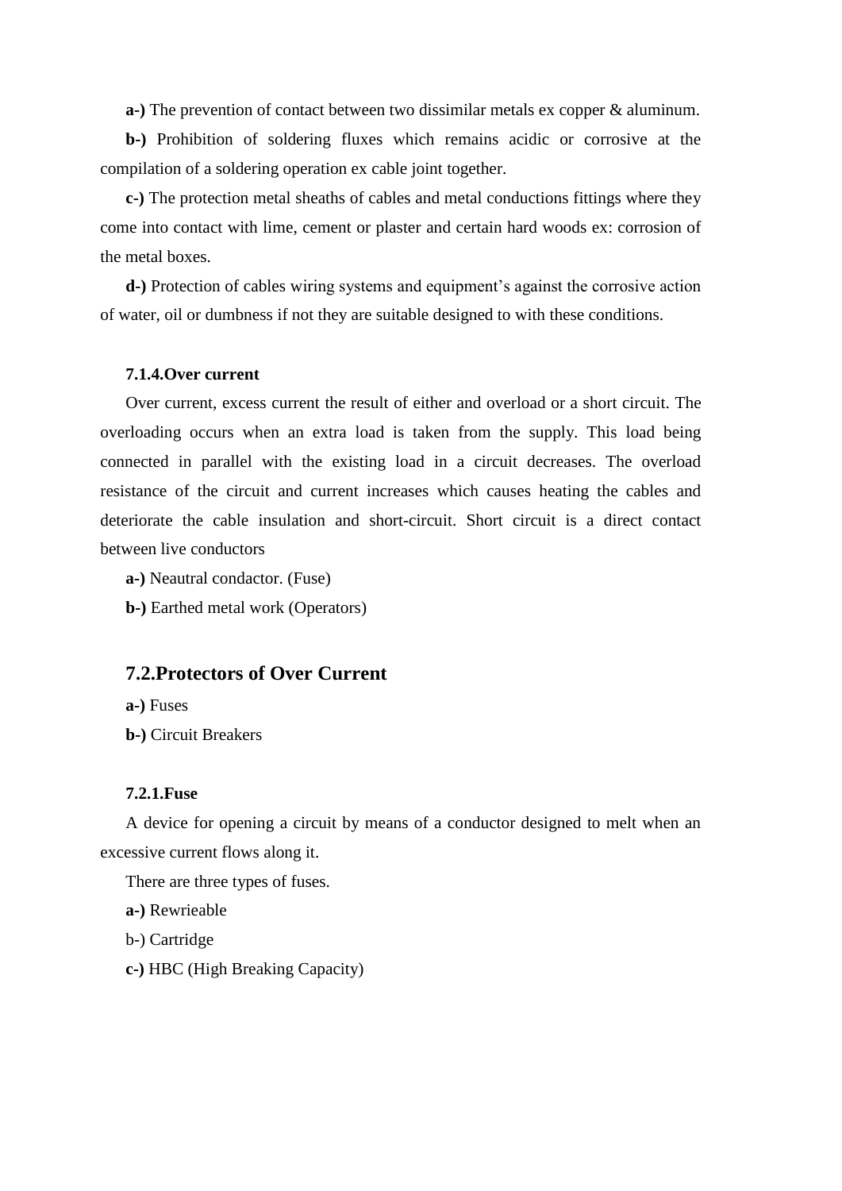**a-)** The prevention of contact between two dissimilar metals ex copper & aluminum.

**b-)** Prohibition of soldering fluxes which remains acidic or corrosive at the compilation of a soldering operation ex cable joint together.

**c-)** The protection metal sheaths of cables and metal conductions fittings where they come into contact with lime, cement or plaster and certain hard woods ex: corrosion of the metal boxes.

**d-)** Protection of cables wiring systems and equipment's against the corrosive action of water, oil or dumbness if not they are suitable designed to with these conditions.

#### 7.1.4.Over current

Over current, excess current the result of either and overload or a short circuit. The overloading occurs when an extra load is taken from the supply. This load being connected in parallel with the existing load in a circuit decreases. The overload resistance of the circuit and current increases which causes heating the cables and deteriorate the cable insulation and short-circuit. Short circuit is a direct contact between live conductors

**a-)** Neautral condactor. (Fuse)

**b-)** Earthed metal work (Operators)

### 7.2.Protectors of Over Current

**a-)** Fuses

**b-)** Circuit Breakers

#### 7.2.1.Fuse

A device for opening a circuit by means of a conductor designed to melt when an excessive current flows along it.

There are three types of fuses.

**a-)** Rewrieable

b-) Cartridge

**c-)** HBC (High Breaking Capacity)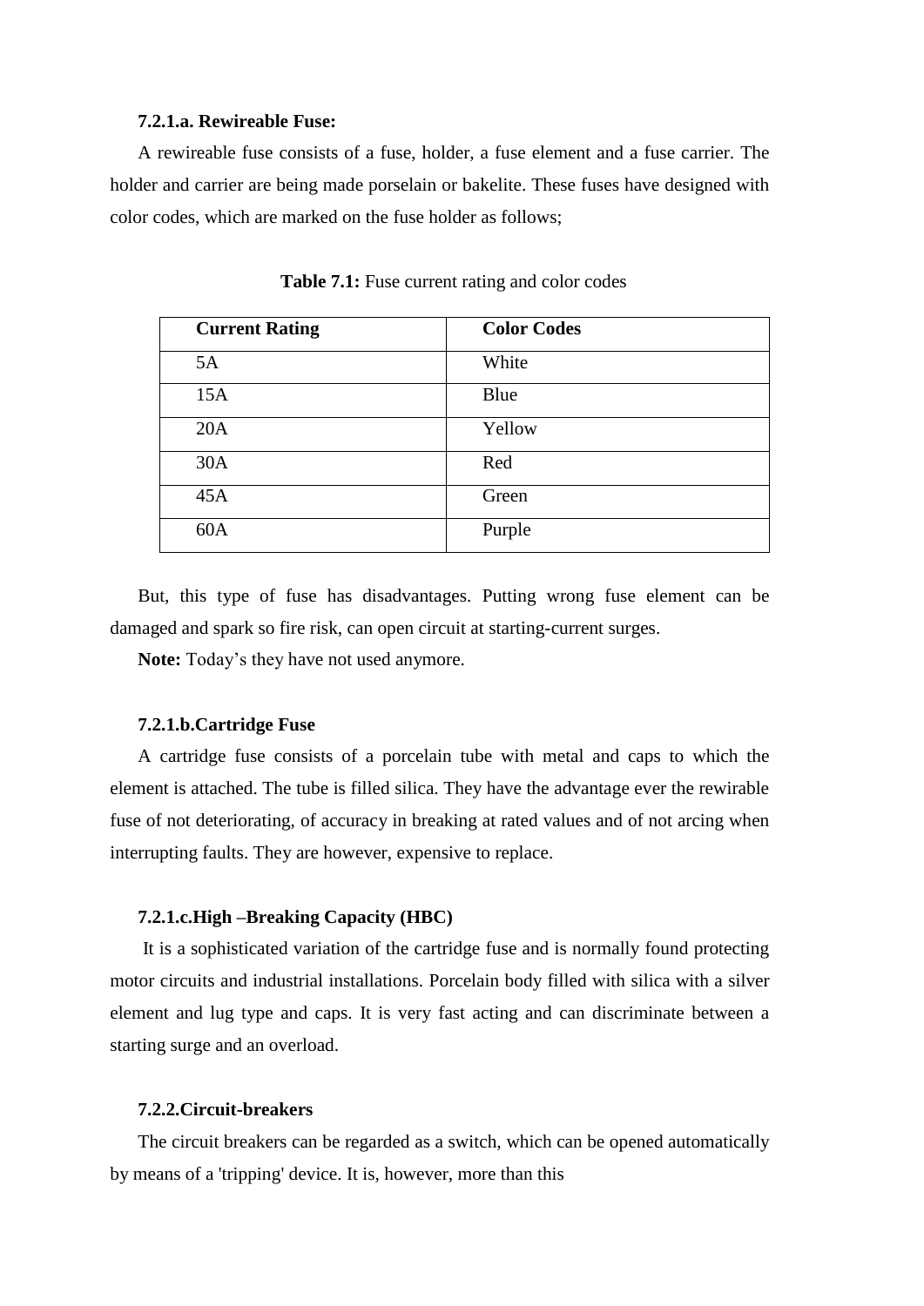#### 7.2.1.a. Rewireable Fuse:

A rewireable fuse consists of a fuse, holder, a fuse element and a fuse carrier. The holder and carrier are being made porselain or bakelite. These fuses have designed with color codes, which are marked on the fuse holder as follows;

**Table 7.1:** Fuse current rating and color codes

| Current Rating | Color Codes |
|---|---|
| 5A | White |
| 15A | Blue |
| 20A | Yellow |
| 30A | Red |
| 45A | Green |
| 60A | Purple |

But, this type of fuse has disadvantages. Putting wrong fuse element can be damaged and spark so fire risk, can open circuit at starting-current surges.

**Note:** Today's they have not used anymore.

#### 7.2.1.b.Cartridge Fuse

A cartridge fuse consists of a porcelain tube with metal and caps to which the element is attached. The tube is filled silica. They have the advantage ever the rewirable fuse of not deteriorating, of accuracy in breaking at rated values and of not arcing when interrupting faults. They are however, expensive to replace.

#### 7.2.1.c.High –Breaking Capacity (HBC)

It is a sophisticated variation of the cartridge fuse and is normally found protecting motor circuits and industrial installations. Porcelain body filled with silica with a silver element and lug type and caps. It is very fast acting and can discriminate between a starting surge and an overload.

### 7.2.2.Circuit-breakers

The circuit breakers can be regarded as a switch, which can be opened automatically by means of a 'tripping' device. It is, however, more than this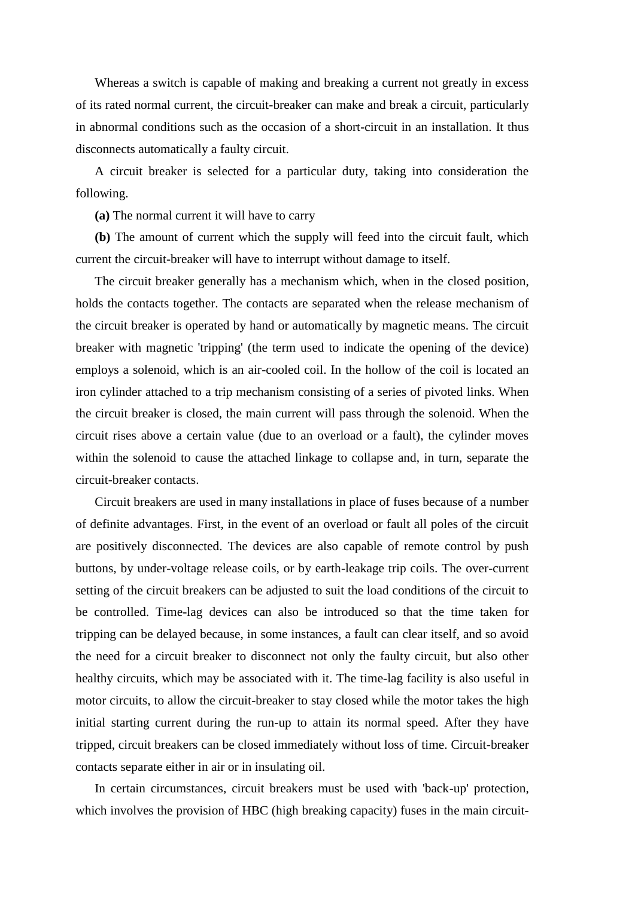Whereas a switch is capable of making and breaking a current not greatly in excess of its rated normal current, the circuit-breaker can make and break a circuit, particularly in abnormal conditions such as the occasion of a short-circuit in an installation. It thus disconnects automatically a faulty circuit.

A circuit breaker is selected for a particular duty, taking into consideration the following.

**(a)** The normal current it will have to carry

**(b)** The amount of current which the supply will feed into the circuit fault, which current the circuit-breaker will have to interrupt without damage to itself.

The circuit breaker generally has a mechanism which, when in the closed position, holds the contacts together. The contacts are separated when the release mechanism of the circuit breaker is operated by hand or automatically by magnetic means. The circuit breaker with magnetic 'tripping' (the term used to indicate the opening of the device) employs a solenoid, which is an air-cooled coil. In the hollow of the coil is located an iron cylinder attached to a trip mechanism consisting of a series of pivoted links. When the circuit breaker is closed, the main current will pass through the solenoid. When the circuit rises above a certain value (due to an overload or a fault), the cylinder moves within the solenoid to cause the attached linkage to collapse and, in turn, separate the circuit-breaker contacts.

Circuit breakers are used in many installations in place of fuses because of a number of definite advantages. First, in the event of an overload or fault all poles of the circuit are positively disconnected. The devices are also capable of remote control by push buttons, by under-voltage release coils, or by earth-leakage trip coils. The over-current setting of the circuit breakers can be adjusted to suit the load conditions of the circuit to be controlled. Time-lag devices can also be introduced so that the time taken for tripping can be delayed because, in some instances, a fault can clear itself, and so avoid the need for a circuit breaker to disconnect not only the faulty circuit, but also other healthy circuits, which may be associated with it. The time-lag facility is also useful in motor circuits, to allow the circuit-breaker to stay closed while the motor takes the high initial starting current during the run-up to attain its normal speed. After they have tripped, circuit breakers can be closed immediately without loss of time. Circuit-breaker contacts separate either in air or in insulating oil.

In certain circumstances, circuit breakers must be used with 'back-up' protection, which involves the provision of HBC (high breaking capacity) fuses in the main circuit-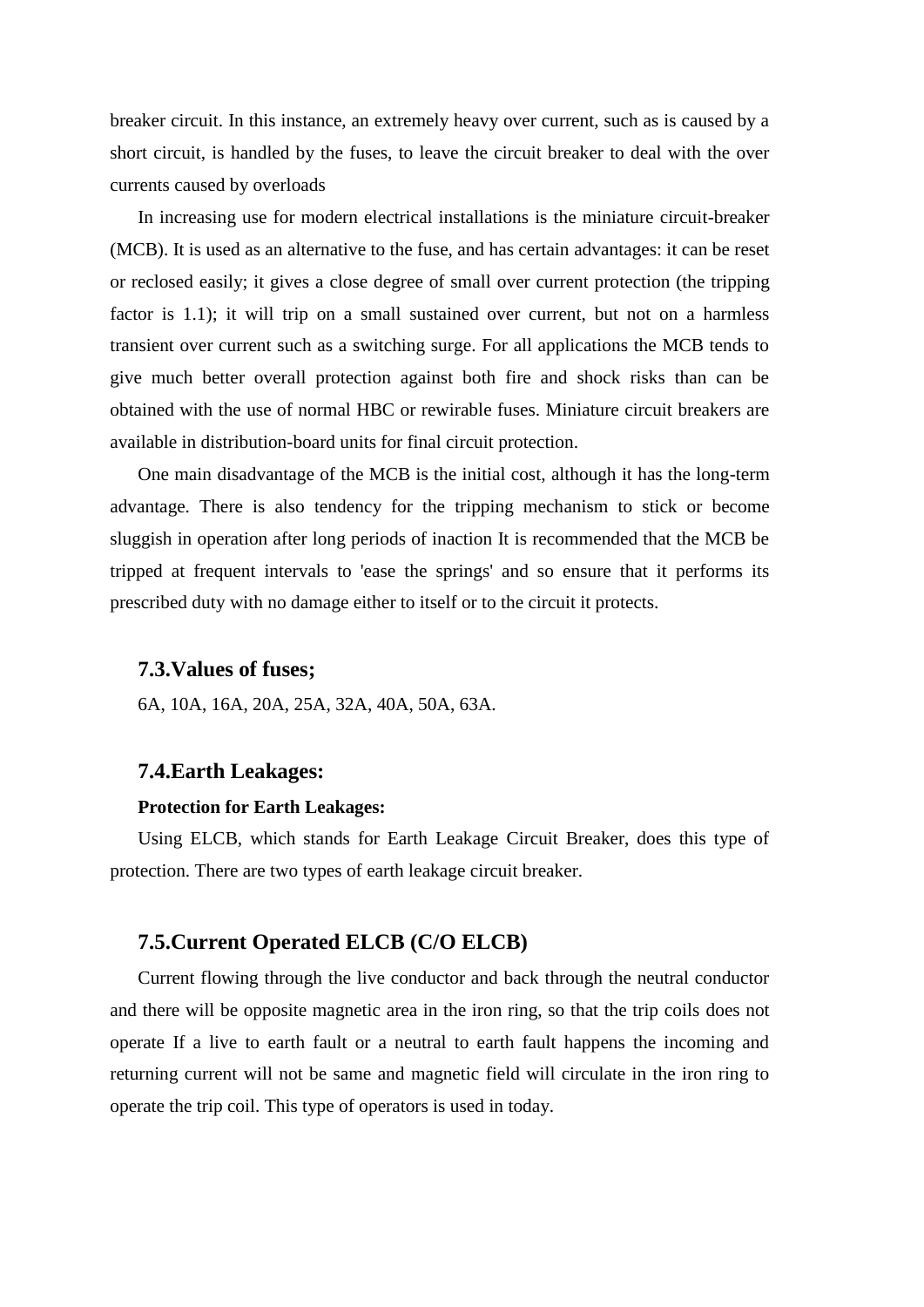breaker circuit. In this instance, an extremely heavy over current, such as is caused by a short circuit, is handled by the fuses, to leave the circuit breaker to deal with the over currents caused by overloads

In increasing use for modern electrical installations is the miniature circuit-breaker (MCB). It is used as an alternative to the fuse, and has certain advantages: it can be reset or reclosed easily; it gives a close degree of small over current protection (the tripping factor is 1.1); it will trip on a small sustained over current, but not on a harmless transient over current such as a switching surge. For all applications the MCB tends to give much better overall protection against both fire and shock risks than can be obtained with the use of normal HBC or rewirable fuses. Miniature circuit breakers are available in distribution-board units for final circuit protection.

One main disadvantage of the MCB is the initial cost, although it has the long-term advantage. There is also tendency for the tripping mechanism to stick or become sluggish in operation after long periods of inaction It is recommended that the MCB be tripped at frequent intervals to 'ease the springs' and so ensure that it performs its prescribed duty with no damage either to itself or to the circuit it protects.

### 7.3.Values of fuses;

6A, 10A, 16A, 20A, 25A, 32A, 40A, 50A, 63A.

### 7.4.Earth Leakages:

**Protection for Earth Leakages:**

Using ELCB, which stands for Earth Leakage Circuit Breaker, does this type of protection. There are two types of earth leakage circuit breaker.

### 7.5.Current Operated ELCB (C/O ELCB)

Current flowing through the live conductor and back through the neutral conductor and there will be opposite magnetic area in the iron ring, so that the trip coils does not operate If a live to earth fault or a neutral to earth fault happens the incoming and returning current will not be same and magnetic field will circulate in the iron ring to operate the trip coil. This type of operators is used in today.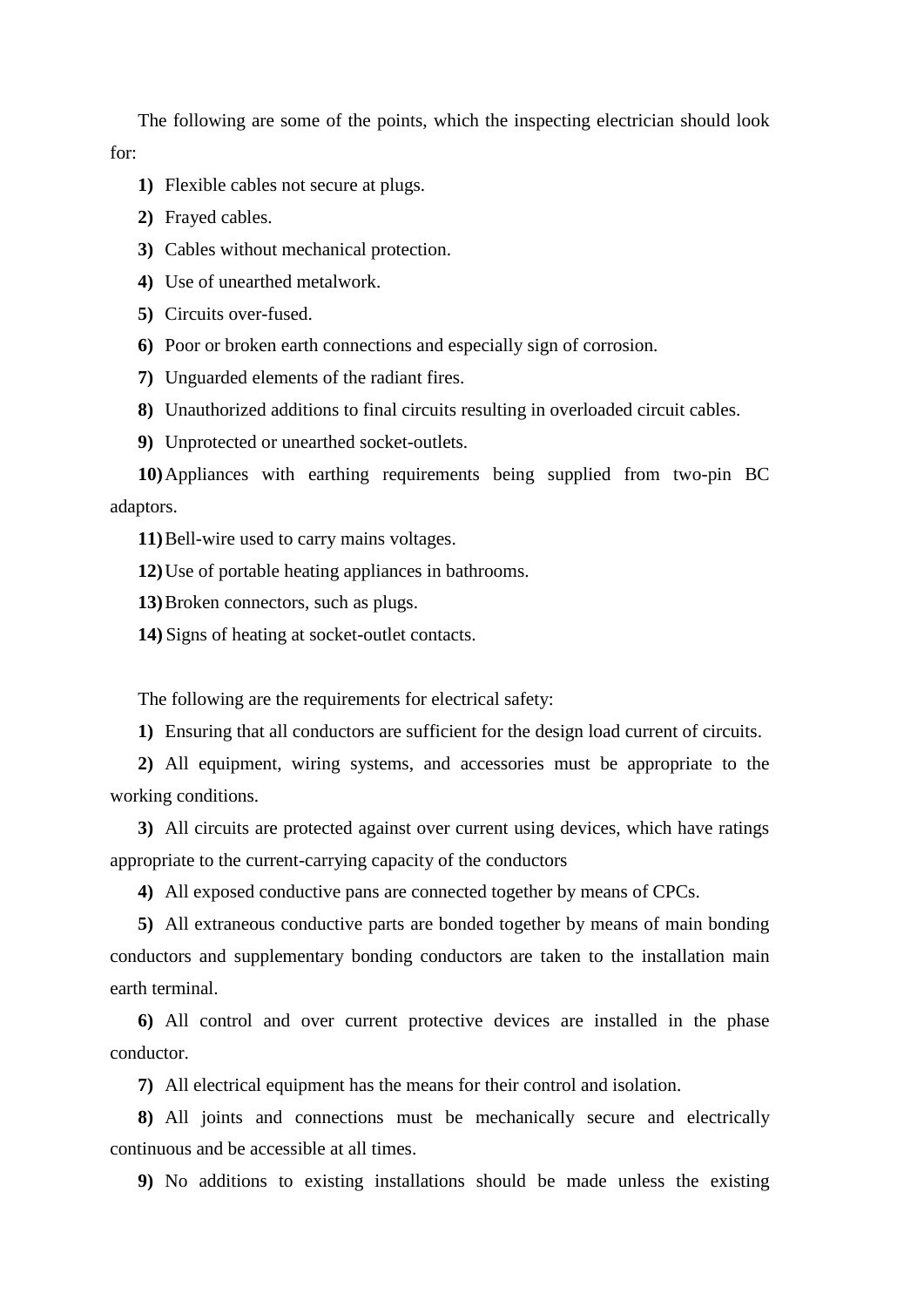The following are some of the points, which the inspecting electrician should look for:

1) Flexible cables not secure at plugs.
2) Frayed cables.
3) Cables without mechanical protection.
4) Use of unearthed metalwork.
5) Circuits over-fused.
6) Poor or broken earth connections and especially sign of corrosion.
7) Unguarded elements of the radiant fires.
8) Unauthorized additions to final circuits resulting in overloaded circuit cables.
9) Unprotected or unearthed socket-outlets.
10) Appliances with earthing requirements being supplied from two-pin BC adaptors.
11) Bell-wire used to carry mains voltages.
12) Use of portable heating appliances in bathrooms.
13) Broken connectors, such as plugs.
14) Signs of heating at socket-outlet contacts.

The following are the requirements for electrical safety:

1) Ensuring that all conductors are sufficient for the design load current of circuits.
2) All equipment, wiring systems, and accessories must be appropriate to the working conditions.
3) All circuits are protected against over current using devices, which have ratings appropriate to the current-carrying capacity of the conductors
4) All exposed conductive pans are connected together by means of CPCs.
5) All extraneous conductive parts are bonded together by means of main bonding conductors and supplementary bonding conductors are taken to the installation main earth terminal.
6) All control and over current protective devices are installed in the phase conductor.
7) All electrical equipment has the means for their control and isolation.
8) All joints and connections must be mechanically secure and electrically continuous and be accessible at all times.
9) No additions to existing installations should be made unless the existing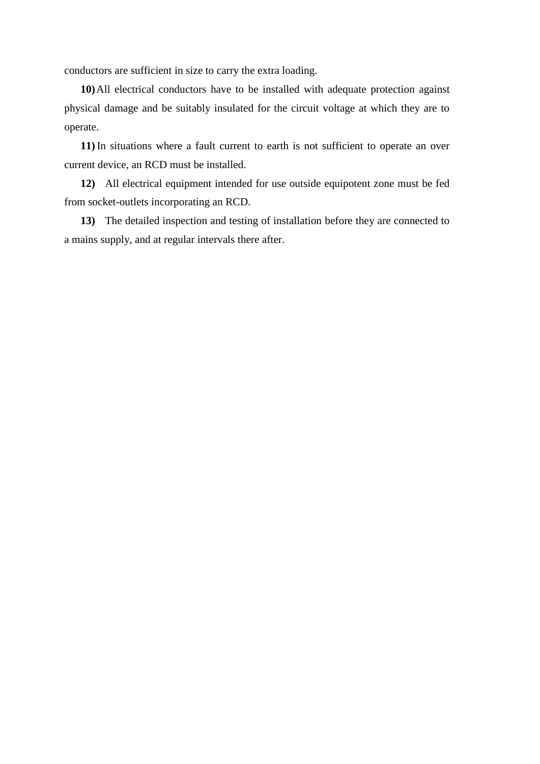conductors are sufficient in size to carry the extra loading.

**10)** All electrical conductors have to be installed with adequate protection against physical damage and be suitably insulated for the circuit voltage at which they are to operate.

**11)** In situations where a fault current to earth is not sufficient to operate an over current device, an RCD must be installed.

**12)** All electrical equipment intended for use outside equipotent zone must be fed from socket-outlets incorporating an RCD.

**13)** The detailed inspection and testing of installation before they are connected to a mains supply, and at regular intervals there after.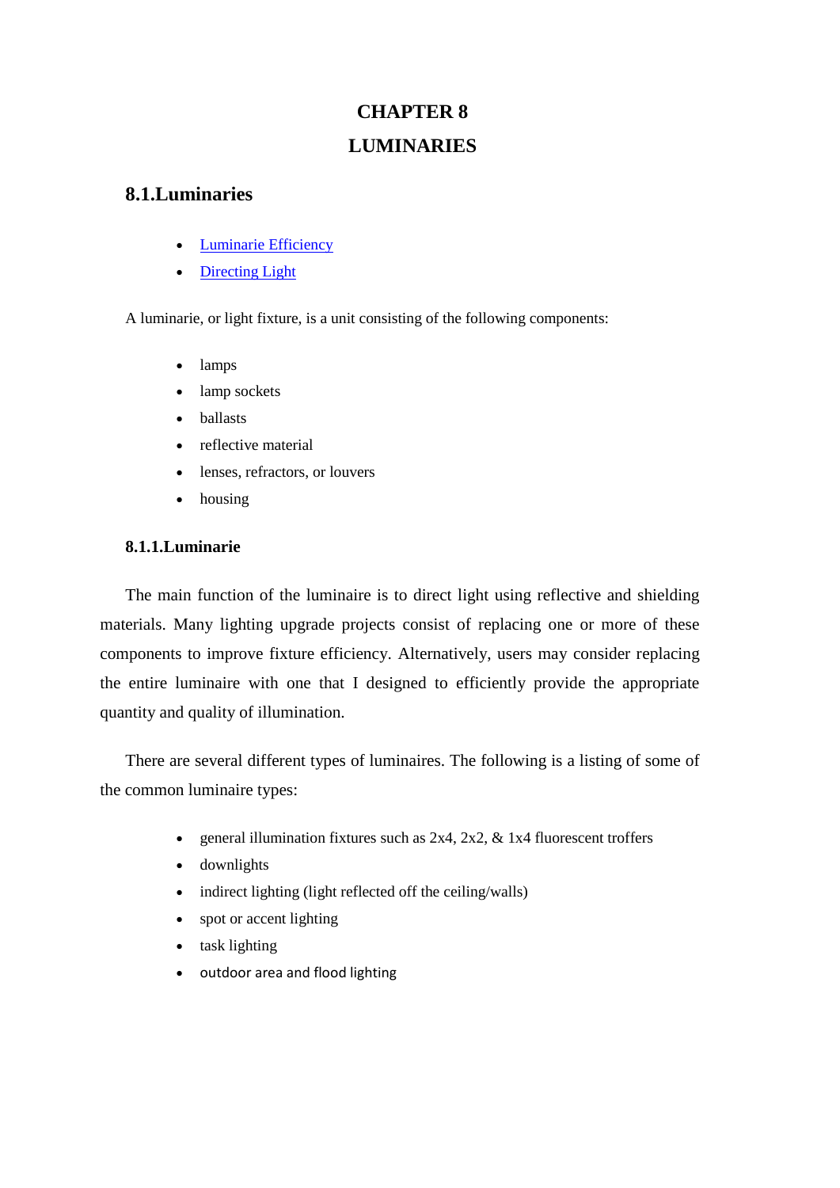# CHAPTER 8

# LUMINARIES

## 8.1.Luminaries

- Luminarie Efficiency
- Directing Light

A luminarie, or light fixture, is a unit consisting of the following components:

- lamps
- lamp sockets
- ballasts
- reflective material
- lenses, refractors, or louvers
- housing

### 8.1.1.Luminarie

The main function of the luminaire is to direct light using reflective and shielding materials. Many lighting upgrade projects consist of replacing one or more of these components to improve fixture efficiency. Alternatively, users may consider replacing the entire luminaire with one that I designed to efficiently provide the appropriate quantity and quality of illumination.

There are several different types of luminaires. The following is a listing of some of the common luminaire types:

- general illumination fixtures such as 2x4, 2x2, & 1x4 fluorescent troffers
- downlights
- indirect lighting (light reflected off the ceiling/walls)
- spot or accent lighting
- task lighting
- outdoor area and flood lighting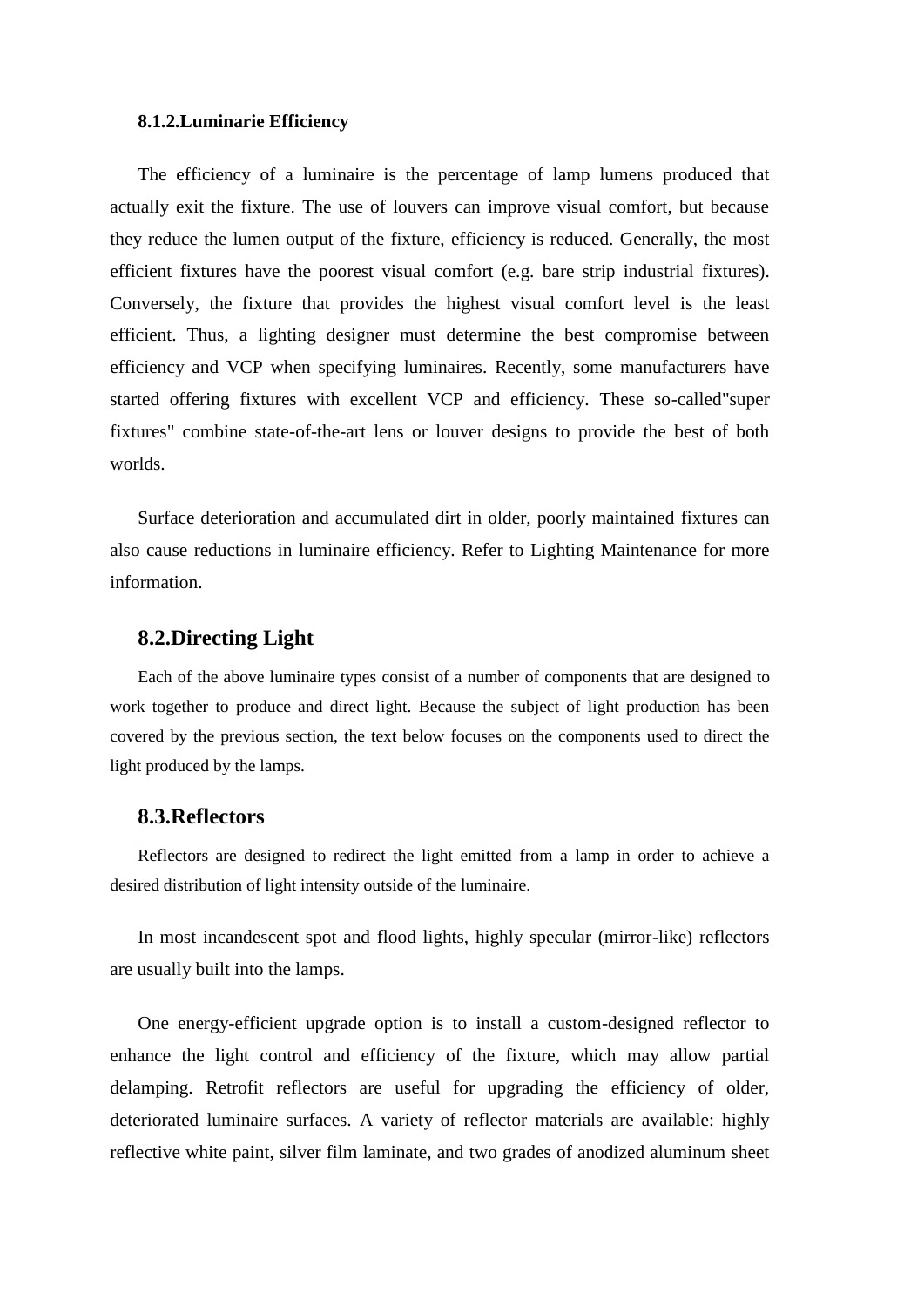#### 8.1.2.Luminarie Efficiency

The efficiency of a luminaire is the percentage of lamp lumens produced that actually exit the fixture. The use of louvers can improve visual comfort, but because they reduce the lumen output of the fixture, efficiency is reduced. Generally, the most efficient fixtures have the poorest visual comfort (e.g. bare strip industrial fixtures). Conversely, the fixture that provides the highest visual comfort level is the least efficient. Thus, a lighting designer must determine the best compromise between efficiency and VCP when specifying luminaires. Recently, some manufacturers have started offering fixtures with excellent VCP and efficiency. These so-called"super fixtures" combine state-of-the-art lens or louver designs to provide the best of both worlds.

Surface deterioration and accumulated dirt in older, poorly maintained fixtures can also cause reductions in luminaire efficiency. Refer to Lighting Maintenance for more information.

### 8.2.Directing Light

Each of the above luminaire types consist of a number of components that are designed to work together to produce and direct light. Because the subject of light production has been covered by the previous section, the text below focuses on the components used to direct the light produced by the lamps.

### 8.3.Reflectors

Reflectors are designed to redirect the light emitted from a lamp in order to achieve a desired distribution of light intensity outside of the luminaire.

In most incandescent spot and flood lights, highly specular (mirror-like) reflectors are usually built into the lamps.

One energy-efficient upgrade option is to install a custom-designed reflector to enhance the light control and efficiency of the fixture, which may allow partial delamping. Retrofit reflectors are useful for upgrading the efficiency of older, deteriorated luminaire surfaces. A variety of reflector materials are available: highly reflective white paint, silver film laminate, and two grades of anodized aluminum sheet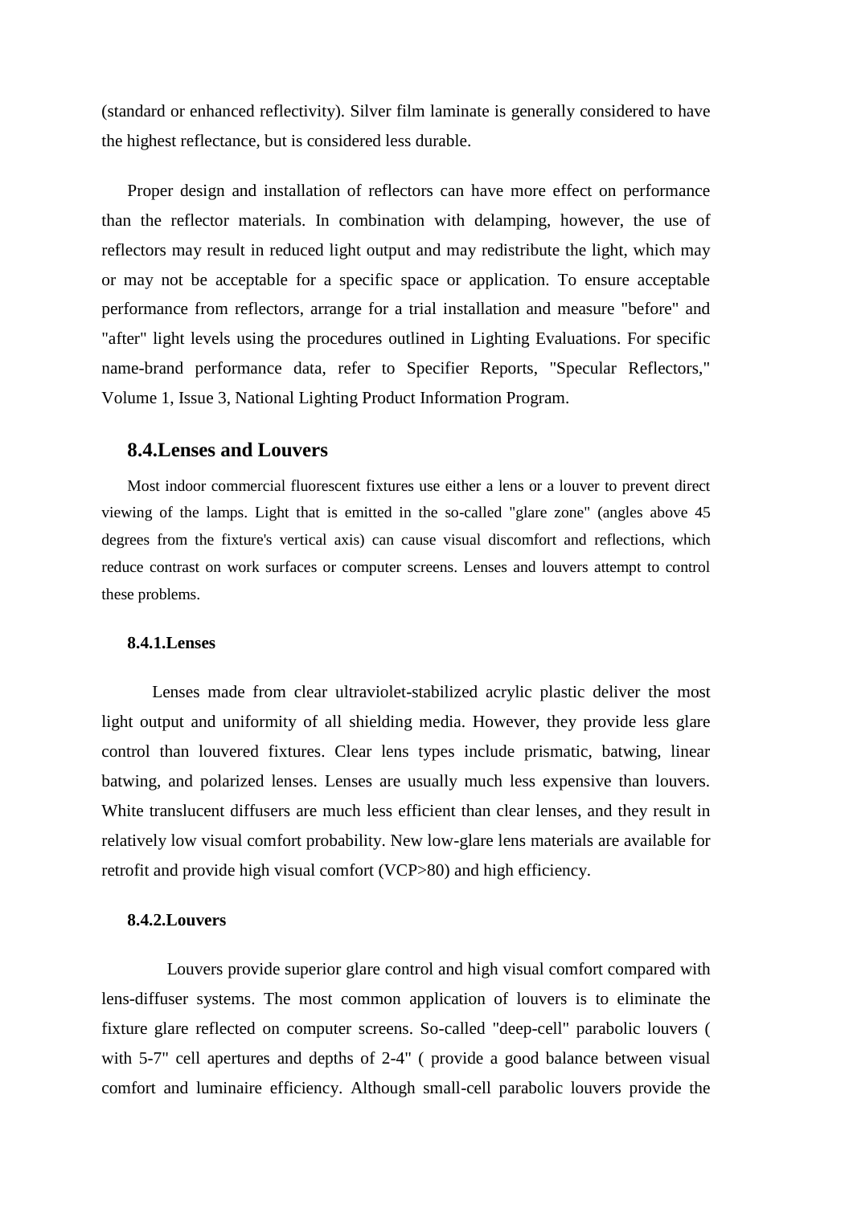(standard or enhanced reflectivity). Silver film laminate is generally considered to have the highest reflectance, but is considered less durable.

Proper design and installation of reflectors can have more effect on performance than the reflector materials. In combination with delamping, however, the use of reflectors may result in reduced light output and may redistribute the light, which may or may not be acceptable for a specific space or application. To ensure acceptable performance from reflectors, arrange for a trial installation and measure "before" and "after" light levels using the procedures outlined in Lighting Evaluations. For specific name-brand performance data, refer to Specifier Reports, "Specular Reflectors," Volume 1, Issue 3, National Lighting Product Information Program.

## 8.4.Lenses and Louvers

Most indoor commercial fluorescent fixtures use either a lens or a louver to prevent direct viewing of the lamps. Light that is emitted in the so-called "glare zone" (angles above 45 degrees from the fixture's vertical axis) can cause visual discomfort and reflections, which reduce contrast on work surfaces or computer screens. Lenses and louvers attempt to control these problems.

### 8.4.1.Lenses

Lenses made from clear ultraviolet-stabilized acrylic plastic deliver the most light output and uniformity of all shielding media. However, they provide less glare control than louvered fixtures. Clear lens types include prismatic, batwing, linear batwing, and polarized lenses. Lenses are usually much less expensive than louvers. White translucent diffusers are much less efficient than clear lenses, and they result in relatively low visual comfort probability. New low-glare lens materials are available for retrofit and provide high visual comfort (VCP>80) and high efficiency.

### 8.4.2.Louvers

Louvers provide superior glare control and high visual comfort compared with lens-diffuser systems. The most common application of louvers is to eliminate the fixture glare reflected on computer screens. So-called "deep-cell" parabolic louvers ( with 5-7" cell apertures and depths of 2-4" ( provide a good balance between visual comfort and luminaire efficiency. Although small-cell parabolic louvers provide the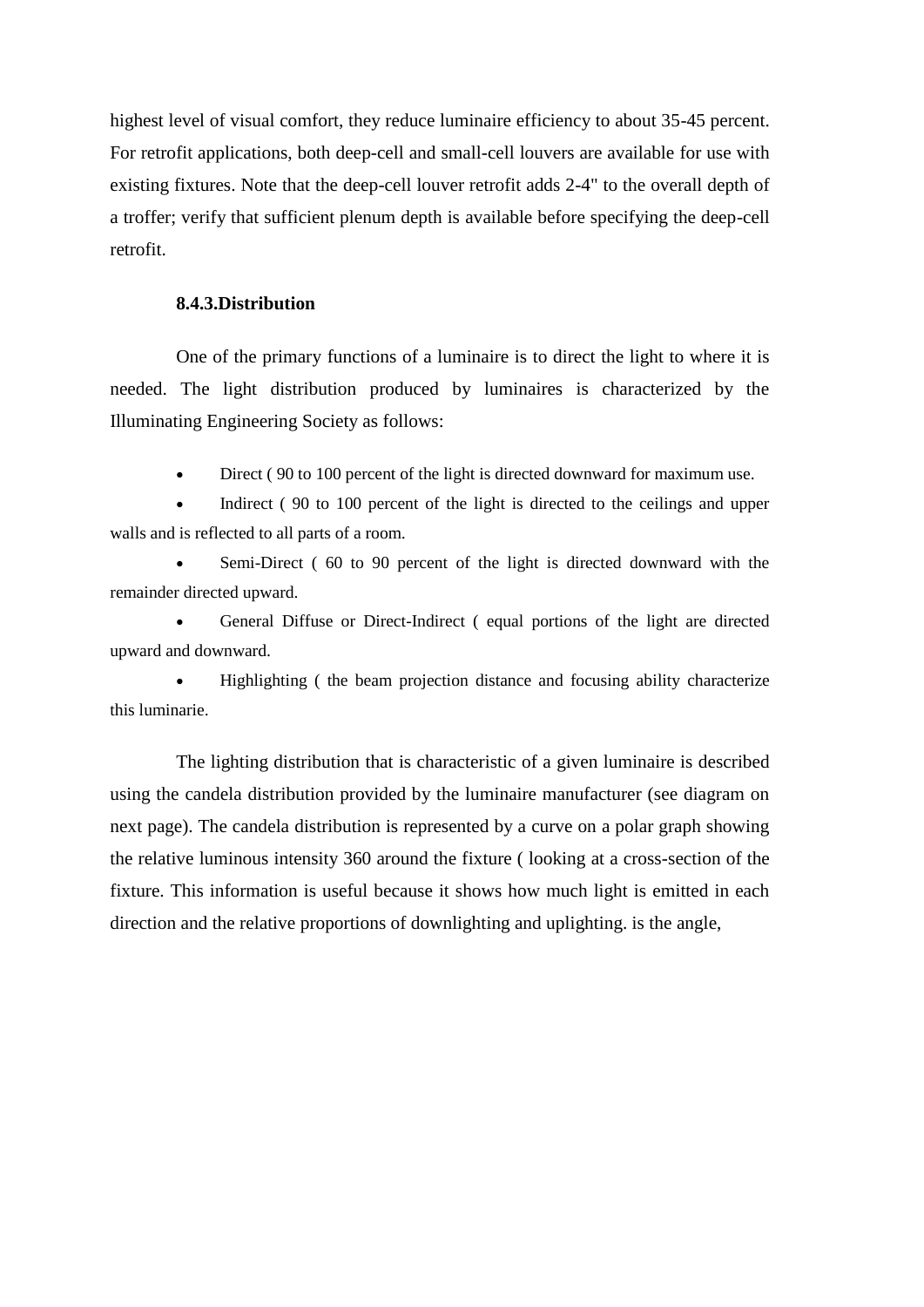highest level of visual comfort, they reduce luminaire efficiency to about 35-45 percent. For retrofit applications, both deep-cell and small-cell louvers are available for use with existing fixtures. Note that the deep-cell louver retrofit adds 2-4" to the overall depth of a troffer; verify that sufficient plenum depth is available before specifying the deep-cell retrofit.

### 8.4.3. Distribution

One of the primary functions of a luminaire is to direct the light to where it is needed. The light distribution produced by luminaires is characterized by the Illuminating Engineering Society as follows:

- Direct ( 90 to 100 percent of the light is directed downward for maximum use.
- Indirect ( 90 to 100 percent of the light is directed to the ceilings and upper walls and is reflected to all parts of a room.
- Semi-Direct ( 60 to 90 percent of the light is directed downward with the remainder directed upward.
- General Diffuse or Direct-Indirect ( equal portions of the light are directed upward and downward.
- Highlighting ( the beam projection distance and focusing ability characterize this luminarie.

The lighting distribution that is characteristic of a given luminaire is described using the candela distribution provided by the luminaire manufacturer (see diagram on next page). The candela distribution is represented by a curve on a polar graph showing the relative luminous intensity 360 around the fixture ( looking at a cross-section of the fixture. This information is useful because it shows how much light is emitted in each direction and the relative proportions of downlighting and uplighting. is the angle,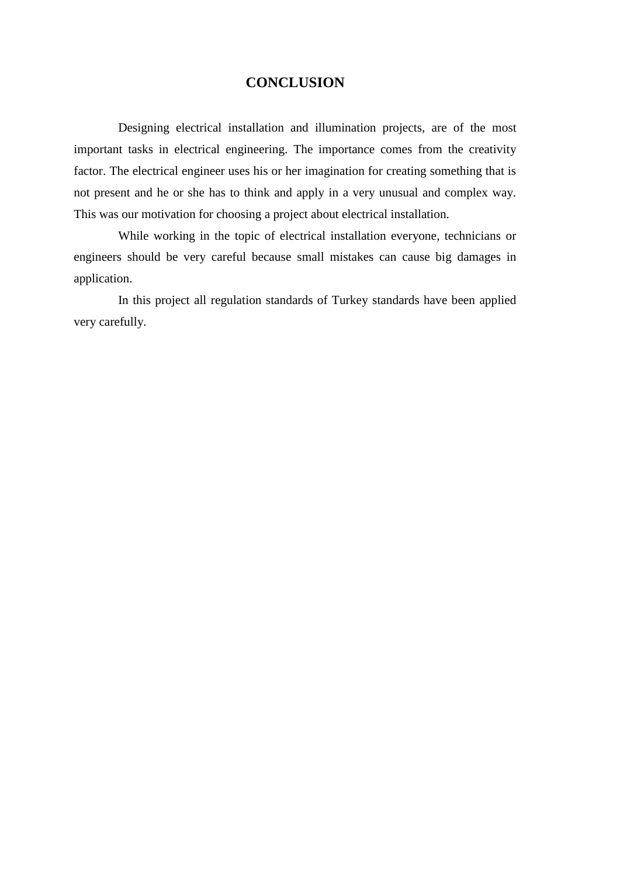# CONCLUSION

Designing electrical installation and illumination projects, are of the most important tasks in electrical engineering. The importance comes from the creativity factor. The electrical engineer uses his or her imagination for creating something that is not present and he or she has to think and apply in a very unusual and complex way. This was our motivation for choosing a project about electrical installation.

While working in the topic of electrical installation everyone, technicians or engineers should be very careful because small mistakes can cause big damages in application.

In this project all regulation standards of Turkey standards have been applied very carefully.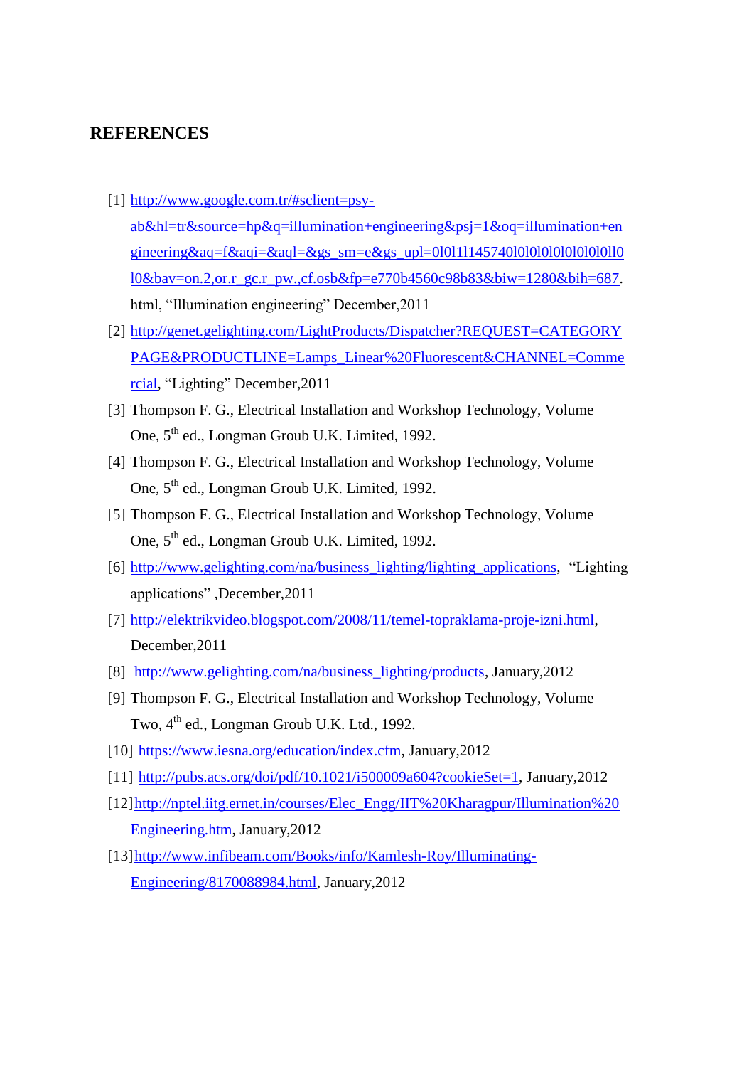## REFERENCES

[1] http://www.google.com.tr/#sclient=psy-ab&hl=tr&source=hp&q=illumination+engineering&psj=1&oq=illumination+engineering&aq=f&aqi=&aql=&gs_sm=e&gs_upl=0l0l1l1145740l0l0l0l0l0l0l0l0l0l0&bav=on.2,or.r_gc.r_pw.,cf.osb&fp=e770b4560c98b83&biw=1280&bih=687. html, "Illumination engineering" December,2011

[2] http://genet.gelighting.com/LightProducts/Dispatcher?REQUEST=CATEGORYPAGE&PRODUCTLINE=Lamps_Linear%20Fluorescent&CHANNEL=Commercial, "Lighting" December,2011

[3] Thompson F. G., Electrical Installation and Workshop Technology, Volume One, 5th ed., Longman Groub U.K. Limited, 1992.

[4] Thompson F. G., Electrical Installation and Workshop Technology, Volume One, 5th ed., Longman Groub U.K. Limited, 1992.

[5] Thompson F. G., Electrical Installation and Workshop Technology, Volume One, 5th ed., Longman Groub U.K. Limited, 1992.

[6] http://www.gelighting.com/na/business_lighting/lighting_applications, "Lighting applications" ,December,2011

[7] http://elektrikvideo.blogspot.com/2008/11/temel-topraklama-proje-izni.html, December,2011

[8] http://www.gelighting.com/na/business_lighting/products, January,2012

[9] Thompson F. G., Electrical Installation and Workshop Technology, Volume Two, 4th ed., Longman Groub U.K. Ltd., 1992.

[10] https://www.iesna.org/education/index.cfm, January,2012

[11] http://pubs.acs.org/doi/pdf/10.1021/i500009a604?cookieSet=1, January,2012

[12] http://nptel.iitg.ernet.in/courses/Elec_Engg/IIT%20Kharagpur/Illumination%20Engineering.htm, January,2012

[13] http://www.infibeam.com/Books/info/Kamlesh-Roy/Illuminating-Engineering/8170088984.html, January,2012